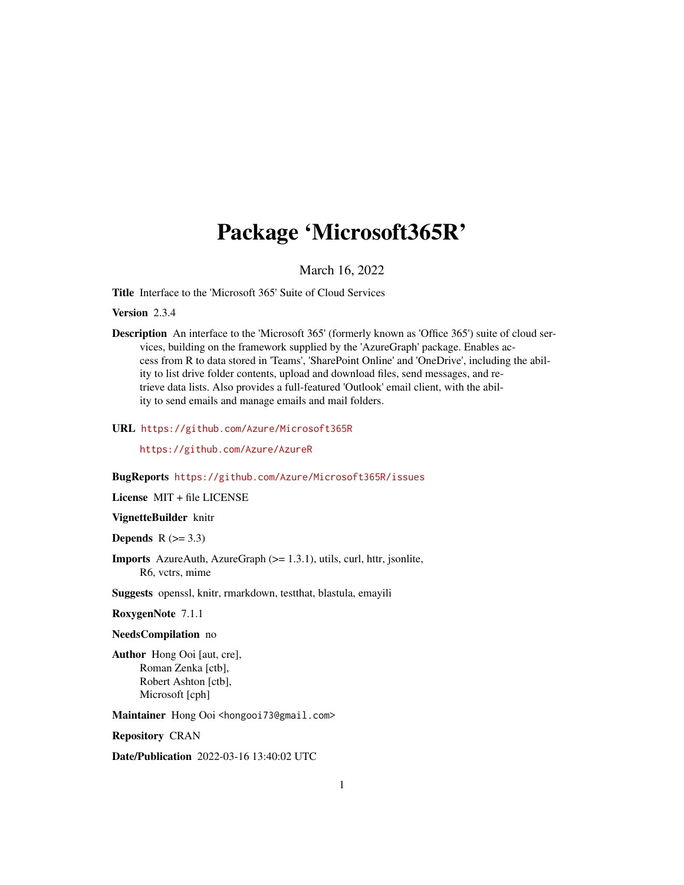# Package 'Microsoft365R'

March 16, 2022

**Title** Interface to the 'Microsoft 365' Suite of Cloud Services

**Version** 2.3.4

**Description** An interface to the 'Microsoft 365' (formerly known as 'Office 365') suite of cloud services, building on the framework supplied by the 'AzureGraph' package. Enables access from R to data stored in 'Teams', 'SharePoint Online' and 'OneDrive', including the ability to list drive folder contents, upload and download files, send messages, and retrieve data lists. Also provides a full-featured 'Outlook' email client, with the ability to send emails and manage emails and mail folders.

**URL** https://github.com/Azure/Microsoft365R

https://github.com/Azure/AzureR

**BugReports** https://github.com/Azure/Microsoft365R/issues

**License** MIT + file LICENSE

**VignetteBuilder** knitr

**Depends** R (>= 3.3)

**Imports** AzureAuth, AzureGraph (>= 1.3.1), utils, curl, httr, jsonlite, R6, vctrs, mime

**Suggests** openssl, knitr, rmarkdown, testthat, blastula, emayili

**RoxygenNote** 7.1.1

**NeedsCompilation** no

**Author** Hong Ooi [aut, cre],
Roman Zenka [ctb],
Robert Ashton [ctb],
Microsoft [cph]

**Maintainer** Hong Ooi <hongooi73@gmail.com>

**Repository** CRAN

**Date/Publication** 2022-03-16 13:40:02 UTC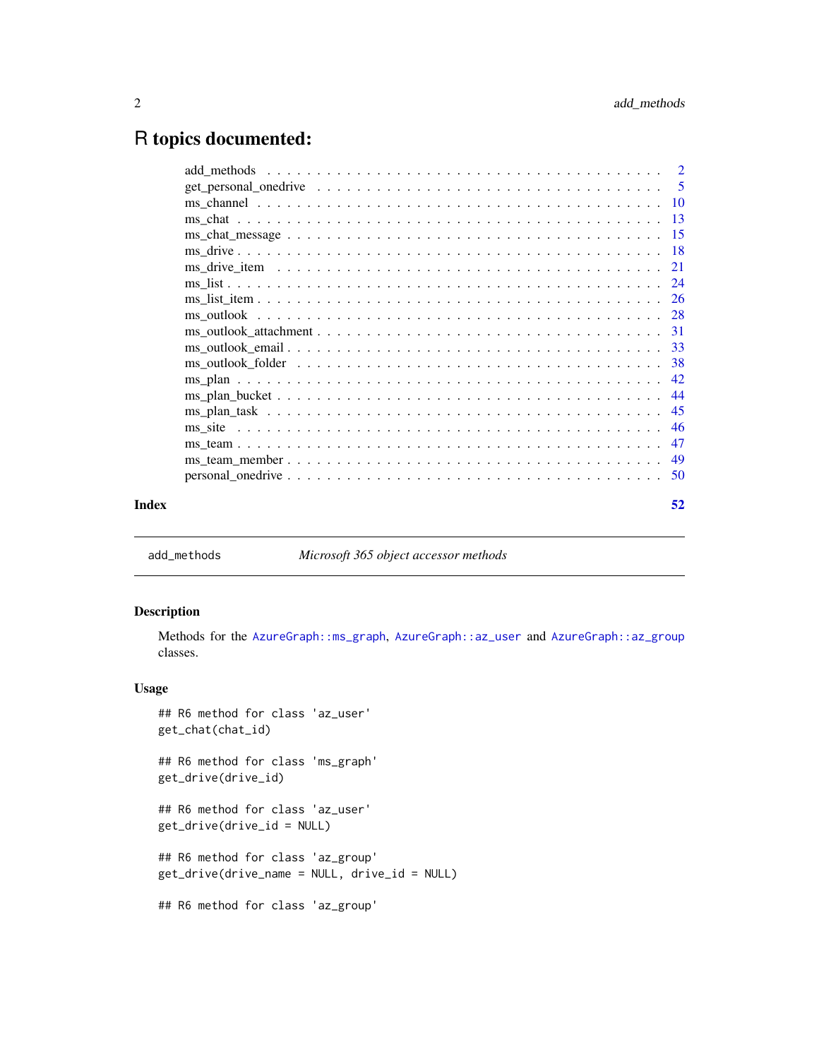# R topics documented:

| | |
|---|---|
| add_methods | 2 |
| get_personal_onedrive | 5 |
| ms_channel | 10 |
| ms_chat | 13 |
| ms_chat_message | 15 |
| ms_drive | 18 |
| ms_drive_item | 21 |
| ms_list | 24 |
| ms_list_item | 26 |
| ms_outlook | 28 |
| ms_outlook_attachment | 31 |
| ms_outlook_email | 33 |
| ms_outlook_folder | 38 |
| ms_plan | 42 |
| ms_plan_bucket | 44 |
| ms_plan_task | 45 |
| ms_site | 46 |
| ms_team | 47 |
| ms_team_member | 49 |
| personal_onedrive | 50 |
| **Index** | **52** |

---

`add_methods` *Microsoft 365 object accessor methods*

---

### Description

Methods for the `AzureGraph::ms_graph`, `AzureGraph::az_user` and `AzureGraph::az_group` classes.

### Usage

```
## R6 method for class 'az_user'
get_chat(chat_id)

## R6 method for class 'ms_graph'
get_drive(drive_id)

## R6 method for class 'az_user'
get_drive(drive_id = NULL)

## R6 method for class 'az_group'
get_drive(drive_name = NULL, drive_id = NULL)

## R6 method for class 'az_group'
```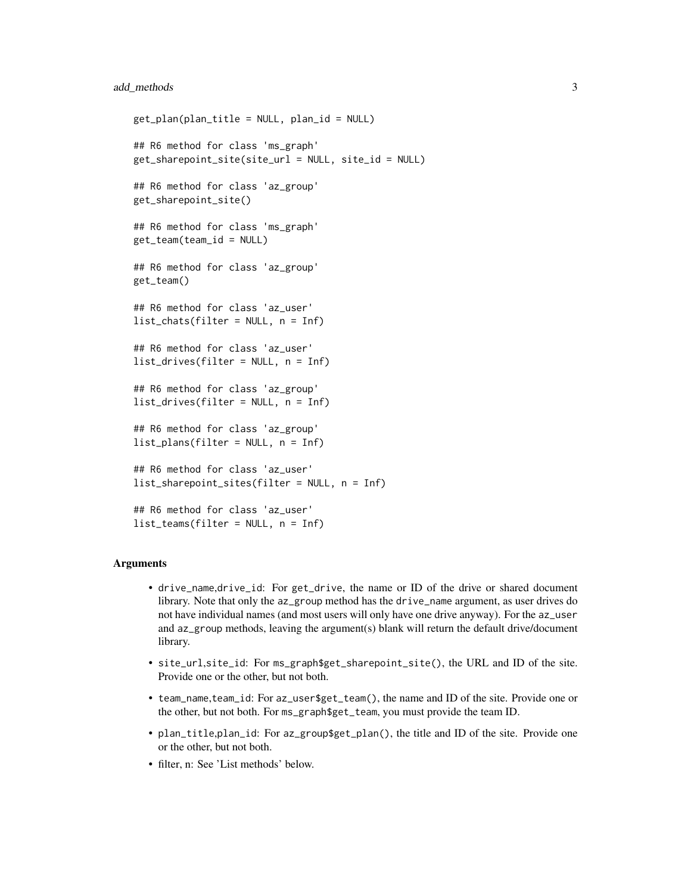```
get_plan(plan_title = NULL, plan_id = NULL)

## R6 method for class 'ms_graph'
get_sharepoint_site(site_url = NULL, site_id = NULL)

## R6 method for class 'az_group'
get_sharepoint_site()

## R6 method for class 'ms_graph'
get_team(team_id = NULL)

## R6 method for class 'az_group'
get_team()

## R6 method for class 'az_user'
list_chats(filter = NULL, n = Inf)

## R6 method for class 'az_user'
list_drives(filter = NULL, n = Inf)

## R6 method for class 'az_group'
list_drives(filter = NULL, n = Inf)

## R6 method for class 'az_group'
list_plans(filter = NULL, n = Inf)

## R6 method for class 'az_user'
list_sharepoint_sites(filter = NULL, n = Inf)

## R6 method for class 'az_user'
list_teams(filter = NULL, n = Inf)
```

### Arguments

- `drive_name,drive_id`: For `get_drive`, the name or ID of the drive or shared document library. Note that only the `az_group` method has the `drive_name` argument, as user drives do not have individual names (and most users will only have one drive anyway). For the `az_user` and `az_group` methods, leaving the argument(s) blank will return the default drive/document library.
- `site_url,site_id`: For `ms_graph$get_sharepoint_site()`, the URL and ID of the site. Provide one or the other, but not both.
- `team_name,team_id`: For `az_user$get_team()`, the name and ID of the site. Provide one or the other, but not both. For `ms_graph$get_team`, you must provide the team ID.
- `plan_title,plan_id`: For `az_group$get_plan()`, the title and ID of the site. Provide one or the other, but not both.
- filter, n: See 'List methods' below.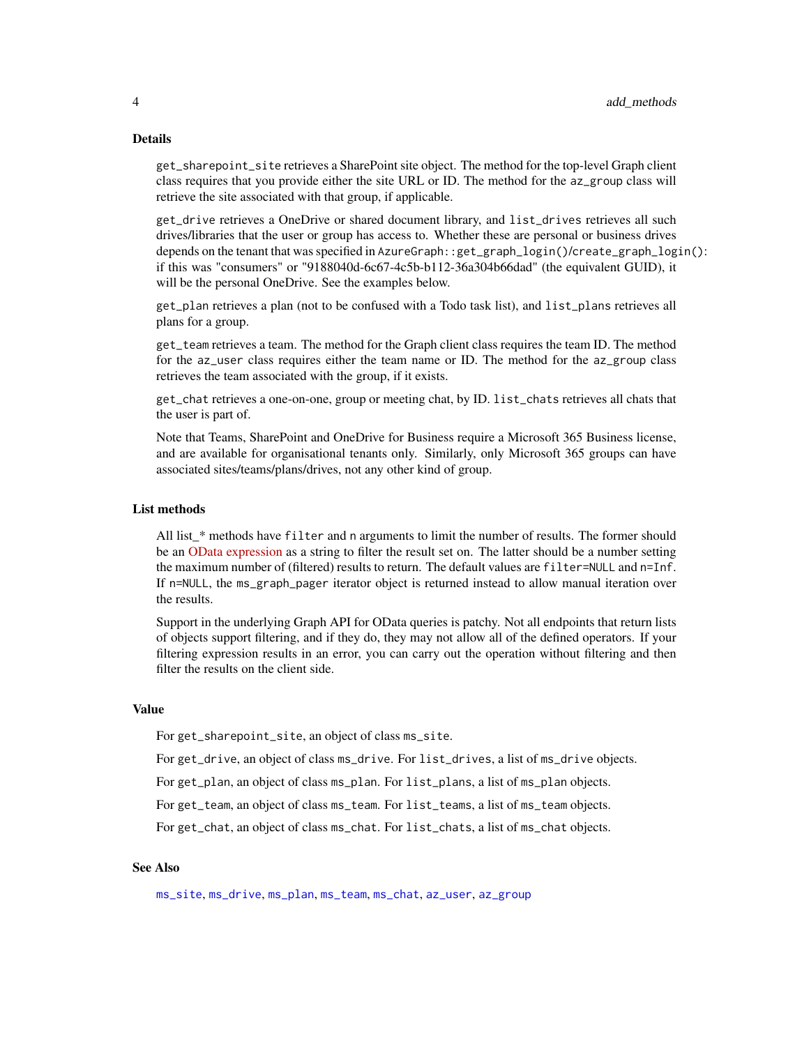## Details

`get_sharepoint_site` retrieves a SharePoint site object. The method for the top-level Graph client class requires that you provide either the site URL or ID. The method for the `az_group` class will retrieve the site associated with that group, if applicable.

`get_drive` retrieves a OneDrive or shared document library, and `list_drives` retrieves all such drives/libraries that the user or group has access to. Whether these are personal or business drives depends on the tenant that was specified in `AzureGraph::get_graph_login()/create_graph_login()`: if this was "consumers" or "9188040d-6c67-4c5b-b112-36a304b66dad" (the equivalent GUID), it will be the personal OneDrive. See the examples below.

`get_plan` retrieves a plan (not to be confused with a Todo task list), and `list_plans` retrieves all plans for a group.

`get_team` retrieves a team. The method for the Graph client class requires the team ID. The method for the `az_user` class requires either the team name or ID. The method for the `az_group` class retrieves the team associated with the group, if it exists.

`get_chat` retrieves a one-on-one, group or meeting chat, by ID. `list_chats` retrieves all chats that the user is part of.

Note that Teams, SharePoint and OneDrive for Business require a Microsoft 365 Business license, and are available for organisational tenants only. Similarly, only Microsoft 365 groups can have associated sites/teams/plans/drives, not any other kind of group.

## List methods

All list_* methods have `filter` and `n` arguments to limit the number of results. The former should be an OData expression as a string to filter the result set on. The latter should be a number setting the maximum number of (filtered) results to return. The default values are `filter=NULL` and `n=Inf`. If `n=NULL`, the `ms_graph_pager` iterator object is returned instead to allow manual iteration over the results.

Support in the underlying Graph API for OData queries is patchy. Not all endpoints that return lists of objects support filtering, and if they do, they may not allow all of the defined operators. If your filtering expression results in an error, you can carry out the operation without filtering and then filter the results on the client side.

## Value

For `get_sharepoint_site`, an object of class `ms_site`.

For `get_drive`, an object of class `ms_drive`. For `list_drives`, a list of `ms_drive` objects.

For `get_plan`, an object of class `ms_plan`. For `list_plans`, a list of `ms_plan` objects.

For `get_team`, an object of class `ms_team`. For `list_teams`, a list of `ms_team` objects.

For `get_chat`, an object of class `ms_chat`. For `list_chats`, a list of `ms_chat` objects.

## See Also

`ms_site`, `ms_drive`, `ms_plan`, `ms_team`, `ms_chat`, `az_user`, `az_group`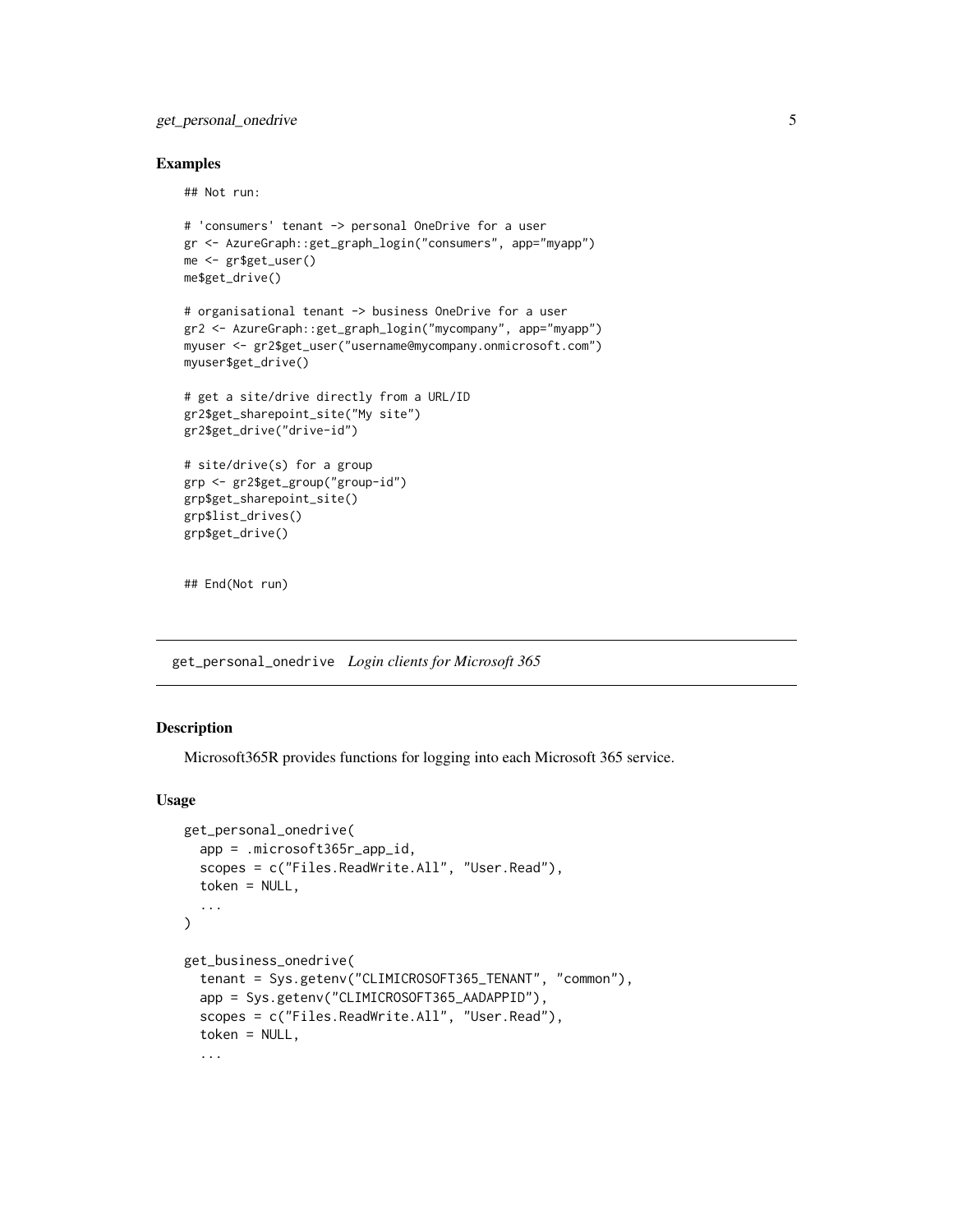## Examples

```
## Not run:

# 'consumers' tenant -> personal OneDrive for a user
gr <- AzureGraph::get_graph_login("consumers", app="myapp")
me <- gr$get_user()
me$get_drive()

# organisational tenant -> business OneDrive for a user
gr2 <- AzureGraph::get_graph_login("mycompany", app="myapp")
myuser <- gr2$get_user("username@mycompany.onmicrosoft.com")
myuser$get_drive()

# get a site/drive directly from a URL/ID
gr2$get_sharepoint_site("My site")
gr2$get_drive("drive-id")

# site/drive(s) for a group
grp <- gr2$get_group("group-id")
grp$get_sharepoint_site()
grp$list_drives()
grp$get_drive()


## End(Not run)
```

---

## get_personal_onedrive *Login clients for Microsoft 365*

### Description

Microsoft365R provides functions for logging into each Microsoft 365 service.

### Usage

```
get_personal_onedrive(
  app = .microsoft365r_app_id,
  scopes = c("Files.ReadWrite.All", "User.Read"),
  token = NULL,
  ...
)

get_business_onedrive(
  tenant = Sys.getenv("CLIMICROSOFT365_TENANT", "common"),
  app = Sys.getenv("CLIMICROSOFT365_AADAPPID"),
  scopes = c("Files.ReadWrite.All", "User.Read"),
  token = NULL,
  ...
```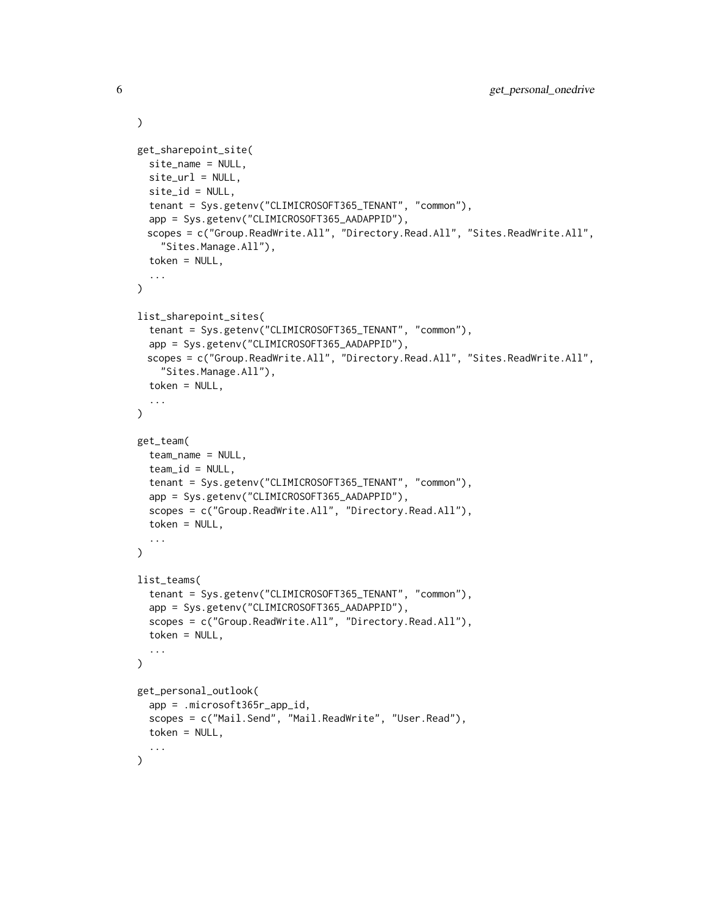```
)

get_sharepoint_site(
  site_name = NULL,
  site_url = NULL,
  site_id = NULL,
  tenant = Sys.getenv("CLIMICROSOFT365_TENANT", "common"),
  app = Sys.getenv("CLIMICROSOFT365_AADAPPID"),
  scopes = c("Group.ReadWrite.All", "Directory.Read.All", "Sites.ReadWrite.All",
    "Sites.Manage.All"),
  token = NULL,
  ...
)

list_sharepoint_sites(
  tenant = Sys.getenv("CLIMICROSOFT365_TENANT", "common"),
  app = Sys.getenv("CLIMICROSOFT365_AADAPPID"),
  scopes = c("Group.ReadWrite.All", "Directory.Read.All", "Sites.ReadWrite.All",
    "Sites.Manage.All"),
  token = NULL,
  ...
)

get_team(
  team_name = NULL,
  team_id = NULL,
  tenant = Sys.getenv("CLIMICROSOFT365_TENANT", "common"),
  app = Sys.getenv("CLIMICROSOFT365_AADAPPID"),
  scopes = c("Group.ReadWrite.All", "Directory.Read.All"),
  token = NULL,
  ...
)

list_teams(
  tenant = Sys.getenv("CLIMICROSOFT365_TENANT", "common"),
  app = Sys.getenv("CLIMICROSOFT365_AADAPPID"),
  scopes = c("Group.ReadWrite.All", "Directory.Read.All"),
  token = NULL,
  ...
)

get_personal_outlook(
  app = .microsoft365r_app_id,
  scopes = c("Mail.Send", "Mail.ReadWrite", "User.Read"),
  token = NULL,
  ...
)
```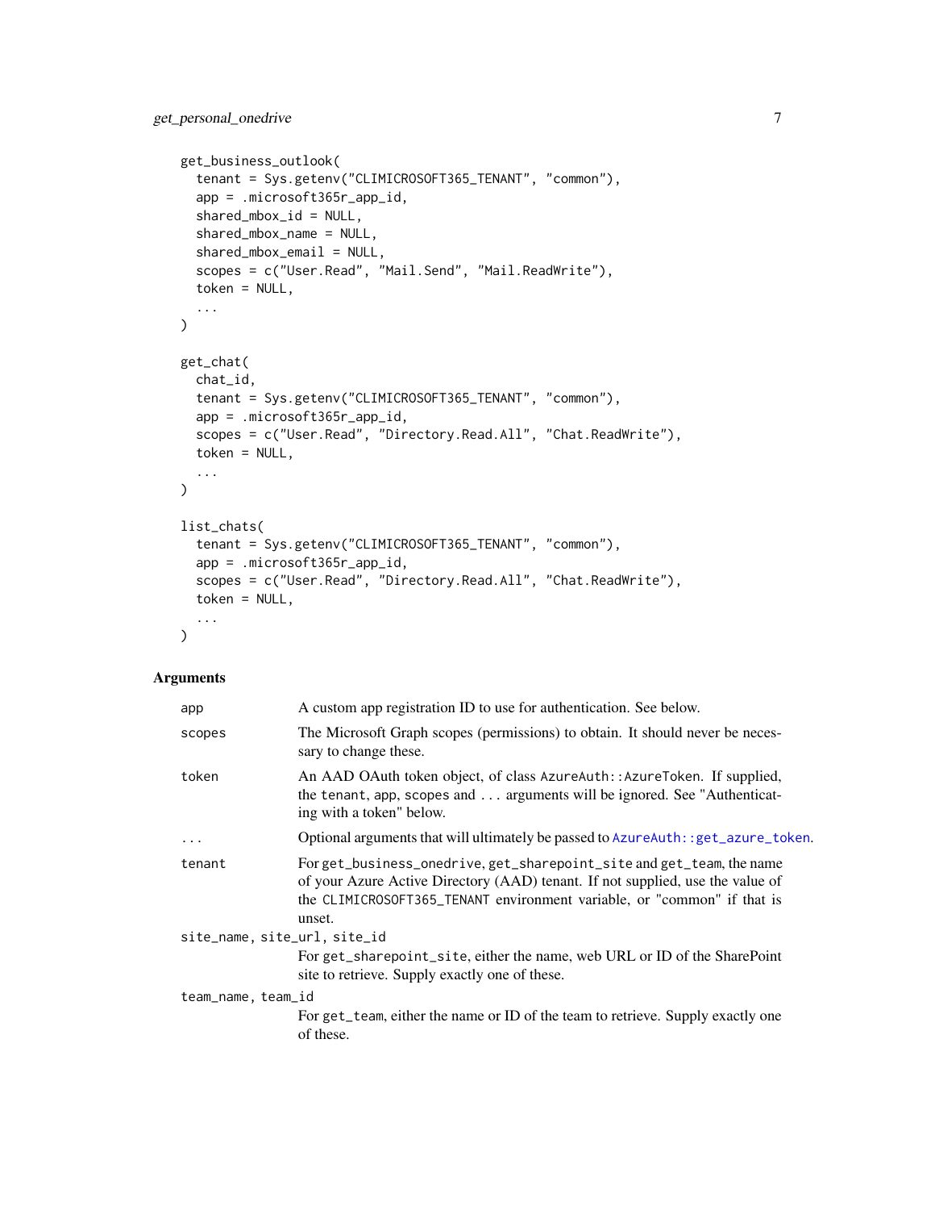```
get_business_outlook(
  tenant = Sys.getenv("CLIMICROSOFT365_TENANT", "common"),
  app = .microsoft365r_app_id,
  shared_mbox_id = NULL,
  shared_mbox_name = NULL,
  shared_mbox_email = NULL,
  scopes = c("User.Read", "Mail.Send", "Mail.ReadWrite"),
  token = NULL,
  ...
)

get_chat(
  chat_id,
  tenant = Sys.getenv("CLIMICROSOFT365_TENANT", "common"),
  app = .microsoft365r_app_id,
  scopes = c("User.Read", "Directory.Read.All", "Chat.ReadWrite"),
  token = NULL,
  ...
)

list_chats(
  tenant = Sys.getenv("CLIMICROSOFT365_TENANT", "common"),
  app = .microsoft365r_app_id,
  scopes = c("User.Read", "Directory.Read.All", "Chat.ReadWrite"),
  token = NULL,
  ...
)
```

## Arguments

| | |
|---|---|
| `app` | A custom app registration ID to use for authentication. See below. |
| `scopes` | The Microsoft Graph scopes (permissions) to obtain. It should never be necessary to change these. |
| `token` | An AAD OAuth token object, of class `AzureAuth::AzureToken`. If supplied, the `tenant`, `app`, `scopes` and `...` arguments will be ignored. See "Authenticating with a token" below. |
| `...` | Optional arguments that will ultimately be passed to `AzureAuth::get_azure_token`. |
| `tenant` | For `get_business_onedrive`, `get_sharepoint_site` and `get_team`, the name of your Azure Active Directory (AAD) tenant. If not supplied, use the value of the `CLIMICROSOFT365_TENANT` environment variable, or "common" if that is unset. |
| `site_name, site_url, site_id` | For `get_sharepoint_site`, either the name, web URL or ID of the SharePoint site to retrieve. Supply exactly one of these. |
| `team_name, team_id` | For `get_team`, either the name or ID of the team to retrieve. Supply exactly one of these. |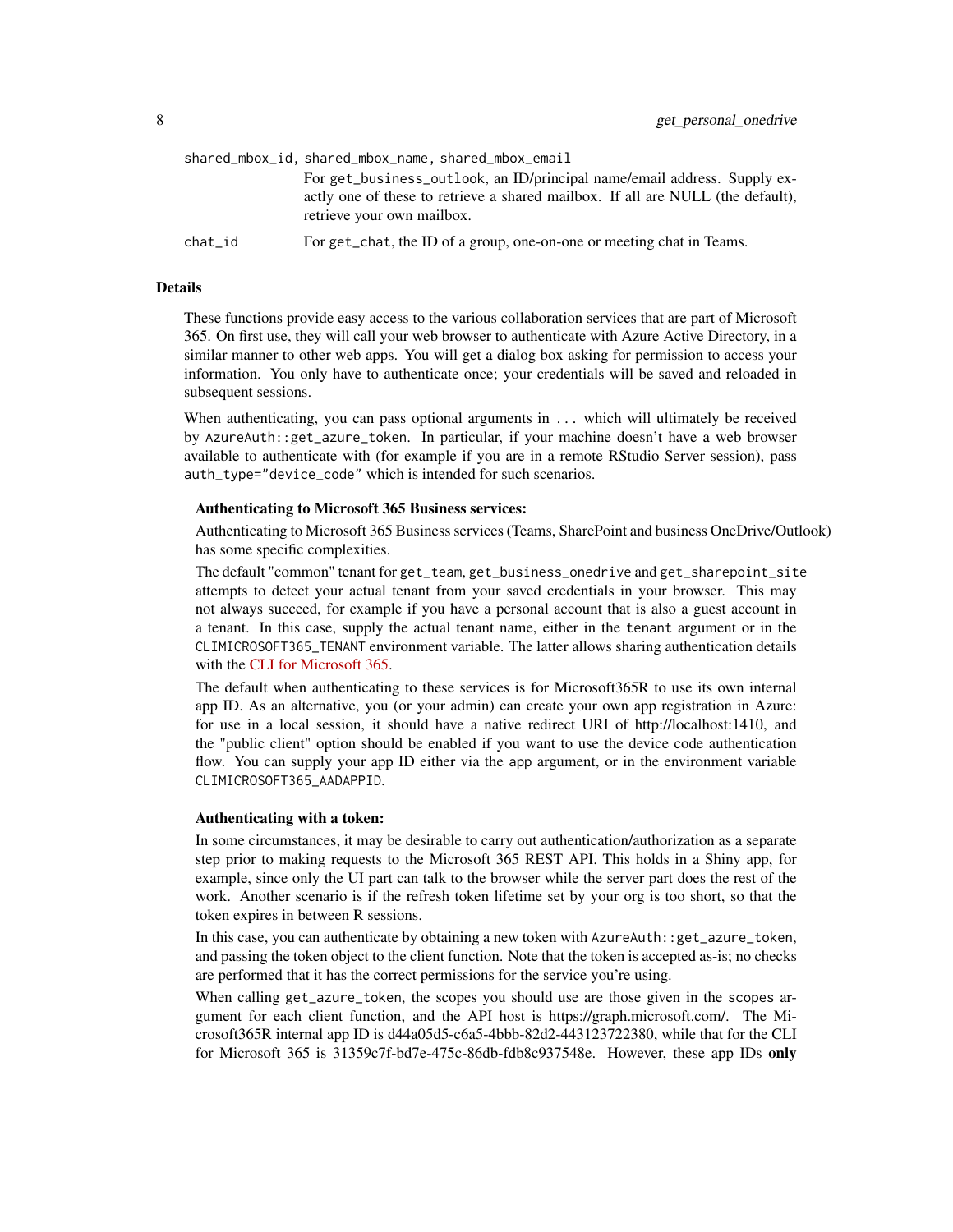`shared_mbox_id, shared_mbox_name, shared_mbox_email`
: For `get_business_outlook`, an ID/principal name/email address. Supply exactly one of these to retrieve a shared mailbox. If all are NULL (the default), retrieve your own mailbox.

`chat_id`
: For `get_chat`, the ID of a group, one-on-one or meeting chat in Teams.

## Details

These functions provide easy access to the various collaboration services that are part of Microsoft 365. On first use, they will call your web browser to authenticate with Azure Active Directory, in a similar manner to other web apps. You will get a dialog box asking for permission to access your information. You only have to authenticate once; your credentials will be saved and reloaded in subsequent sessions.

When authenticating, you can pass optional arguments in `...` which will ultimately be received by `AzureAuth::get_azure_token`. In particular, if your machine doesn't have a web browser available to authenticate with (for example if you are in a remote RStudio Server session), pass `auth_type="device_code"` which is intended for such scenarios.

### Authenticating to Microsoft 365 Business services:

Authenticating to Microsoft 365 Business services (Teams, SharePoint and business OneDrive/Outlook) has some specific complexities.

The default "common" tenant for `get_team`, `get_business_onedrive` and `get_sharepoint_site` attempts to detect your actual tenant from your saved credentials in your browser. This may not always succeed, for example if you have a personal account that is also a guest account in a tenant. In this case, supply the actual tenant name, either in the `tenant` argument or in the `CLIMICROSOFT365_TENANT` environment variable. The latter allows sharing authentication details with the CLI for Microsoft 365.

The default when authenticating to these services is for Microsoft365R to use its own internal app ID. As an alternative, you (or your admin) can create your own app registration in Azure: for use in a local session, it should have a native redirect URI of http://localhost:1410, and the "public client" option should be enabled if you want to use the device code authentication flow. You can supply your app ID either via the `app` argument, or in the environment variable `CLIMICROSOFT365_AADAPPID`.

### Authenticating with a token:

In some circumstances, it may be desirable to carry out authentication/authorization as a separate step prior to making requests to the Microsoft 365 REST API. This holds in a Shiny app, for example, since only the UI part can talk to the browser while the server part does the rest of the work. Another scenario is if the refresh token lifetime set by your org is too short, so that the token expires in between R sessions.

In this case, you can authenticate by obtaining a new token with `AzureAuth::get_azure_token`, and passing the token object to the client function. Note that the token is accepted as-is; no checks are performed that it has the correct permissions for the service you're using.

When calling `get_azure_token`, the scopes you should use are those given in the `scopes` argument for each client function, and the API host is https://graph.microsoft.com/. The Microsoft365R internal app ID is d44a05d5-c6a5-4bbb-82d2-443123722380, while that for the CLI for Microsoft 365 is 31359c7f-bd7e-475c-86db-fdb8c937548e. However, these app IDs **only**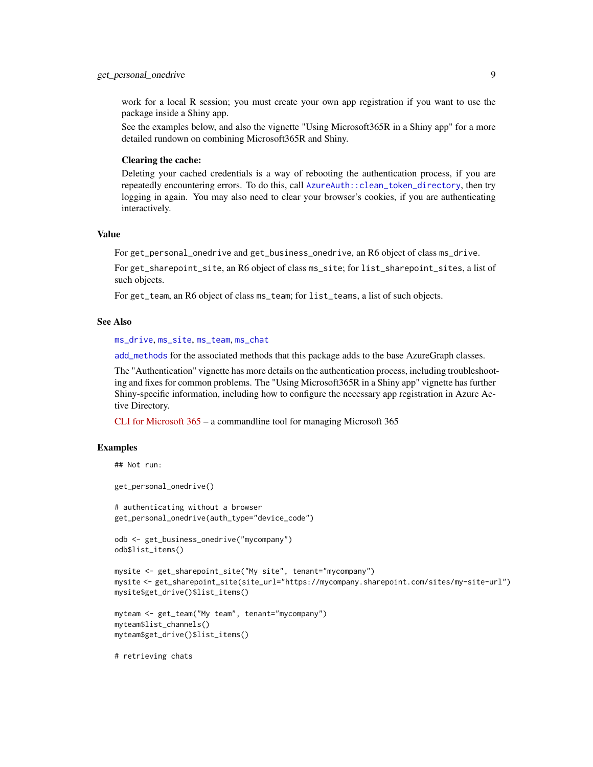work for a local R session; you must create your own app registration if you want to use the package inside a Shiny app.

See the examples below, and also the vignette "Using Microsoft365R in a Shiny app" for a more detailed rundown on combining Microsoft365R and Shiny.

**Clearing the cache:**

Deleting your cached credentials is a way of rebooting the authentication process, if you are repeatedly encountering errors. To do this, call `AzureAuth::clean_token_directory`, then try logging in again. You may also need to clear your browser's cookies, if you are authenticating interactively.

## Value

For `get_personal_onedrive` and `get_business_onedrive`, an R6 object of class `ms_drive`.

For `get_sharepoint_site`, an R6 object of class `ms_site`; for `list_sharepoint_sites`, a list of such objects.

For `get_team`, an R6 object of class `ms_team`; for `list_teams`, a list of such objects.

## See Also

`ms_drive`, `ms_site`, `ms_team`, `ms_chat`

`add_methods` for the associated methods that this package adds to the base AzureGraph classes.

The "Authentication" vignette has more details on the authentication process, including troubleshooting and fixes for common problems. The "Using Microsoft365R in a Shiny app" vignette has further Shiny-specific information, including how to configure the necessary app registration in Azure Active Directory.

CLI for Microsoft 365 – a commandline tool for managing Microsoft 365

## Examples

```
## Not run:

get_personal_onedrive()

# authenticating without a browser
get_personal_onedrive(auth_type="device_code")

odb <- get_business_onedrive("mycompany")
odb$list_items()

mysite <- get_sharepoint_site("My site", tenant="mycompany")
mysite <- get_sharepoint_site(site_url="https://mycompany.sharepoint.com/sites/my-site-url")
mysite$get_drive()$list_items()

myteam <- get_team("My team", tenant="mycompany")
myteam$list_channels()
myteam$get_drive()$list_items()

# retrieving chats
```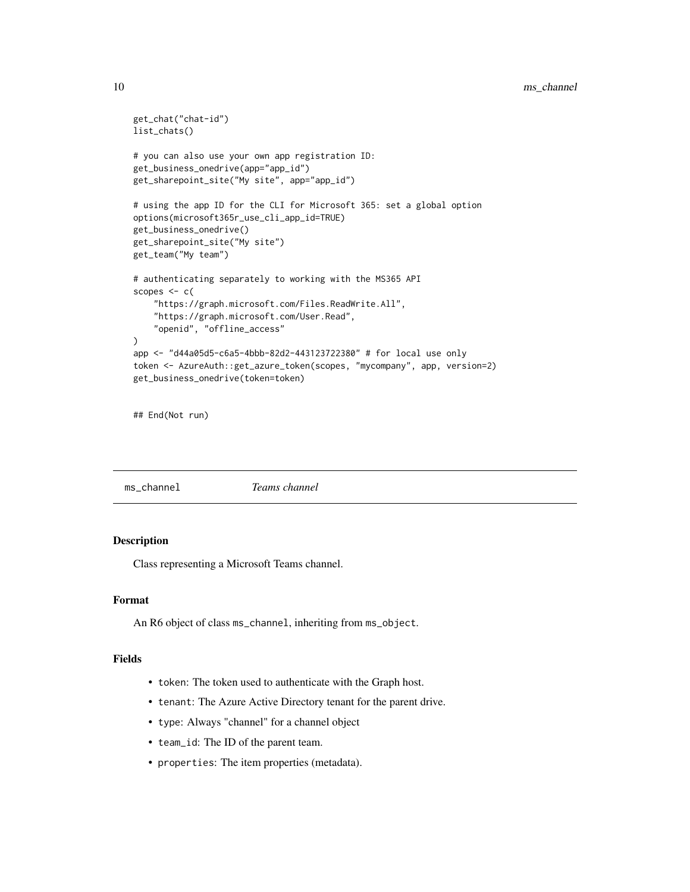```
get_chat("chat-id")
list_chats()

# you can also use your own app registration ID:
get_business_onedrive(app="app_id")
get_sharepoint_site("My site", app="app_id")

# using the app ID for the CLI for Microsoft 365: set a global option
options(microsoft365r_use_cli_app_id=TRUE)
get_business_onedrive()
get_sharepoint_site("My site")
get_team("My team")

# authenticating separately to working with the MS365 API
scopes <- c(
    "https://graph.microsoft.com/Files.ReadWrite.All",
    "https://graph.microsoft.com/User.Read",
    "openid", "offline_access"
)
app <- "d44a05d5-c6a5-4bbb-82d2-443123722380" # for local use only
token <- AzureAuth::get_azure_token(scopes, "mycompany", app, version=2)
get_business_onedrive(token=token)


## End(Not run)
```

## ms_channel *Teams channel*

### Description

Class representing a Microsoft Teams channel.

### Format

An R6 object of class `ms_channel`, inheriting from `ms_object`.

### Fields

- `token`: The token used to authenticate with the Graph host.
- `tenant`: The Azure Active Directory tenant for the parent drive.
- `type`: Always "channel" for a channel object
- `team_id`: The ID of the parent team.
- `properties`: The item properties (metadata).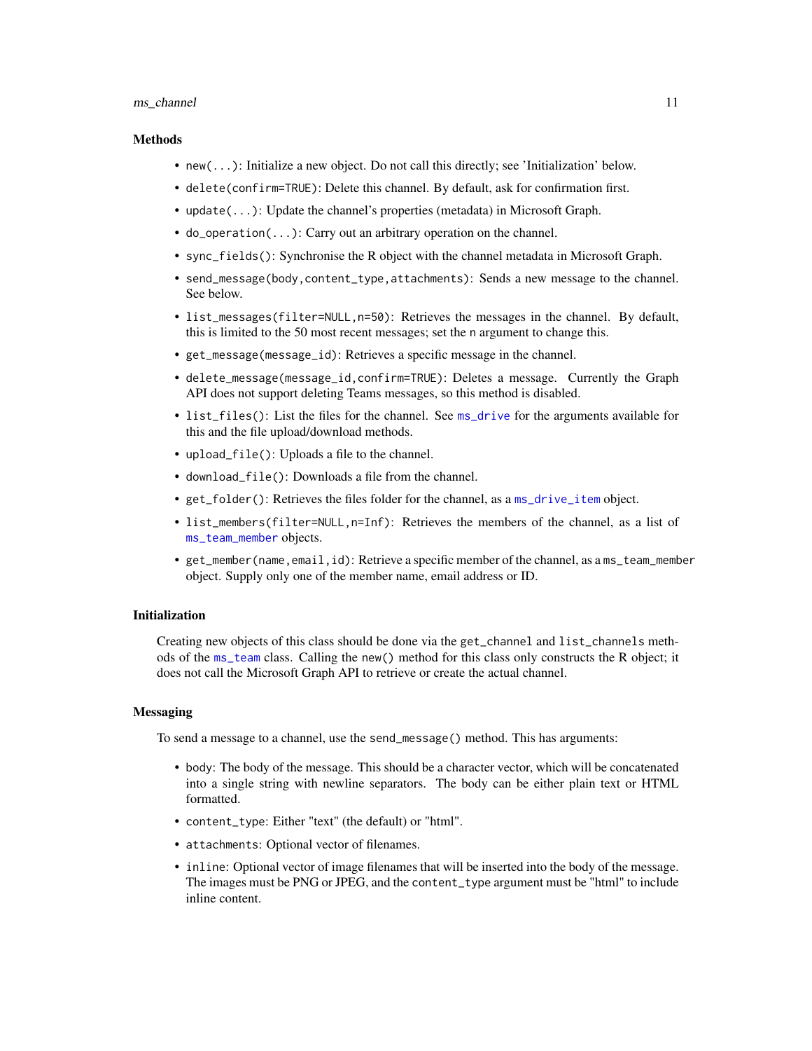### Methods

- `new(...)`: Initialize a new object. Do not call this directly; see 'Initialization' below.
- `delete(confirm=TRUE)`: Delete this channel. By default, ask for confirmation first.
- `update(...)`: Update the channel's properties (metadata) in Microsoft Graph.
- `do_operation(...)`: Carry out an arbitrary operation on the channel.
- `sync_fields()`: Synchronise the R object with the channel metadata in Microsoft Graph.
- `send_message(body,content_type,attachments)`: Sends a new message to the channel. See below.
- `list_messages(filter=NULL,n=50)`: Retrieves the messages in the channel. By default, this is limited to the 50 most recent messages; set the `n` argument to change this.
- `get_message(message_id)`: Retrieves a specific message in the channel.
- `delete_message(message_id,confirm=TRUE)`: Deletes a message. Currently the Graph API does not support deleting Teams messages, so this method is disabled.
- `list_files()`: List the files for the channel. See `ms_drive` for the arguments available for this and the file upload/download methods.
- `upload_file()`: Uploads a file to the channel.
- `download_file()`: Downloads a file from the channel.
- `get_folder()`: Retrieves the files folder for the channel, as a `ms_drive_item` object.
- `list_members(filter=NULL,n=Inf)`: Retrieves the members of the channel, as a list of `ms_team_member` objects.
- `get_member(name,email,id)`: Retrieve a specific member of the channel, as a `ms_team_member` object. Supply only one of the member name, email address or ID.

### Initialization

Creating new objects of this class should be done via the `get_channel` and `list_channels` methods of the `ms_team` class. Calling the `new()` method for this class only constructs the R object; it does not call the Microsoft Graph API to retrieve or create the actual channel.

### Messaging

To send a message to a channel, use the `send_message()` method. This has arguments:

- `body`: The body of the message. This should be a character vector, which will be concatenated into a single string with newline separators. The body can be either plain text or HTML formatted.
- `content_type`: Either "text" (the default) or "html".
- `attachments`: Optional vector of filenames.
- `inline`: Optional vector of image filenames that will be inserted into the body of the message. The images must be PNG or JPEG, and the `content_type` argument must be "html" to include inline content.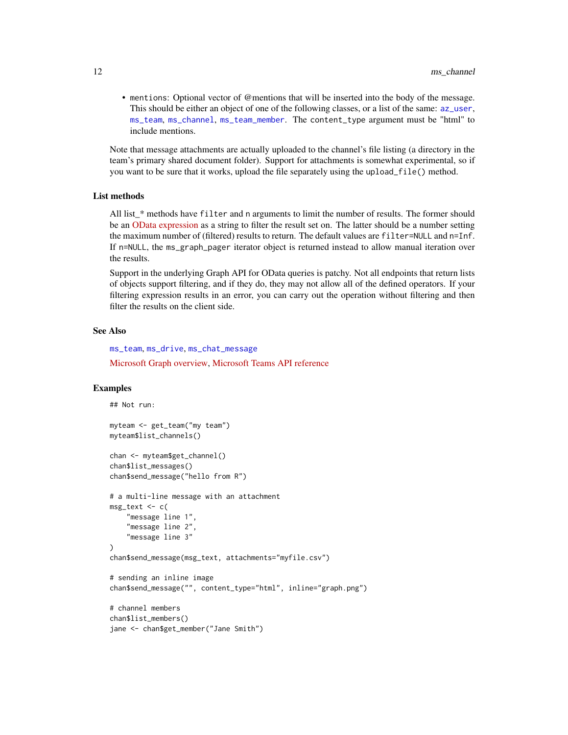- `mentions`: Optional vector of @mentions that will be inserted into the body of the message. This should be either an object of one of the following classes, or a list of the same: `az_user`, `ms_team`, `ms_channel`, `ms_team_member`. The `content_type` argument must be "html" to include mentions.

Note that message attachments are actually uploaded to the channel's file listing (a directory in the team's primary shared document folder). Support for attachments is somewhat experimental, so if you want to be sure that it works, upload the file separately using the `upload_file()` method.

### List methods

All list_* methods have `filter` and `n` arguments to limit the number of results. The former should be an OData expression as a string to filter the result set on. The latter should be a number setting the maximum number of (filtered) results to return. The default values are `filter=NULL` and `n=Inf`. If `n=NULL`, the `ms_graph_pager` iterator object is returned instead to allow manual iteration over the results.

Support in the underlying Graph API for OData queries is patchy. Not all endpoints that return lists of objects support filtering, and if they do, they may not allow all of the defined operators. If your filtering expression results in an error, you can carry out the operation without filtering and then filter the results on the client side.

### See Also

`ms_team`, `ms_drive`, `ms_chat_message`

Microsoft Graph overview, Microsoft Teams API reference

### Examples

```
## Not run:

myteam <- get_team("my team")
myteam$list_channels()

chan <- myteam$get_channel()
chan$list_messages()
chan$send_message("hello from R")

# a multi-line message with an attachment
msg_text <- c(
    "message line 1",
    "message line 2",
    "message line 3"
)
chan$send_message(msg_text, attachments="myfile.csv")

# sending an inline image
chan$send_message("", content_type="html", inline="graph.png")

# channel members
chan$list_members()
jane <- chan$get_member("Jane Smith")
```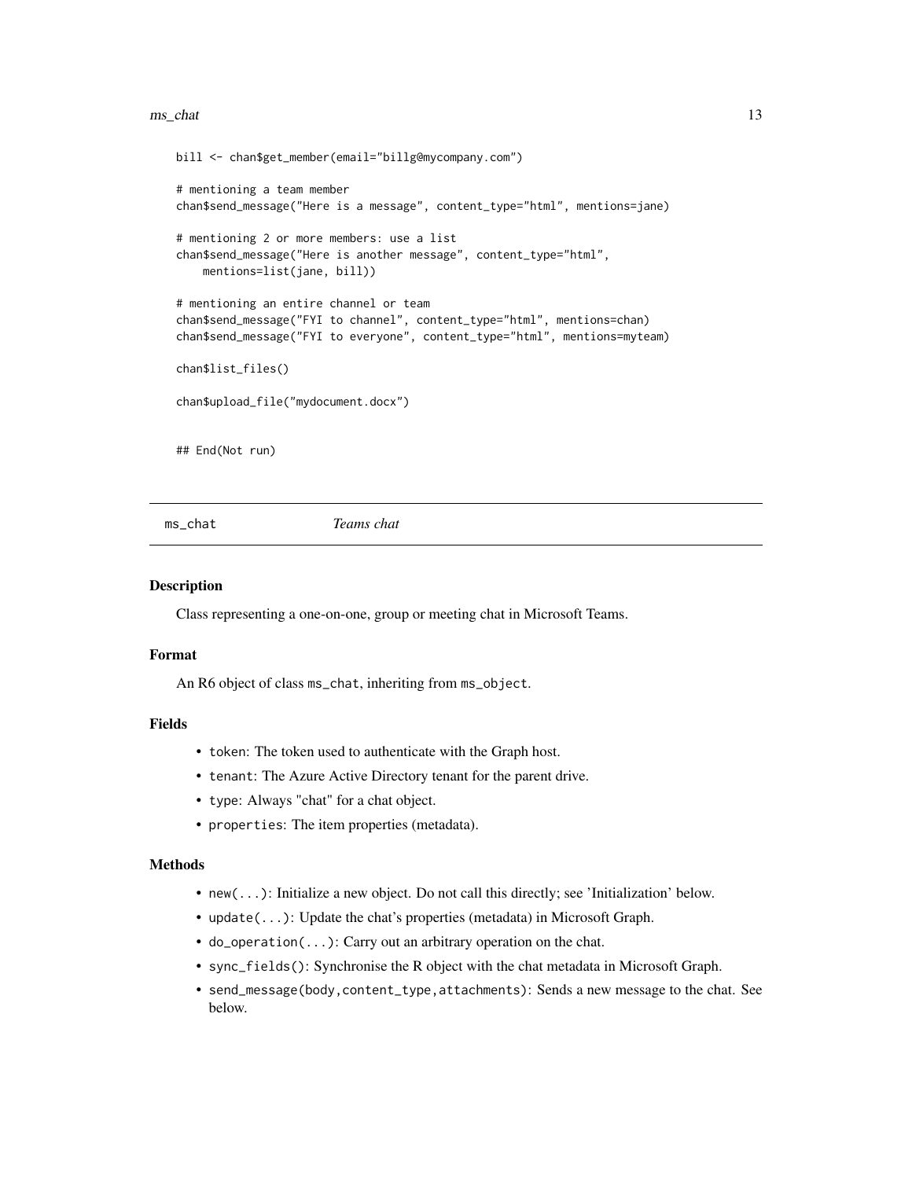```
bill <- chan$get_member(email="billg@mycompany.com")

# mentioning a team member
chan$send_message("Here is a message", content_type="html", mentions=jane)

# mentioning 2 or more members: use a list
chan$send_message("Here is another message", content_type="html",
    mentions=list(jane, bill))

# mentioning an entire channel or team
chan$send_message("FYI to channel", content_type="html", mentions=chan)
chan$send_message("FYI to everyone", content_type="html", mentions=myteam)

chan$list_files()

chan$upload_file("mydocument.docx")


## End(Not run)
```

---

## ms_chat *Teams chat*

### Description

Class representing a one-on-one, group or meeting chat in Microsoft Teams.

### Format

An R6 object of class `ms_chat`, inheriting from `ms_object`.

### Fields

- `token`: The token used to authenticate with the Graph host.
- `tenant`: The Azure Active Directory tenant for the parent drive.
- `type`: Always "chat" for a chat object.
- `properties`: The item properties (metadata).

### Methods

- `new(...)`: Initialize a new object. Do not call this directly; see 'Initialization' below.
- `update(...)`: Update the chat's properties (metadata) in Microsoft Graph.
- `do_operation(...)`: Carry out an arbitrary operation on the chat.
- `sync_fields()`: Synchronise the R object with the chat metadata in Microsoft Graph.
- `send_message(body,content_type,attachments)`: Sends a new message to the chat. See below.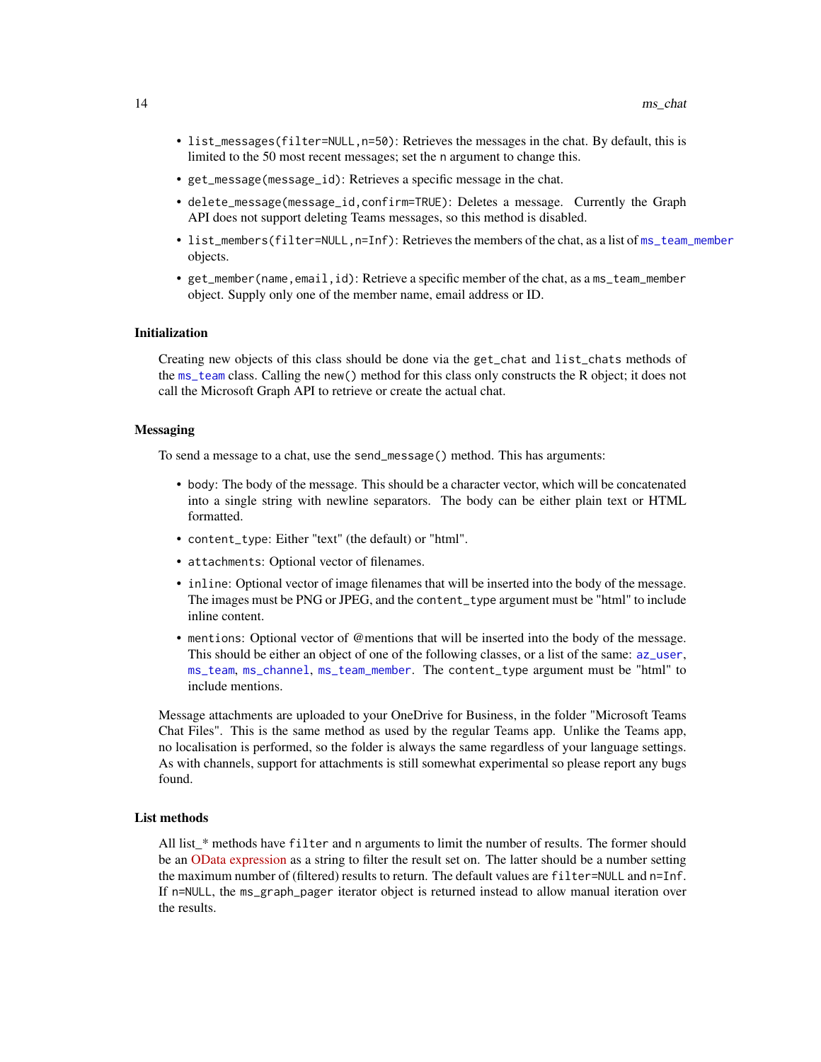- `list_messages(filter=NULL,n=50)`: Retrieves the messages in the chat. By default, this is limited to the 50 most recent messages; set the `n` argument to change this.
- `get_message(message_id)`: Retrieves a specific message in the chat.
- `delete_message(message_id,confirm=TRUE)`: Deletes a message. Currently the Graph API does not support deleting Teams messages, so this method is disabled.
- `list_members(filter=NULL,n=Inf)`: Retrieves the members of the chat, as a list of `ms_team_member` objects.
- `get_member(name,email,id)`: Retrieve a specific member of the chat, as a `ms_team_member` object. Supply only one of the member name, email address or ID.

### Initialization

Creating new objects of this class should be done via the `get_chat` and `list_chats` methods of the `ms_team` class. Calling the `new()` method for this class only constructs the R object; it does not call the Microsoft Graph API to retrieve or create the actual chat.

### Messaging

To send a message to a chat, use the `send_message()` method. This has arguments:

- `body`: The body of the message. This should be a character vector, which will be concatenated into a single string with newline separators. The body can be either plain text or HTML formatted.
- `content_type`: Either "text" (the default) or "html".
- `attachments`: Optional vector of filenames.
- `inline`: Optional vector of image filenames that will be inserted into the body of the message. The images must be PNG or JPEG, and the `content_type` argument must be "html" to include inline content.
- `mentions`: Optional vector of @mentions that will be inserted into the body of the message. This should be either an object of one of the following classes, or a list of the same: `az_user`, `ms_team`, `ms_channel`, `ms_team_member`. The `content_type` argument must be "html" to include mentions.

Message attachments are uploaded to your OneDrive for Business, in the folder "Microsoft Teams Chat Files". This is the same method as used by the regular Teams app. Unlike the Teams app, no localisation is performed, so the folder is always the same regardless of your language settings. As with channels, support for attachments is still somewhat experimental so please report any bugs found.

### List methods

All list_* methods have `filter` and `n` arguments to limit the number of results. The former should be an OData expression as a string to filter the result set on. The latter should be a number setting the maximum number of (filtered) results to return. The default values are `filter=NULL` and `n=Inf`. If `n=NULL`, the `ms_graph_pager` iterator object is returned instead to allow manual iteration over the results.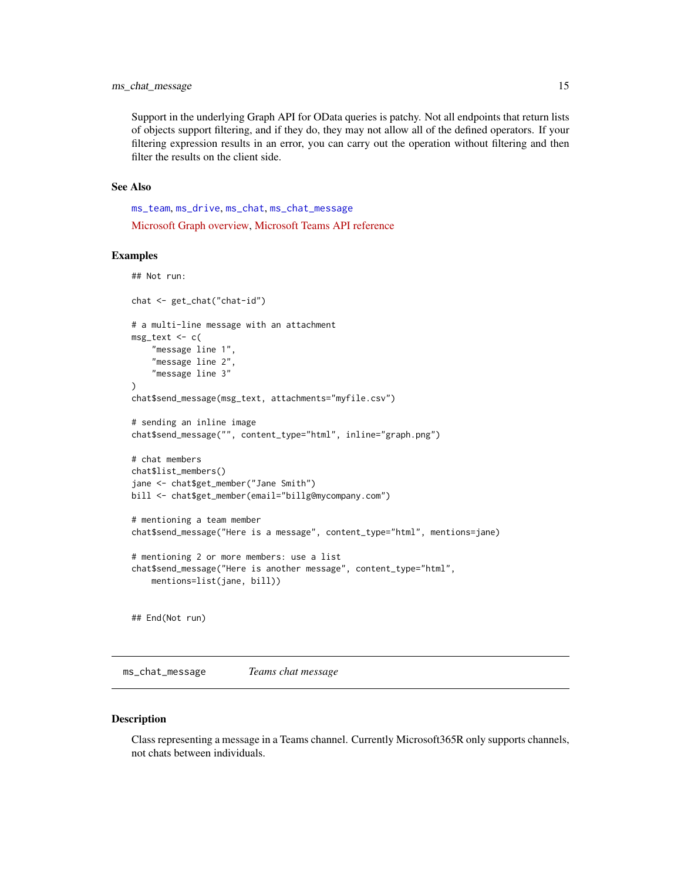Support in the underlying Graph API for OData queries is patchy. Not all endpoints that return lists of objects support filtering, and if they do, they may not allow all of the defined operators. If your filtering expression results in an error, you can carry out the operation without filtering and then filter the results on the client side.

### See Also

ms_team, ms_drive, ms_chat, ms_chat_message

Microsoft Graph overview, Microsoft Teams API reference

### Examples

```
## Not run:

chat <- get_chat("chat-id")

# a multi-line message with an attachment
msg_text <- c(
    "message line 1",
    "message line 2",
    "message line 3"
)
chat$send_message(msg_text, attachments="myfile.csv")

# sending an inline image
chat$send_message("", content_type="html", inline="graph.png")

# chat members
chat$list_members()
jane <- chat$get_member("Jane Smith")
bill <- chat$get_member(email="billg@mycompany.com")

# mentioning a team member
chat$send_message("Here is a message", content_type="html", mentions=jane)

# mentioning 2 or more members: use a list
chat$send_message("Here is another message", content_type="html",
    mentions=list(jane, bill))


## End(Not run)
```

## ms_chat_message    *Teams chat message*

### Description

Class representing a message in a Teams channel. Currently Microsoft365R only supports channels, not chats between individuals.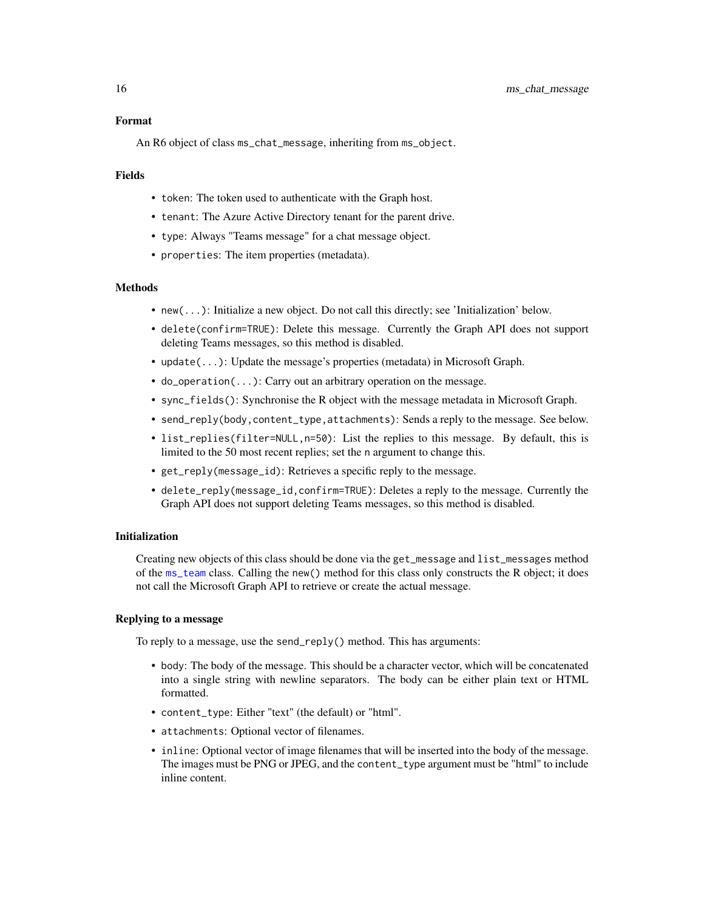### Format

An R6 object of class `ms_chat_message`, inheriting from `ms_object`.

### Fields

- `token`: The token used to authenticate with the Graph host.
- `tenant`: The Azure Active Directory tenant for the parent drive.
- `type`: Always "Teams message" for a chat message object.
- `properties`: The item properties (metadata).

### Methods

- `new(...)`: Initialize a new object. Do not call this directly; see 'Initialization' below.
- `delete(confirm=TRUE)`: Delete this message. Currently the Graph API does not support deleting Teams messages, so this method is disabled.
- `update(...)`: Update the message's properties (metadata) in Microsoft Graph.
- `do_operation(...)`: Carry out an arbitrary operation on the message.
- `sync_fields()`: Synchronise the R object with the message metadata in Microsoft Graph.
- `send_reply(body,content_type,attachments)`: Sends a reply to the message. See below.
- `list_replies(filter=NULL,n=50)`: List the replies to this message. By default, this is limited to the 50 most recent replies; set the `n` argument to change this.
- `get_reply(message_id)`: Retrieves a specific reply to the message.
- `delete_reply(message_id,confirm=TRUE)`: Deletes a reply to the message. Currently the Graph API does not support deleting Teams messages, so this method is disabled.

### Initialization

Creating new objects of this class should be done via the `get_message` and `list_messages` method of the `ms_team` class. Calling the `new()` method for this class only constructs the R object; it does not call the Microsoft Graph API to retrieve or create the actual message.

### Replying to a message

To reply to a message, use the `send_reply()` method. This has arguments:

- `body`: The body of the message. This should be a character vector, which will be concatenated into a single string with newline separators. The body can be either plain text or HTML formatted.
- `content_type`: Either "text" (the default) or "html".
- `attachments`: Optional vector of filenames.
- `inline`: Optional vector of image filenames that will be inserted into the body of the message. The images must be PNG or JPEG, and the `content_type` argument must be "html" to include inline content.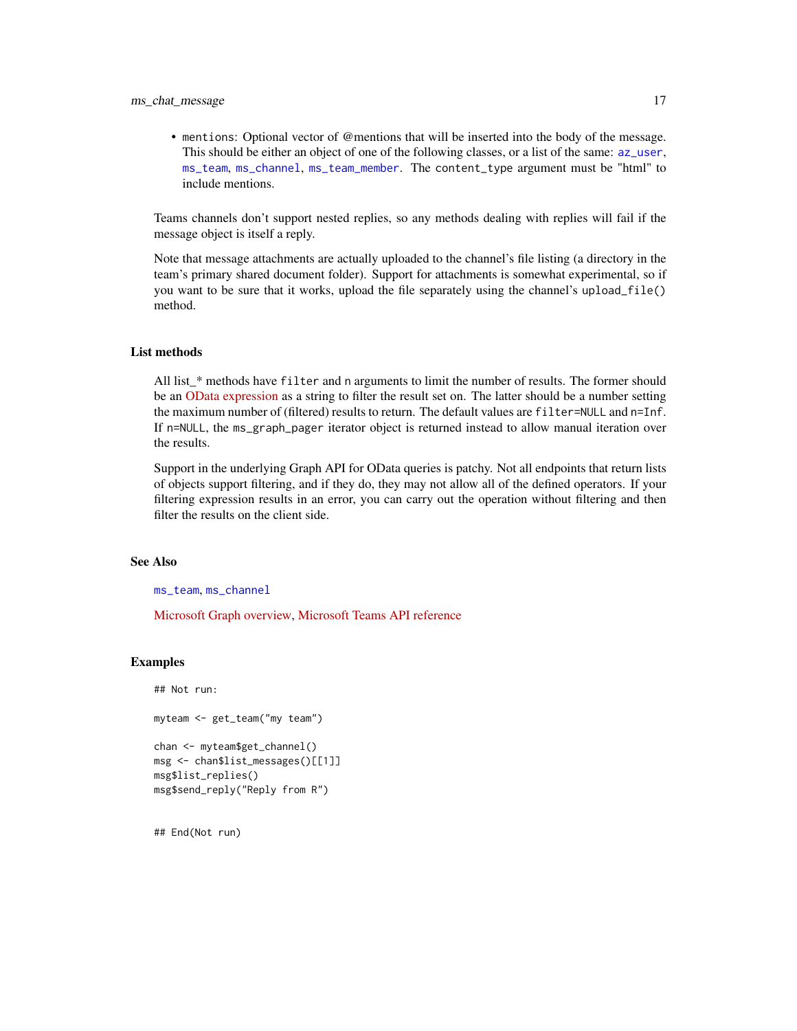- `mentions`: Optional vector of @mentions that will be inserted into the body of the message. This should be either an object of one of the following classes, or a list of the same: `az_user`, `ms_team`, `ms_channel`, `ms_team_member`. The `content_type` argument must be "html" to include mentions.

Teams channels don't support nested replies, so any methods dealing with replies will fail if the message object is itself a reply.

Note that message attachments are actually uploaded to the channel's file listing (a directory in the team's primary shared document folder). Support for attachments is somewhat experimental, so if you want to be sure that it works, upload the file separately using the channel's `upload_file()` method.

## List methods

All list_* methods have `filter` and `n` arguments to limit the number of results. The former should be an OData expression as a string to filter the result set on. The latter should be a number setting the maximum number of (filtered) results to return. The default values are `filter=NULL` and `n=Inf`. If `n=NULL`, the `ms_graph_pager` iterator object is returned instead to allow manual iteration over the results.

Support in the underlying Graph API for OData queries is patchy. Not all endpoints that return lists of objects support filtering, and if they do, they may not allow all of the defined operators. If your filtering expression results in an error, you can carry out the operation without filtering and then filter the results on the client side.

## See Also

`ms_team`, `ms_channel`

Microsoft Graph overview, Microsoft Teams API reference

## Examples

```
## Not run:

myteam <- get_team("my team")

chan <- myteam$get_channel()
msg <- chan$list_messages()[[1]]
msg$list_replies()
msg$send_reply("Reply from R")


## End(Not run)
```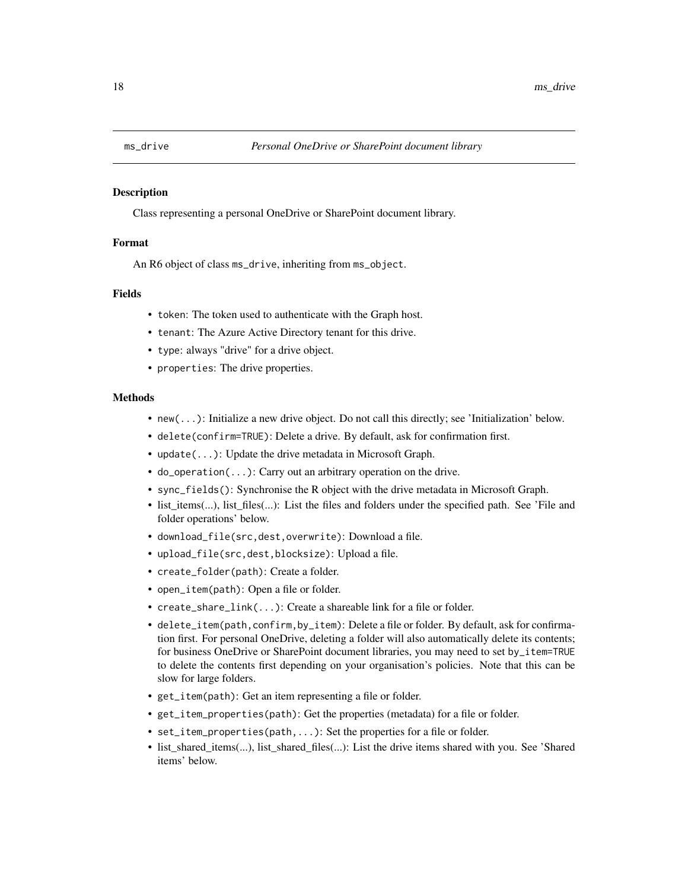# ms_drive *Personal OneDrive or SharePoint document library*

## Description

Class representing a personal OneDrive or SharePoint document library.

## Format

An R6 object of class `ms_drive`, inheriting from `ms_object`.

## Fields

- `token`: The token used to authenticate with the Graph host.
- `tenant`: The Azure Active Directory tenant for this drive.
- `type`: always "drive" for a drive object.
- `properties`: The drive properties.

## Methods

- `new(...)`: Initialize a new drive object. Do not call this directly; see 'Initialization' below.
- `delete(confirm=TRUE)`: Delete a drive. By default, ask for confirmation first.
- `update(...)`: Update the drive metadata in Microsoft Graph.
- `do_operation(...)`: Carry out an arbitrary operation on the drive.
- `sync_fields()`: Synchronise the R object with the drive metadata in Microsoft Graph.
- list_items(...), list_files(...): List the files and folders under the specified path. See 'File and folder operations' below.
- `download_file(src,dest,overwrite)`: Download a file.
- `upload_file(src,dest,blocksize)`: Upload a file.
- `create_folder(path)`: Create a folder.
- `open_item(path)`: Open a file or folder.
- `create_share_link(...)`: Create a shareable link for a file or folder.
- `delete_item(path,confirm,by_item)`: Delete a file or folder. By default, ask for confirmation first. For personal OneDrive, deleting a folder will also automatically delete its contents; for business OneDrive or SharePoint document libraries, you may need to set `by_item=TRUE` to delete the contents first depending on your organisation's policies. Note that this can be slow for large folders.
- `get_item(path)`: Get an item representing a file or folder.
- `get_item_properties(path)`: Get the properties (metadata) for a file or folder.
- `set_item_properties(path,...)`: Set the properties for a file or folder.
- list_shared_items(...), list_shared_files(...): List the drive items shared with you. See 'Shared items' below.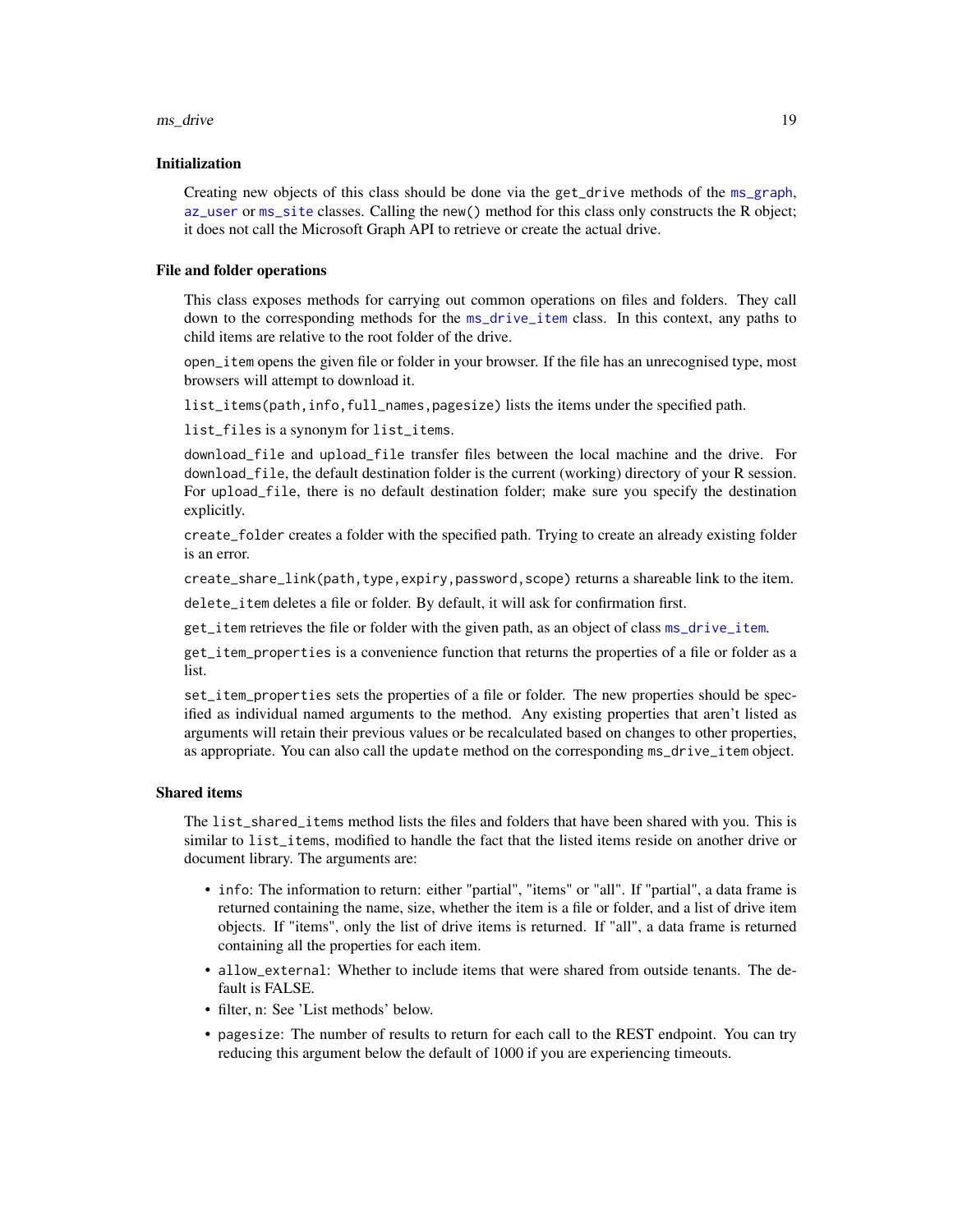### Initialization

Creating new objects of this class should be done via the `get_drive` methods of the `ms_graph`, `az_user` or `ms_site` classes. Calling the `new()` method for this class only constructs the R object; it does not call the Microsoft Graph API to retrieve or create the actual drive.

### File and folder operations

This class exposes methods for carrying out common operations on files and folders. They call down to the corresponding methods for the `ms_drive_item` class. In this context, any paths to child items are relative to the root folder of the drive.

`open_item` opens the given file or folder in your browser. If the file has an unrecognised type, most browsers will attempt to download it.

`list_items(path,info,full_names,pagesize)` lists the items under the specified path.

`list_files` is a synonym for `list_items`.

`download_file` and `upload_file` transfer files between the local machine and the drive. For `download_file`, the default destination folder is the current (working) directory of your R session. For `upload_file`, there is no default destination folder; make sure you specify the destination explicitly.

`create_folder` creates a folder with the specified path. Trying to create an already existing folder is an error.

`create_share_link(path,type,expiry,password,scope)` returns a shareable link to the item.

`delete_item` deletes a file or folder. By default, it will ask for confirmation first.

`get_item` retrieves the file or folder with the given path, as an object of class `ms_drive_item`.

`get_item_properties` is a convenience function that returns the properties of a file or folder as a list.

`set_item_properties` sets the properties of a file or folder. The new properties should be specified as individual named arguments to the method. Any existing properties that aren't listed as arguments will retain their previous values or be recalculated based on changes to other properties, as appropriate. You can also call the `update` method on the corresponding `ms_drive_item` object.

### Shared items

The `list_shared_items` method lists the files and folders that have been shared with you. This is similar to `list_items`, modified to handle the fact that the listed items reside on another drive or document library. The arguments are:

- `info`: The information to return: either "partial", "items" or "all". If "partial", a data frame is returned containing the name, size, whether the item is a file or folder, and a list of drive item objects. If "items", only the list of drive items is returned. If "all", a data frame is returned containing all the properties for each item.
- `allow_external`: Whether to include items that were shared from outside tenants. The default is FALSE.
- filter, n: See 'List methods' below.
- `pagesize`: The number of results to return for each call to the REST endpoint. You can try reducing this argument below the default of 1000 if you are experiencing timeouts.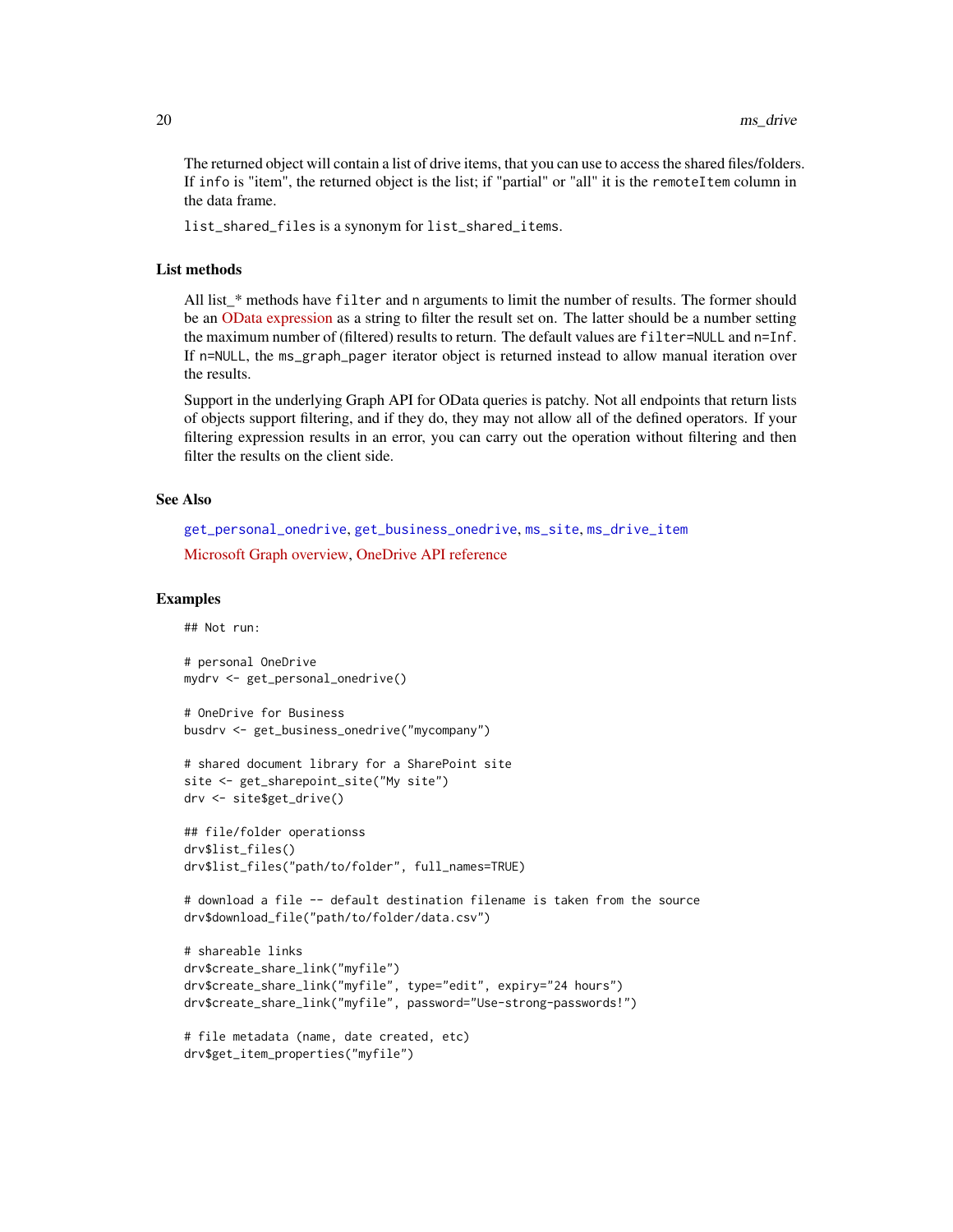The returned object will contain a list of drive items, that you can use to access the shared files/folders. If `info` is "item", the returned object is the list; if "partial" or "all" it is the `remoteItem` column in the data frame.

`list_shared_files` is a synonym for `list_shared_items`.

## List methods

All list_* methods have `filter` and `n` arguments to limit the number of results. The former should be an OData expression as a string to filter the result set on. The latter should be a number setting the maximum number of (filtered) results to return. The default values are `filter=NULL` and `n=Inf`. If `n=NULL`, the `ms_graph_pager` iterator object is returned instead to allow manual iteration over the results.

Support in the underlying Graph API for OData queries is patchy. Not all endpoints that return lists of objects support filtering, and if they do, they may not allow all of the defined operators. If your filtering expression results in an error, you can carry out the operation without filtering and then filter the results on the client side.

## See Also

`get_personal_onedrive`, `get_business_onedrive`, `ms_site`, `ms_drive_item`

Microsoft Graph overview, OneDrive API reference

## Examples

```
## Not run:

# personal OneDrive
mydrv <- get_personal_onedrive()

# OneDrive for Business
busdrv <- get_business_onedrive("mycompany")

# shared document library for a SharePoint site
site <- get_sharepoint_site("My site")
drv <- site$get_drive()

## file/folder operationss
drv$list_files()
drv$list_files("path/to/folder", full_names=TRUE)

# download a file -- default destination filename is taken from the source
drv$download_file("path/to/folder/data.csv")

# shareable links
drv$create_share_link("myfile")
drv$create_share_link("myfile", type="edit", expiry="24 hours")
drv$create_share_link("myfile", password="Use-strong-passwords!")

# file metadata (name, date created, etc)
drv$get_item_properties("myfile")
```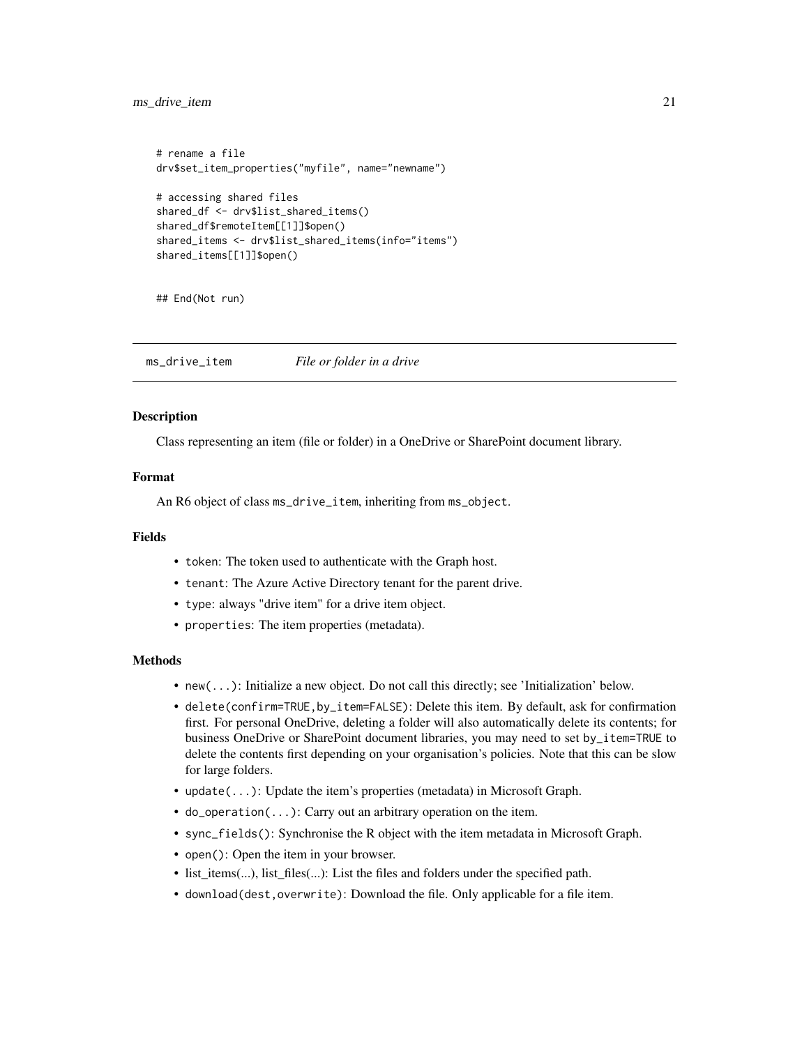```
# rename a file
drv$set_item_properties("myfile", name="newname")

# accessing shared files
shared_df <- drv$list_shared_items()
shared_df$remoteItem[[1]]$open()
shared_items <- drv$list_shared_items(info="items")
shared_items[[1]]$open()


## End(Not run)
```

## ms_drive_item    *File or folder in a drive*

### Description

Class representing an item (file or folder) in a OneDrive or SharePoint document library.

### Format

An R6 object of class `ms_drive_item`, inheriting from `ms_object`.

### Fields

- `token`: The token used to authenticate with the Graph host.
- `tenant`: The Azure Active Directory tenant for the parent drive.
- `type`: always "drive item" for a drive item object.
- `properties`: The item properties (metadata).

### Methods

- `new(...)`: Initialize a new object. Do not call this directly; see 'Initialization' below.
- `delete(confirm=TRUE,by_item=FALSE)`: Delete this item. By default, ask for confirmation first. For personal OneDrive, deleting a folder will also automatically delete its contents; for business OneDrive or SharePoint document libraries, you may need to set `by_item=TRUE` to delete the contents first depending on your organisation's policies. Note that this can be slow for large folders.
- `update(...)`: Update the item's properties (metadata) in Microsoft Graph.
- `do_operation(...)`: Carry out an arbitrary operation on the item.
- `sync_fields()`: Synchronise the R object with the item metadata in Microsoft Graph.
- `open()`: Open the item in your browser.
- list_items(...), list_files(...): List the files and folders under the specified path.
- `download(dest,overwrite)`: Download the file. Only applicable for a file item.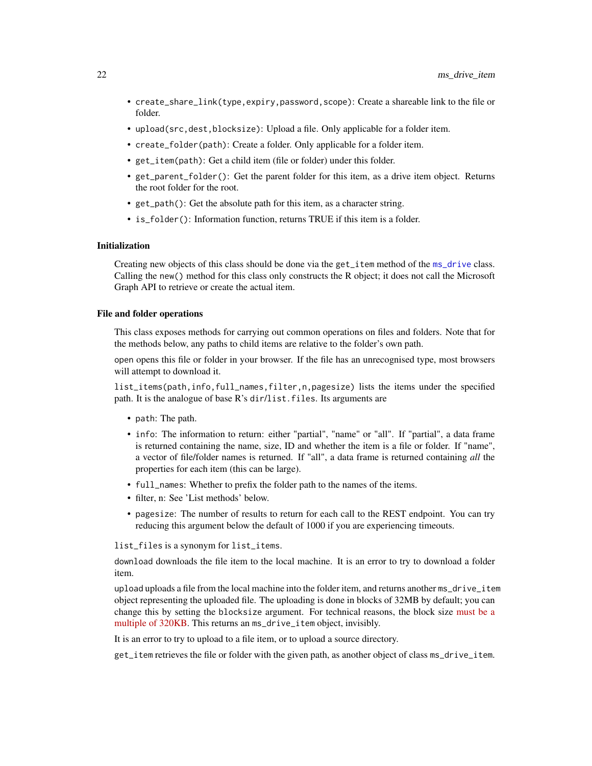- `create_share_link(type,expiry,password,scope)`: Create a shareable link to the file or folder.
- `upload(src,dest,blocksize)`: Upload a file. Only applicable for a folder item.
- `create_folder(path)`: Create a folder. Only applicable for a folder item.
- `get_item(path)`: Get a child item (file or folder) under this folder.
- `get_parent_folder()`: Get the parent folder for this item, as a drive item object. Returns the root folder for the root.
- `get_path()`: Get the absolute path for this item, as a character string.
- `is_folder()`: Information function, returns TRUE if this item is a folder.

### Initialization

Creating new objects of this class should be done via the `get_item` method of the `ms_drive` class. Calling the `new()` method for this class only constructs the R object; it does not call the Microsoft Graph API to retrieve or create the actual item.

### File and folder operations

This class exposes methods for carrying out common operations on files and folders. Note that for the methods below, any paths to child items are relative to the folder's own path.

`open` opens this file or folder in your browser. If the file has an unrecognised type, most browsers will attempt to download it.

`list_items(path,info,full_names,filter,n,pagesize)` lists the items under the specified path. It is the analogue of base R's `dir`/`list.files`. Its arguments are

- `path`: The path.
- `info`: The information to return: either "partial", "name" or "all". If "partial", a data frame is returned containing the name, size, ID and whether the item is a file or folder. If "name", a vector of file/folder names is returned. If "all", a data frame is returned containing *all* the properties for each item (this can be large).
- `full_names`: Whether to prefix the folder path to the names of the items.
- filter, n: See 'List methods' below.
- `pagesize`: The number of results to return for each call to the REST endpoint. You can try reducing this argument below the default of 1000 if you are experiencing timeouts.

`list_files` is a synonym for `list_items`.

`download` downloads the file item to the local machine. It is an error to try to download a folder item.

`upload` uploads a file from the local machine into the folder item, and returns another `ms_drive_item` object representing the uploaded file. The uploading is done in blocks of 32MB by default; you can change this by setting the `blocksize` argument. For technical reasons, the block size must be a multiple of 320KB. This returns an `ms_drive_item` object, invisibly.

It is an error to try to upload to a file item, or to upload a source directory.

`get_item` retrieves the file or folder with the given path, as another object of class `ms_drive_item`.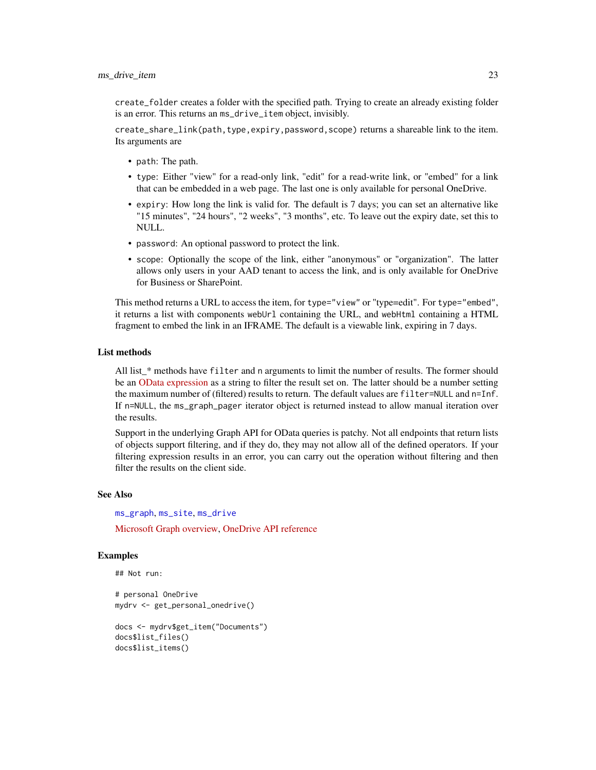`create_folder` creates a folder with the specified path. Trying to create an already existing folder is an error. This returns an `ms_drive_item` object, invisibly.

`create_share_link(path,type,expiry,password,scope)` returns a shareable link to the item. Its arguments are

- `path`: The path.
- `type`: Either "view" for a read-only link, "edit" for a read-write link, or "embed" for a link that can be embedded in a web page. The last one is only available for personal OneDrive.
- `expiry`: How long the link is valid for. The default is 7 days; you can set an alternative like "15 minutes", "24 hours", "2 weeks", "3 months", etc. To leave out the expiry date, set this to NULL.
- `password`: An optional password to protect the link.
- `scope`: Optionally the scope of the link, either "anonymous" or "organization". The latter allows only users in your AAD tenant to access the link, and is only available for OneDrive for Business or SharePoint.

This method returns a URL to access the item, for `type="view"` or "type=edit". For `type="embed"`, it returns a list with components `webUrl` containing the URL, and `webHtml` containing a HTML fragment to embed the link in an IFRAME. The default is a viewable link, expiring in 7 days.

## List methods

All list_* methods have `filter` and `n` arguments to limit the number of results. The former should be an OData expression as a string to filter the result set on. The latter should be a number setting the maximum number of (filtered) results to return. The default values are `filter=NULL` and `n=Inf`. If `n=NULL`, the `ms_graph_pager` iterator object is returned instead to allow manual iteration over the results.

Support in the underlying Graph API for OData queries is patchy. Not all endpoints that return lists of objects support filtering, and if they do, they may not allow all of the defined operators. If your filtering expression results in an error, you can carry out the operation without filtering and then filter the results on the client side.

## See Also

`ms_graph`, `ms_site`, `ms_drive`

Microsoft Graph overview, OneDrive API reference

## Examples

```
## Not run:

# personal OneDrive
mydrv <- get_personal_onedrive()

docs <- mydrv$get_item("Documents")
docs$list_files()
docs$list_items()
```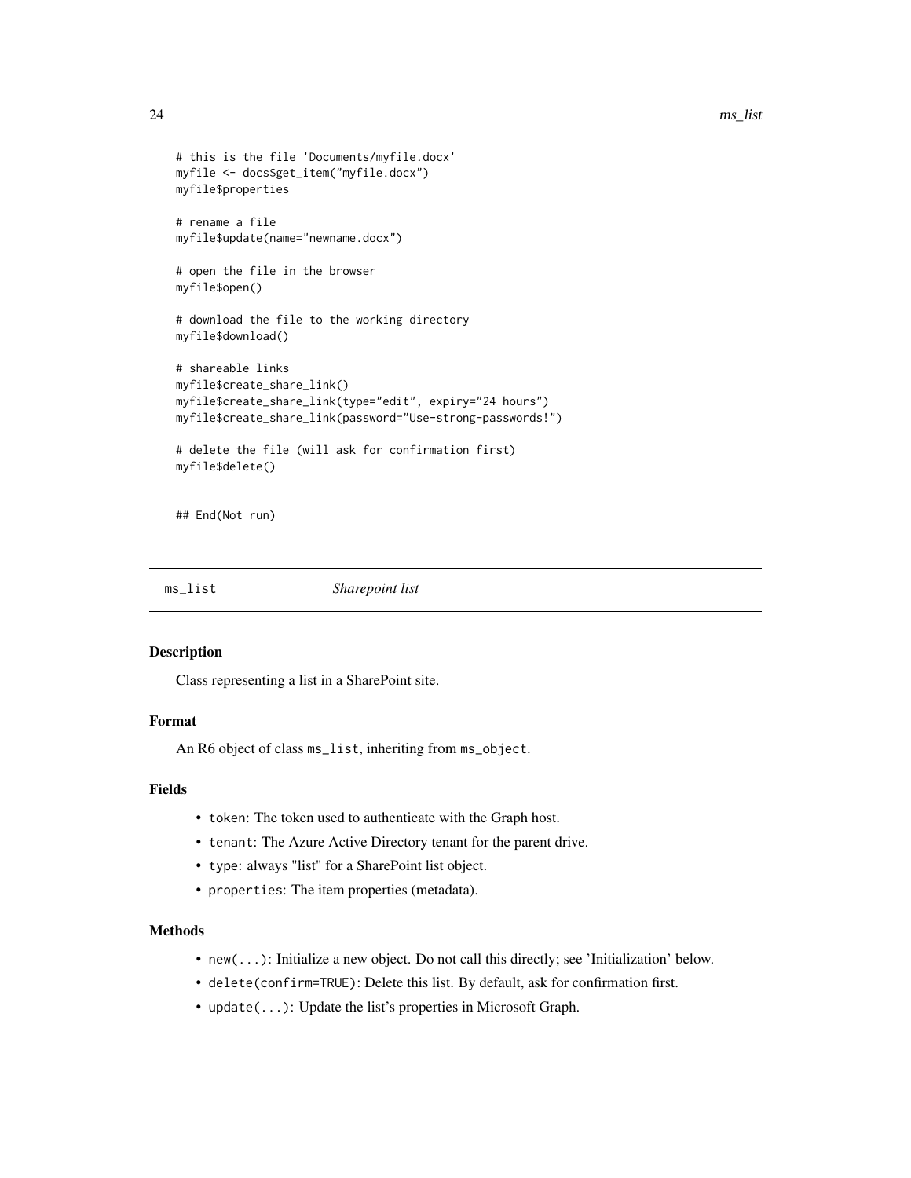```
# this is the file 'Documents/myfile.docx'
myfile <- docs$get_item("myfile.docx")
myfile$properties

# rename a file
myfile$update(name="newname.docx")

# open the file in the browser
myfile$open()

# download the file to the working directory
myfile$download()

# shareable links
myfile$create_share_link()
myfile$create_share_link(type="edit", expiry="24 hours")
myfile$create_share_link(password="Use-strong-passwords!")

# delete the file (will ask for confirmation first)
myfile$delete()


## End(Not run)
```

## ms_list — *Sharepoint list*

### Description

Class representing a list in a SharePoint site.

### Format

An R6 object of class `ms_list`, inheriting from `ms_object`.

### Fields

- `token`: The token used to authenticate with the Graph host.
- `tenant`: The Azure Active Directory tenant for the parent drive.
- `type`: always "list" for a SharePoint list object.
- `properties`: The item properties (metadata).

### Methods

- `new(...)`: Initialize a new object. Do not call this directly; see 'Initialization' below.
- `delete(confirm=TRUE)`: Delete this list. By default, ask for confirmation first.
- `update(...)`: Update the list's properties in Microsoft Graph.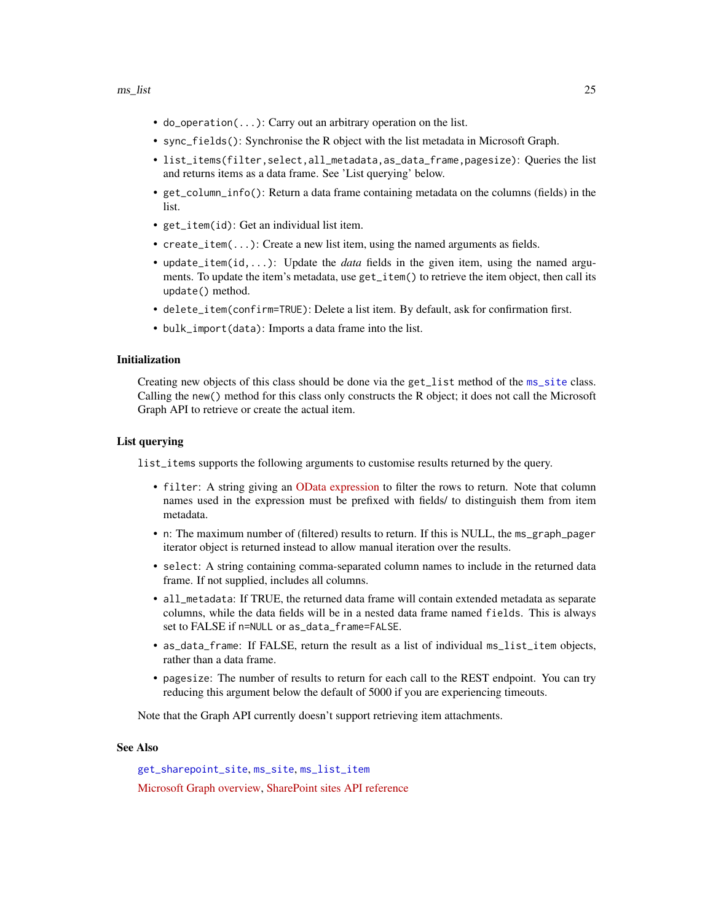- `do_operation(...)`: Carry out an arbitrary operation on the list.
- `sync_fields()`: Synchronise the R object with the list metadata in Microsoft Graph.
- `list_items(filter,select,all_metadata,as_data_frame,pagesize)`: Queries the list and returns items as a data frame. See 'List querying' below.
- `get_column_info()`: Return a data frame containing metadata on the columns (fields) in the list.
- `get_item(id)`: Get an individual list item.
- `create_item(...)`: Create a new list item, using the named arguments as fields.
- `update_item(id,...)`: Update the *data* fields in the given item, using the named arguments. To update the item's metadata, use `get_item()` to retrieve the item object, then call its `update()` method.
- `delete_item(confirm=TRUE)`: Delete a list item. By default, ask for confirmation first.
- `bulk_import(data)`: Imports a data frame into the list.

### Initialization

Creating new objects of this class should be done via the `get_list` method of the `ms_site` class. Calling the `new()` method for this class only constructs the R object; it does not call the Microsoft Graph API to retrieve or create the actual item.

### List querying

`list_items` supports the following arguments to customise results returned by the query.

- `filter`: A string giving an OData expression to filter the rows to return. Note that column names used in the expression must be prefixed with fields/ to distinguish them from item metadata.
- `n`: The maximum number of (filtered) results to return. If this is NULL, the `ms_graph_pager` iterator object is returned instead to allow manual iteration over the results.
- `select`: A string containing comma-separated column names to include in the returned data frame. If not supplied, includes all columns.
- `all_metadata`: If TRUE, the returned data frame will contain extended metadata as separate columns, while the data fields will be in a nested data frame named `fields`. This is always set to FALSE if `n=NULL` or `as_data_frame=FALSE`.
- `as_data_frame`: If FALSE, return the result as a list of individual `ms_list_item` objects, rather than a data frame.
- `pagesize`: The number of results to return for each call to the REST endpoint. You can try reducing this argument below the default of 5000 if you are experiencing timeouts.

Note that the Graph API currently doesn't support retrieving item attachments.

### See Also

`get_sharepoint_site`, `ms_site`, `ms_list_item`

Microsoft Graph overview, SharePoint sites API reference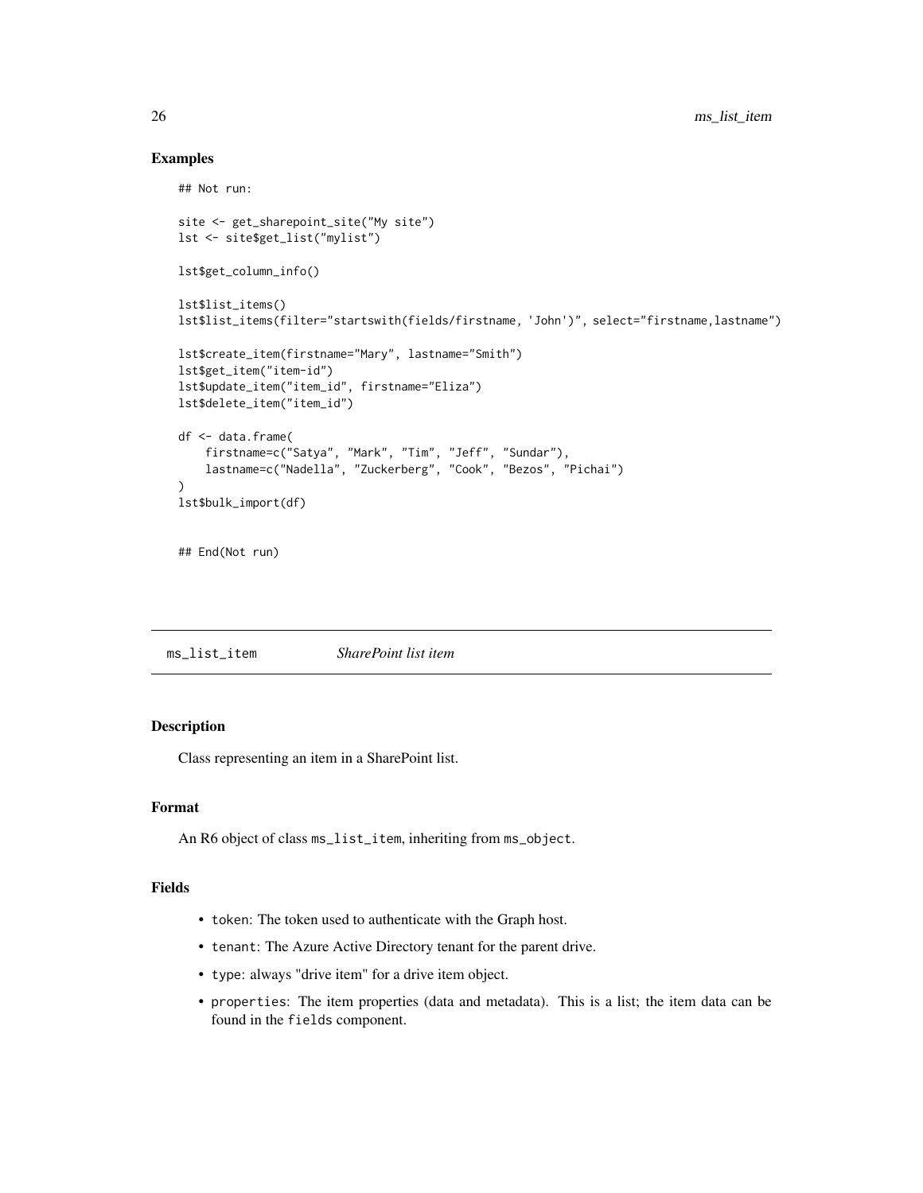### Examples

```
## Not run:

site <- get_sharepoint_site("My site")
lst <- site$get_list("mylist")

lst$get_column_info()

lst$list_items()
lst$list_items(filter="startswith(fields/firstname, 'John')", select="firstname,lastname")

lst$create_item(firstname="Mary", lastname="Smith")
lst$get_item("item-id")
lst$update_item("item_id", firstname="Eliza")
lst$delete_item("item_id")

df <- data.frame(
    firstname=c("Satya", "Mark", "Tim", "Jeff", "Sundar"),
    lastname=c("Nadella", "Zuckerberg", "Cook", "Bezos", "Pichai")
)
lst$bulk_import(df)


## End(Not run)
```

---

## ms_list_item — *SharePoint list item*

### Description

Class representing an item in a SharePoint list.

### Format

An R6 object of class `ms_list_item`, inheriting from `ms_object`.

### Fields

- `token`: The token used to authenticate with the Graph host.
- `tenant`: The Azure Active Directory tenant for the parent drive.
- `type`: always "drive item" for a drive item object.
- `properties`: The item properties (data and metadata). This is a list; the item data can be found in the `fields` component.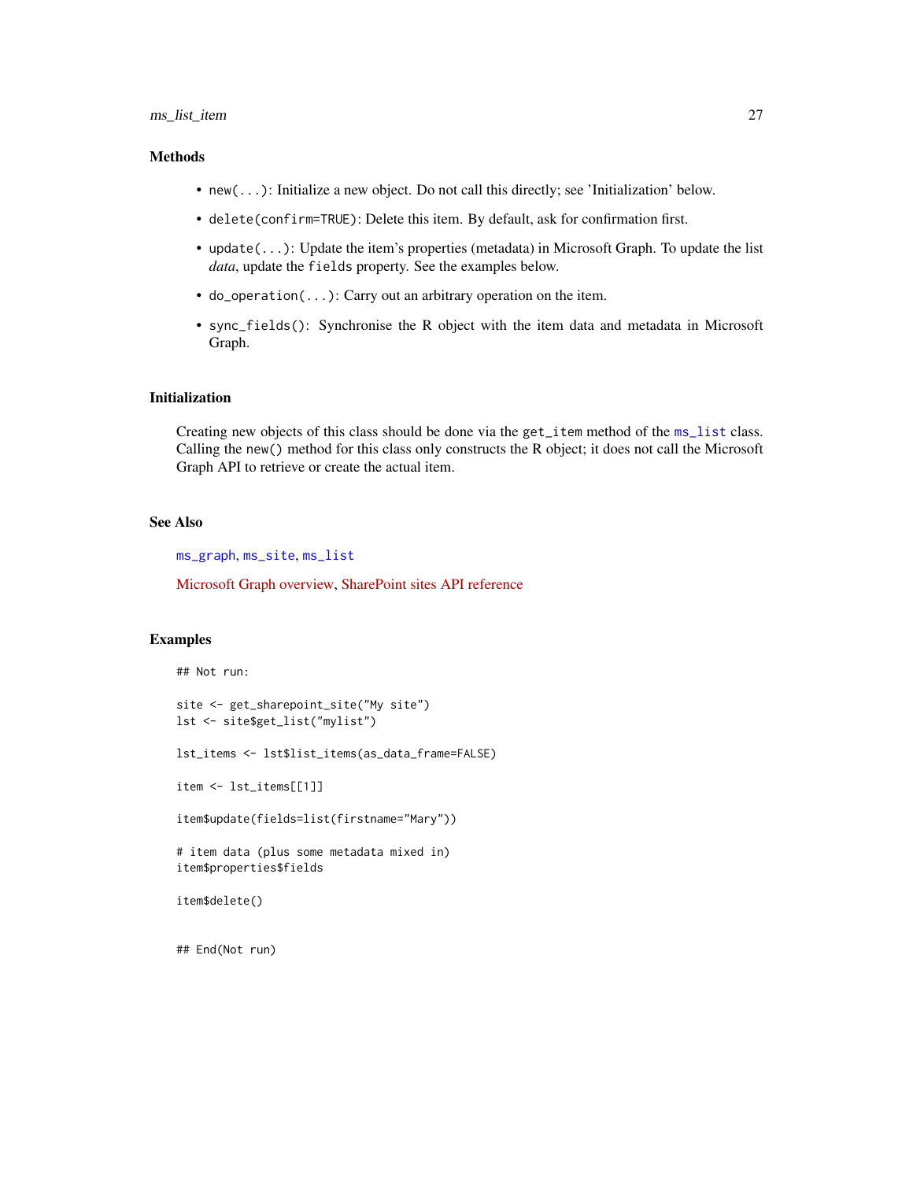### Methods

- `new(...)`: Initialize a new object. Do not call this directly; see 'Initialization' below.
- `delete(confirm=TRUE)`: Delete this item. By default, ask for confirmation first.
- `update(...)`: Update the item's properties (metadata) in Microsoft Graph. To update the list *data*, update the `fields` property. See the examples below.
- `do_operation(...)`: Carry out an arbitrary operation on the item.
- `sync_fields()`: Synchronise the R object with the item data and metadata in Microsoft Graph.

### Initialization

Creating new objects of this class should be done via the `get_item` method of the `ms_list` class. Calling the `new()` method for this class only constructs the R object; it does not call the Microsoft Graph API to retrieve or create the actual item.

### See Also

`ms_graph`, `ms_site`, `ms_list`

Microsoft Graph overview, SharePoint sites API reference

### Examples

```
## Not run:

site <- get_sharepoint_site("My site")
lst <- site$get_list("mylist")

lst_items <- lst$list_items(as_data_frame=FALSE)

item <- lst_items[[1]]

item$update(fields=list(firstname="Mary"))

# item data (plus some metadata mixed in)
item$properties$fields

item$delete()


## End(Not run)
```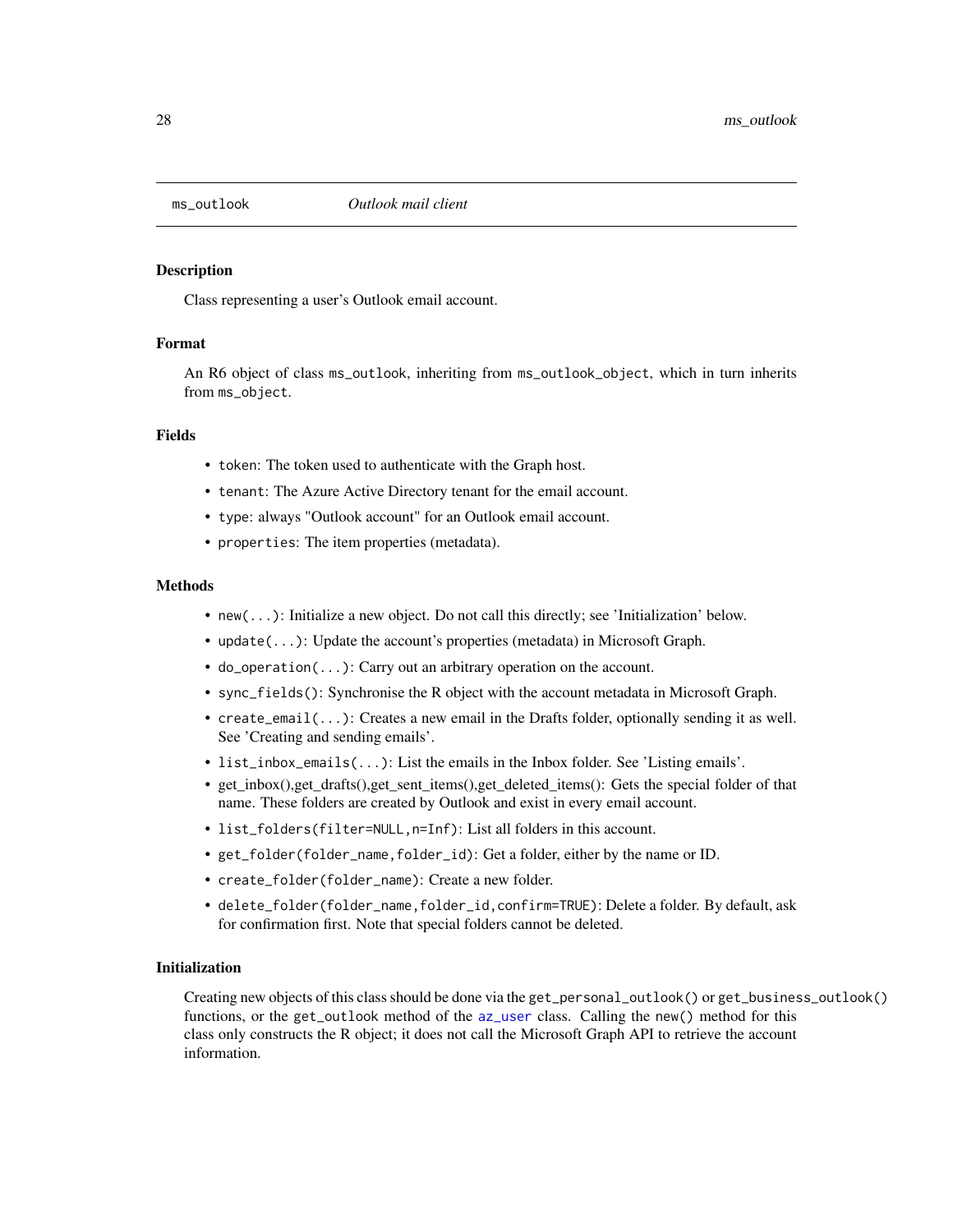`ms_outlook` *Outlook mail client*

## Description

Class representing a user's Outlook email account.

## Format

An R6 object of class `ms_outlook`, inheriting from `ms_outlook_object`, which in turn inherits from `ms_object`.

## Fields

- `token`: The token used to authenticate with the Graph host.
- `tenant`: The Azure Active Directory tenant for the email account.
- `type`: always "Outlook account" for an Outlook email account.
- `properties`: The item properties (metadata).

## Methods

- `new(...)`: Initialize a new object. Do not call this directly; see 'Initialization' below.
- `update(...)`: Update the account's properties (metadata) in Microsoft Graph.
- `do_operation(...)`: Carry out an arbitrary operation on the account.
- `sync_fields()`: Synchronise the R object with the account metadata in Microsoft Graph.
- `create_email(...)`: Creates a new email in the Drafts folder, optionally sending it as well. See 'Creating and sending emails'.
- `list_inbox_emails(...)`: List the emails in the Inbox folder. See 'Listing emails'.
- get_inbox(),get_drafts(),get_sent_items(),get_deleted_items(): Gets the special folder of that name. These folders are created by Outlook and exist in every email account.
- `list_folders(filter=NULL,n=Inf)`: List all folders in this account.
- `get_folder(folder_name,folder_id)`: Get a folder, either by the name or ID.
- `create_folder(folder_name)`: Create a new folder.
- `delete_folder(folder_name,folder_id,confirm=TRUE)`: Delete a folder. By default, ask for confirmation first. Note that special folders cannot be deleted.

## Initialization

Creating new objects of this class should be done via the `get_personal_outlook()` or `get_business_outlook()` functions, or the `get_outlook` method of the `az_user` class. Calling the `new()` method for this class only constructs the R object; it does not call the Microsoft Graph API to retrieve the account information.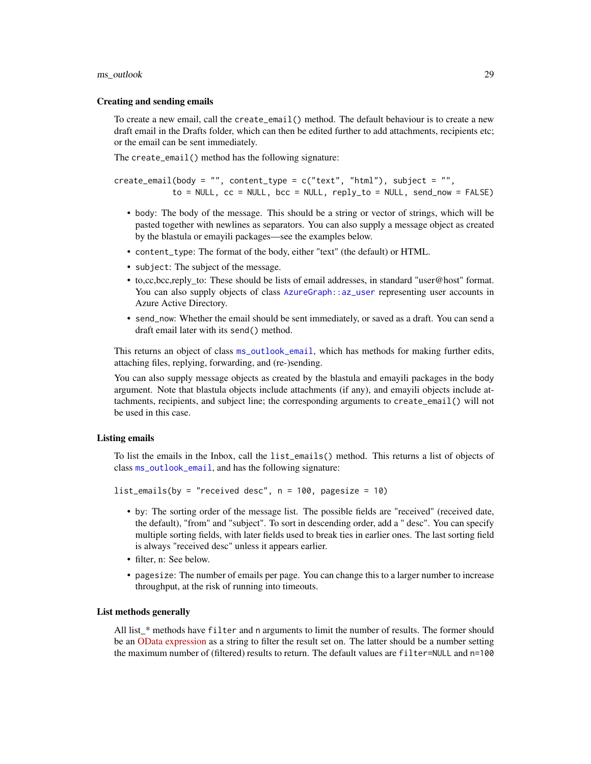### Creating and sending emails

To create a new email, call the `create_email()` method. The default behaviour is to create a new draft email in the Drafts folder, which can then be edited further to add attachments, recipients etc; or the email can be sent immediately.

The `create_email()` method has the following signature:

```
create_email(body = "", content_type = c("text", "html"), subject = "",
             to = NULL, cc = NULL, bcc = NULL, reply_to = NULL, send_now = FALSE)
```

- `body`: The body of the message. This should be a string or vector of strings, which will be pasted together with newlines as separators. You can also supply a message object as created by the blastula or emayili packages—see the examples below.
- `content_type`: The format of the body, either "text" (the default) or HTML.
- `subject`: The subject of the message.
- to,cc,bcc,reply_to: These should be lists of email addresses, in standard "user@host" format. You can also supply objects of class `AzureGraph::az_user` representing user accounts in Azure Active Directory.
- `send_now`: Whether the email should be sent immediately, or saved as a draft. You can send a draft email later with its `send()` method.

This returns an object of class `ms_outlook_email`, which has methods for making further edits, attaching files, replying, forwarding, and (re-)sending.

You can also supply message objects as created by the blastula and emayili packages in the `body` argument. Note that blastula objects include attachments (if any), and emayili objects include attachments, recipients, and subject line; the corresponding arguments to `create_email()` will not be used in this case.

### Listing emails

To list the emails in the Inbox, call the `list_emails()` method. This returns a list of objects of class `ms_outlook_email`, and has the following signature:

```
list_emails(by = "received desc", n = 100, pagesize = 10)
```

- `by`: The sorting order of the message list. The possible fields are "received" (received date, the default), "from" and "subject". To sort in descending order, add a " desc". You can specify multiple sorting fields, with later fields used to break ties in earlier ones. The last sorting field is always "received desc" unless it appears earlier.
- filter, n: See below.
- `pagesize`: The number of emails per page. You can change this to a larger number to increase throughput, at the risk of running into timeouts.

### List methods generally

All list_* methods have `filter` and `n` arguments to limit the number of results. The former should be an OData expression as a string to filter the result set on. The latter should be a number setting the maximum number of (filtered) results to return. The default values are `filter=NULL` and `n=100`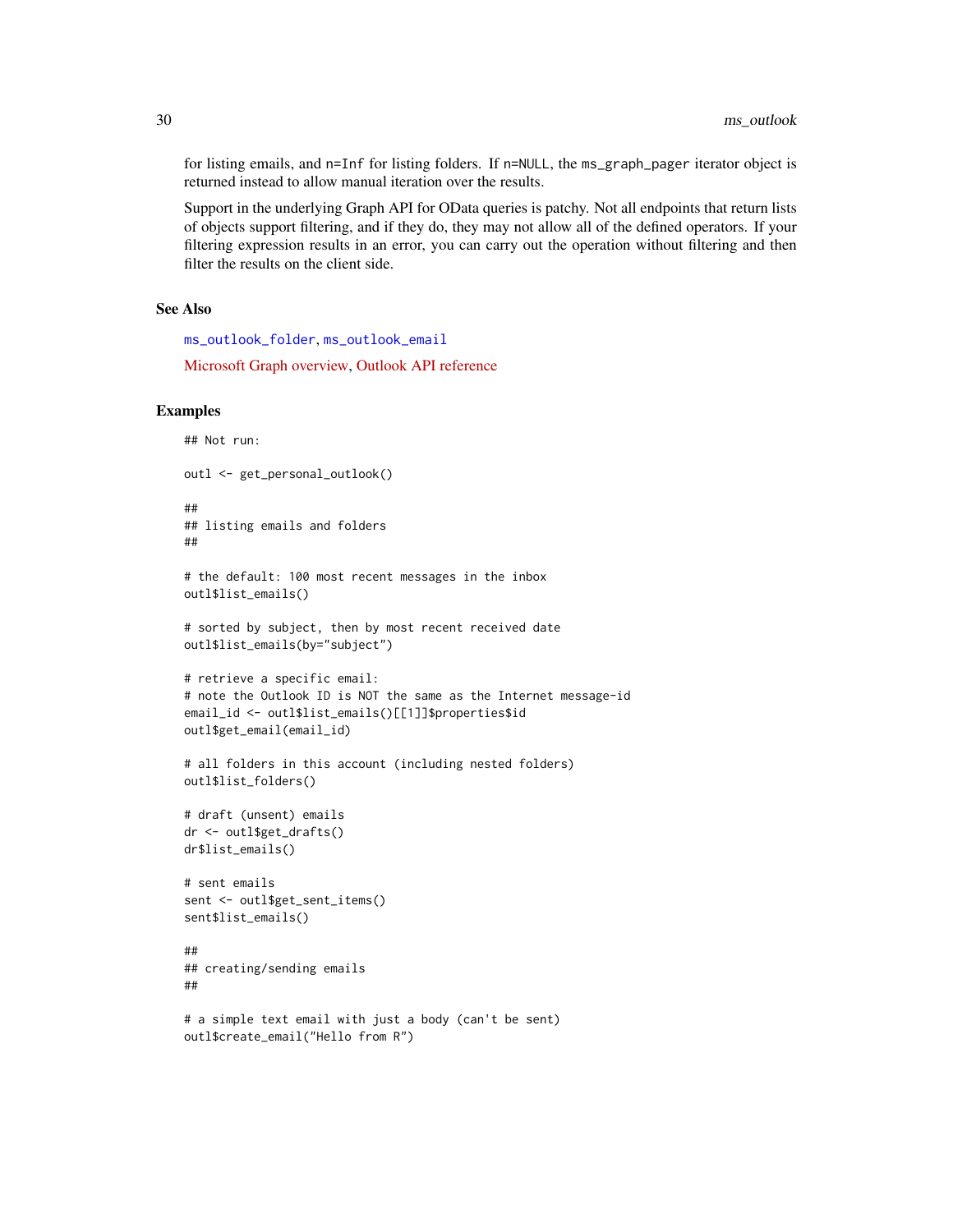for listing emails, and `n=Inf` for listing folders. If `n=NULL`, the `ms_graph_pager` iterator object is returned instead to allow manual iteration over the results.

Support in the underlying Graph API for OData queries is patchy. Not all endpoints that return lists of objects support filtering, and if they do, they may not allow all of the defined operators. If your filtering expression results in an error, you can carry out the operation without filtering and then filter the results on the client side.

### See Also

`ms_outlook_folder`, `ms_outlook_email`

Microsoft Graph overview, Outlook API reference

### Examples

```
## Not run:

outl <- get_personal_outlook()

##
## listing emails and folders
##

# the default: 100 most recent messages in the inbox
outl$list_emails()

# sorted by subject, then by most recent received date
outl$list_emails(by="subject")

# retrieve a specific email:
# note the Outlook ID is NOT the same as the Internet message-id
email_id <- outl$list_emails()[[1]]$properties$id
outl$get_email(email_id)

# all folders in this account (including nested folders)
outl$list_folders()

# draft (unsent) emails
dr <- outl$get_drafts()
dr$list_emails()

# sent emails
sent <- outl$get_sent_items()
sent$list_emails()

##
## creating/sending emails
##

# a simple text email with just a body (can't be sent)
outl$create_email("Hello from R")
```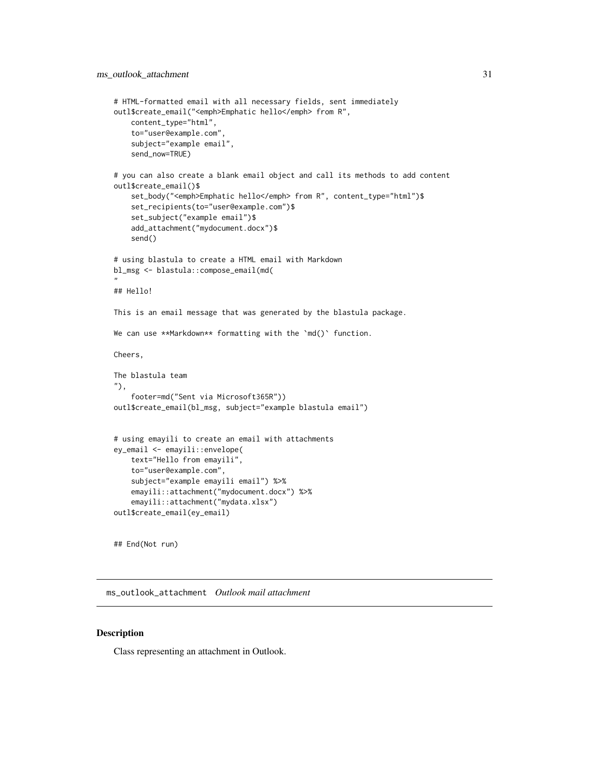```
# HTML-formatted email with all necessary fields, sent immediately
outl$create_email("<emph>Emphatic hello</emph> from R",
    content_type="html",
    to="user@example.com",
    subject="example email",
    send_now=TRUE)

# you can also create a blank email object and call its methods to add content
outl$create_email()$
    set_body("<emph>Emphatic hello</emph> from R", content_type="html")$
    set_recipients(to="user@example.com")$
    set_subject("example email")$
    add_attachment("mydocument.docx")$
    send()

# using blastula to create a HTML email with Markdown
bl_msg <- blastula::compose_email(md(
"
## Hello!

This is an email message that was generated by the blastula package.

We can use **Markdown** formatting with the `md()` function.

Cheers,

The blastula team
"),
    footer=md("Sent via Microsoft365R"))
outl$create_email(bl_msg, subject="example blastula email")


# using emayili to create an email with attachments
ey_email <- emayili::envelope(
    text="Hello from emayili",
    to="user@example.com",
    subject="example emayili email") %>%
    emayili::attachment("mydocument.docx") %>%
    emayili::attachment("mydata.xlsx")
outl$create_email(ey_email)


## End(Not run)
```

## ms_outlook_attachment *Outlook mail attachment*

### Description

Class representing an attachment in Outlook.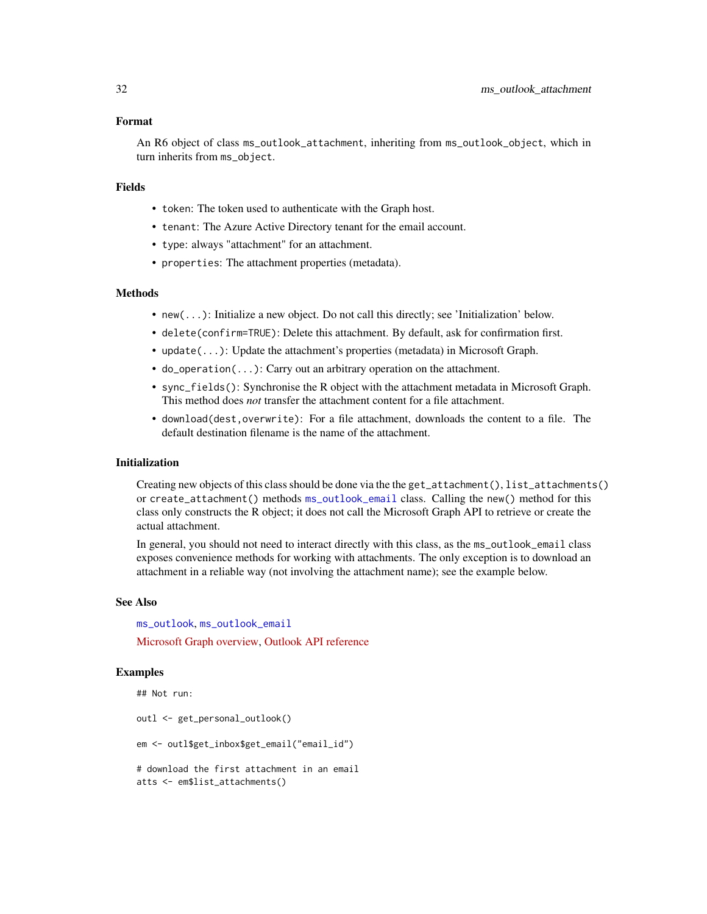### Format

An R6 object of class `ms_outlook_attachment`, inheriting from `ms_outlook_object`, which in turn inherits from `ms_object`.

### Fields

- `token`: The token used to authenticate with the Graph host.
- `tenant`: The Azure Active Directory tenant for the email account.
- `type`: always "attachment" for an attachment.
- `properties`: The attachment properties (metadata).

### Methods

- `new(...)`: Initialize a new object. Do not call this directly; see 'Initialization' below.
- `delete(confirm=TRUE)`: Delete this attachment. By default, ask for confirmation first.
- `update(...)`: Update the attachment's properties (metadata) in Microsoft Graph.
- `do_operation(...)`: Carry out an arbitrary operation on the attachment.
- `sync_fields()`: Synchronise the R object with the attachment metadata in Microsoft Graph. This method does *not* transfer the attachment content for a file attachment.
- `download(dest,overwrite)`: For a file attachment, downloads the content to a file. The default destination filename is the name of the attachment.

### Initialization

Creating new objects of this class should be done via the the `get_attachment()`, `list_attachments()` or `create_attachment()` methods `ms_outlook_email` class. Calling the `new()` method for this class only constructs the R object; it does not call the Microsoft Graph API to retrieve or create the actual attachment.

In general, you should not need to interact directly with this class, as the `ms_outlook_email` class exposes convenience methods for working with attachments. The only exception is to download an attachment in a reliable way (not involving the attachment name); see the example below.

### See Also

`ms_outlook`, `ms_outlook_email`

Microsoft Graph overview, Outlook API reference

### Examples

```
## Not run:

outl <- get_personal_outlook()

em <- outl$get_inbox$get_email("email_id")

# download the first attachment in an email
atts <- em$list_attachments()
```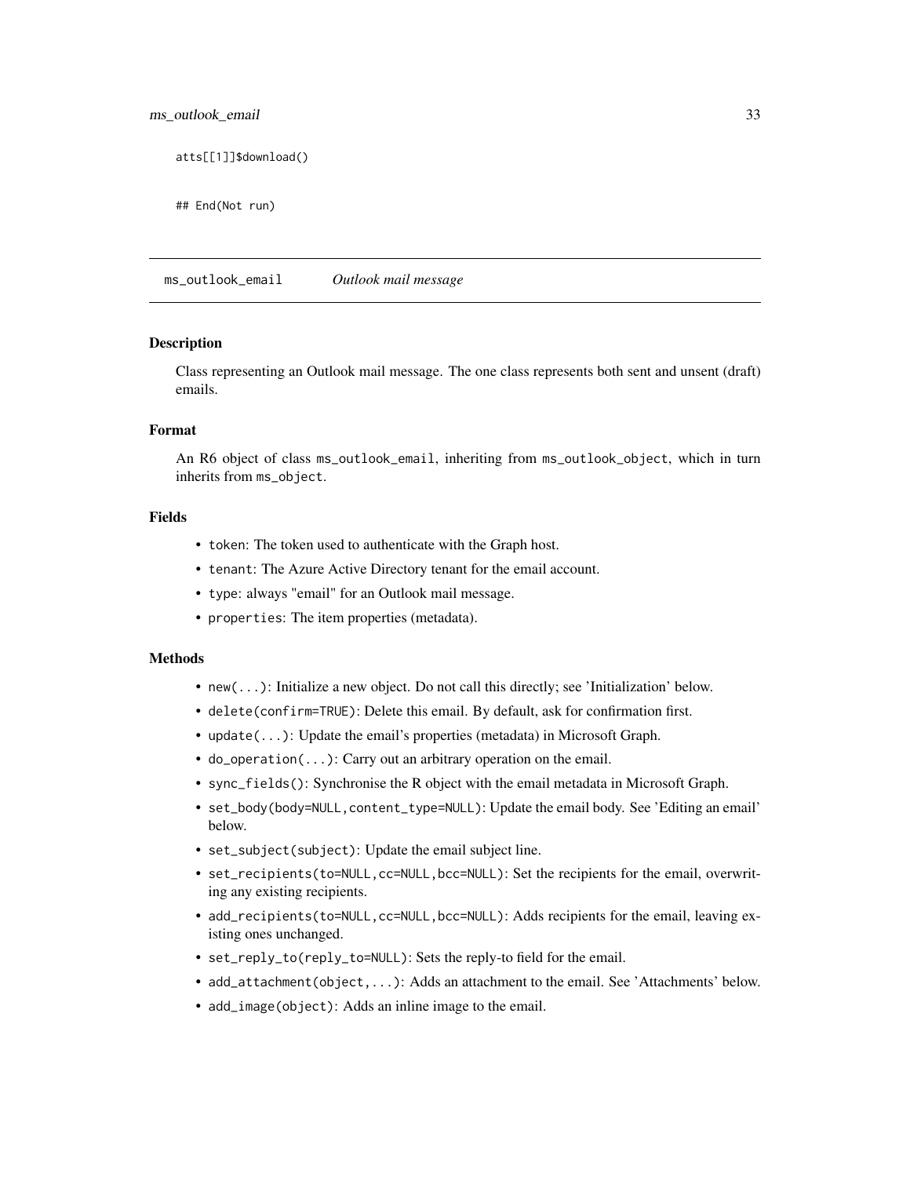```
atts[[1]]$download()

## End(Not run)
```

## ms_outlook_email *Outlook mail message*

### Description

Class representing an Outlook mail message. The one class represents both sent and unsent (draft) emails.

### Format

An R6 object of class ms_outlook_email, inheriting from ms_outlook_object, which in turn inherits from ms_object.

### Fields

- token: The token used to authenticate with the Graph host.
- tenant: The Azure Active Directory tenant for the email account.
- type: always "email" for an Outlook mail message.
- properties: The item properties (metadata).

### Methods

- new(...): Initialize a new object. Do not call this directly; see 'Initialization' below.
- delete(confirm=TRUE): Delete this email. By default, ask for confirmation first.
- update(...): Update the email's properties (metadata) in Microsoft Graph.
- do_operation(...): Carry out an arbitrary operation on the email.
- sync_fields(): Synchronise the R object with the email metadata in Microsoft Graph.
- set_body(body=NULL, content_type=NULL): Update the email body. See 'Editing an email' below.
- set_subject(subject): Update the email subject line.
- set_recipients(to=NULL, cc=NULL, bcc=NULL): Set the recipients for the email, overwriting any existing recipients.
- add_recipients(to=NULL, cc=NULL, bcc=NULL): Adds recipients for the email, leaving existing ones unchanged.
- set_reply_to(reply_to=NULL): Sets the reply-to field for the email.
- add_attachment(object, ...): Adds an attachment to the email. See 'Attachments' below.
- add_image(object): Adds an inline image to the email.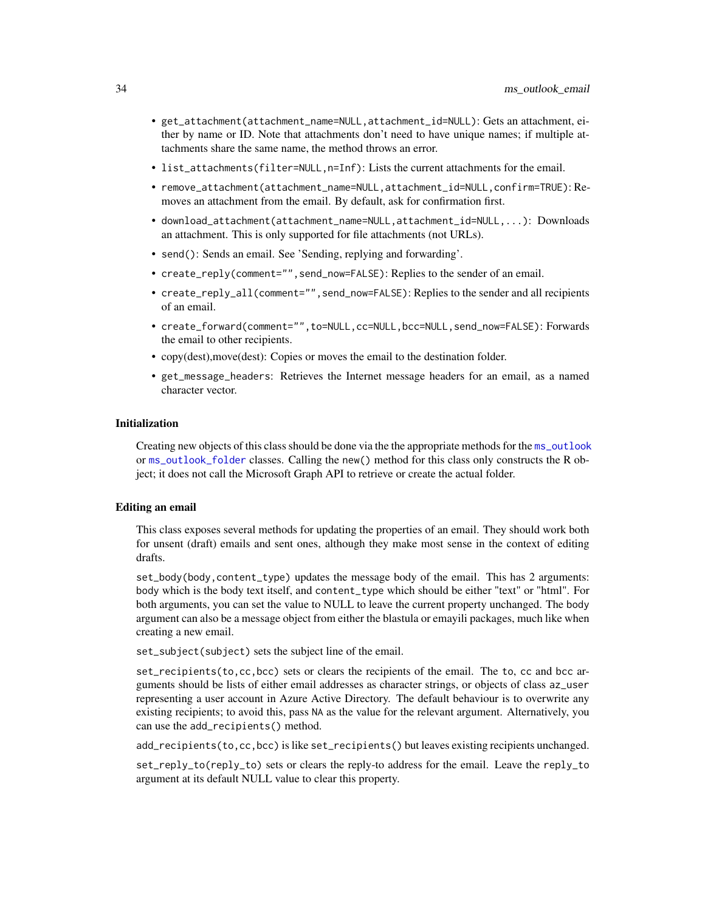- `get_attachment(attachment_name=NULL,attachment_id=NULL)`: Gets an attachment, either by name or ID. Note that attachments don't need to have unique names; if multiple attachments share the same name, the method throws an error.
- `list_attachments(filter=NULL,n=Inf)`: Lists the current attachments for the email.
- `remove_attachment(attachment_name=NULL,attachment_id=NULL,confirm=TRUE)`: Removes an attachment from the email. By default, ask for confirmation first.
- `download_attachment(attachment_name=NULL,attachment_id=NULL,...)`: Downloads an attachment. This is only supported for file attachments (not URLs).
- `send()`: Sends an email. See 'Sending, replying and forwarding'.
- `create_reply(comment="",send_now=FALSE)`: Replies to the sender of an email.
- `create_reply_all(comment="",send_now=FALSE)`: Replies to the sender and all recipients of an email.
- `create_forward(comment="",to=NULL,cc=NULL,bcc=NULL,send_now=FALSE)`: Forwards the email to other recipients.
- copy(dest),move(dest): Copies or moves the email to the destination folder.
- `get_message_headers`: Retrieves the Internet message headers for an email, as a named character vector.

### Initialization

Creating new objects of this class should be done via the the appropriate methods for the `ms_outlook` or `ms_outlook_folder` classes. Calling the `new()` method for this class only constructs the R object; it does not call the Microsoft Graph API to retrieve or create the actual folder.

### Editing an email

This class exposes several methods for updating the properties of an email. They should work both for unsent (draft) emails and sent ones, although they make most sense in the context of editing drafts.

`set_body(body,content_type)` updates the message body of the email. This has 2 arguments: `body` which is the body text itself, and `content_type` which should be either "text" or "html". For both arguments, you can set the value to NULL to leave the current property unchanged. The `body` argument can also be a message object from either the blastula or emayili packages, much like when creating a new email.

`set_subject(subject)` sets the subject line of the email.

`set_recipients(to,cc,bcc)` sets or clears the recipients of the email. The `to`, `cc` and `bcc` arguments should be lists of either email addresses as character strings, or objects of class `az_user` representing a user account in Azure Active Directory. The default behaviour is to overwrite any existing recipients; to avoid this, pass `NA` as the value for the relevant argument. Alternatively, you can use the `add_recipients()` method.

`add_recipients(to,cc,bcc)` is like `set_recipients()` but leaves existing recipients unchanged.

`set_reply_to(reply_to)` sets or clears the reply-to address for the email. Leave the `reply_to` argument at its default NULL value to clear this property.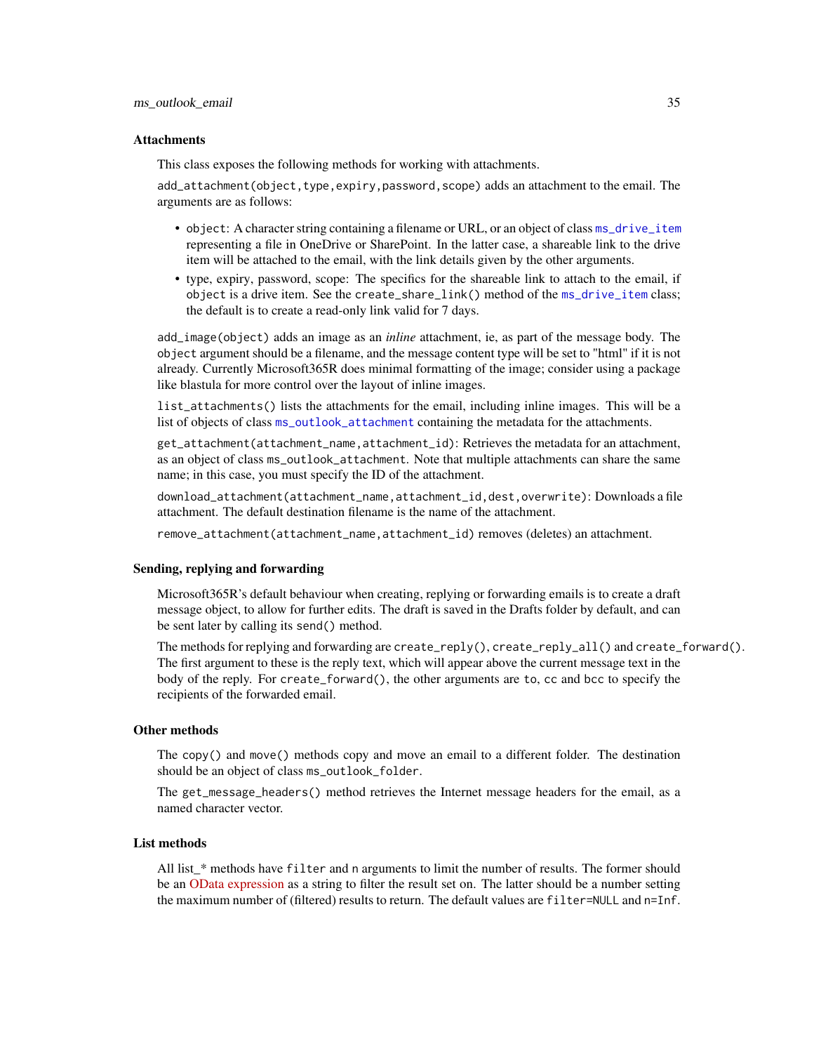## Attachments

This class exposes the following methods for working with attachments.

`add_attachment(object,type,expiry,password,scope)` adds an attachment to the email. The arguments are as follows:

- `object`: A character string containing a filename or URL, or an object of class `ms_drive_item` representing a file in OneDrive or SharePoint. In the latter case, a shareable link to the drive item will be attached to the email, with the link details given by the other arguments.
- type, expiry, password, scope: The specifics for the shareable link to attach to the email, if `object` is a drive item. See the `create_share_link()` method of the `ms_drive_item` class; the default is to create a read-only link valid for 7 days.

`add_image(object)` adds an image as an *inline* attachment, ie, as part of the message body. The `object` argument should be a filename, and the message content type will be set to "html" if it is not already. Currently Microsoft365R does minimal formatting of the image; consider using a package like blastula for more control over the layout of inline images.

`list_attachments()` lists the attachments for the email, including inline images. This will be a list of objects of class `ms_outlook_attachment` containing the metadata for the attachments.

`get_attachment(attachment_name,attachment_id)`: Retrieves the metadata for an attachment, as an object of class `ms_outlook_attachment`. Note that multiple attachments can share the same name; in this case, you must specify the ID of the attachment.

`download_attachment(attachment_name,attachment_id,dest,overwrite)`: Downloads a file attachment. The default destination filename is the name of the attachment.

`remove_attachment(attachment_name,attachment_id)` removes (deletes) an attachment.

## Sending, replying and forwarding

Microsoft365R's default behaviour when creating, replying or forwarding emails is to create a draft message object, to allow for further edits. The draft is saved in the Drafts folder by default, and can be sent later by calling its `send()` method.

The methods for replying and forwarding are `create_reply()`, `create_reply_all()` and `create_forward()`. The first argument to these is the reply text, which will appear above the current message text in the body of the reply. For `create_forward()`, the other arguments are `to`, `cc` and `bcc` to specify the recipients of the forwarded email.

## Other methods

The `copy()` and `move()` methods copy and move an email to a different folder. The destination should be an object of class `ms_outlook_folder`.

The `get_message_headers()` method retrieves the Internet message headers for the email, as a named character vector.

## List methods

All list_* methods have `filter` and `n` arguments to limit the number of results. The former should be an OData expression as a string to filter the result set on. The latter should be a number setting the maximum number of (filtered) results to return. The default values are `filter=NULL` and `n=Inf`.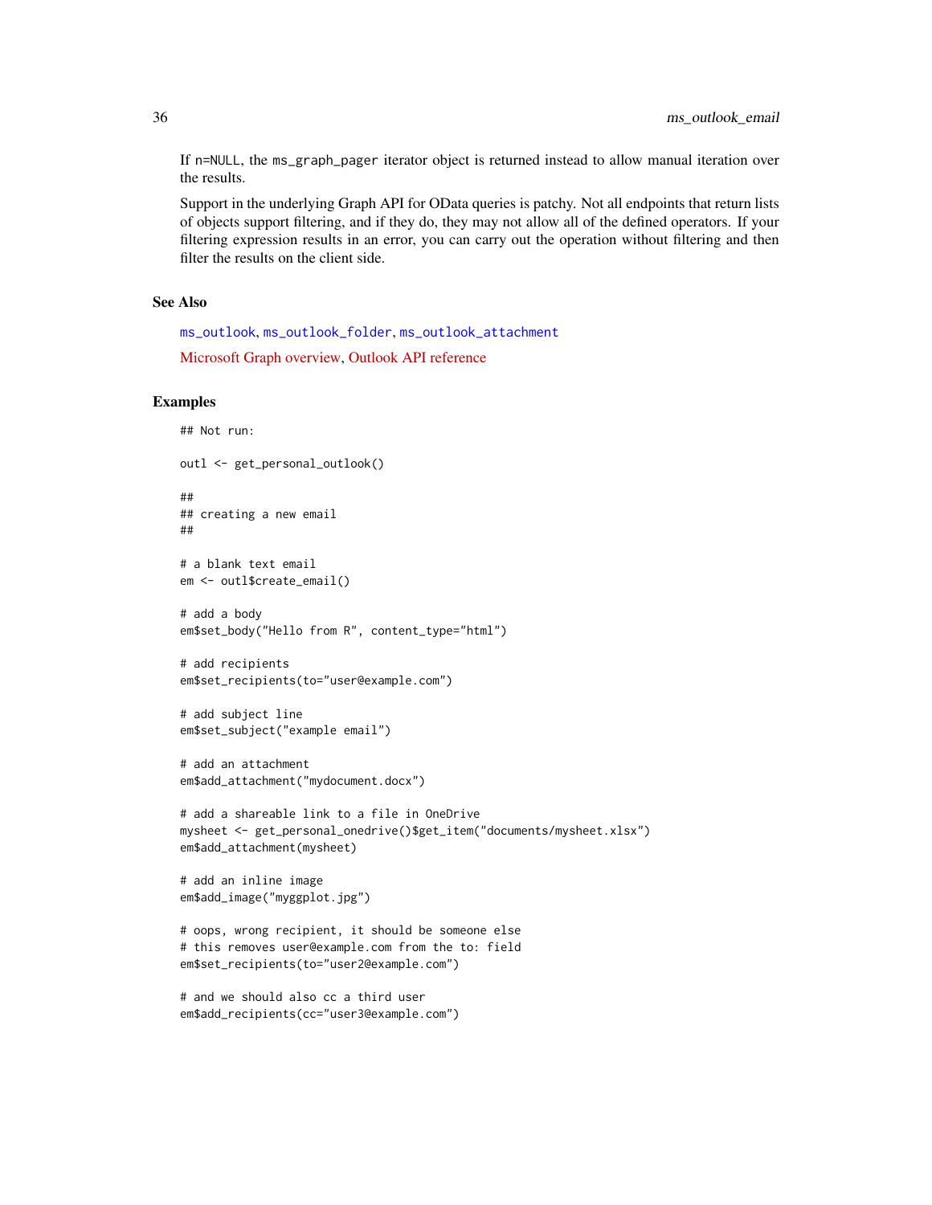If `n=NULL`, the `ms_graph_pager` iterator object is returned instead to allow manual iteration over the results.

Support in the underlying Graph API for OData queries is patchy. Not all endpoints that return lists of objects support filtering, and if they do, they may not allow all of the defined operators. If your filtering expression results in an error, you can carry out the operation without filtering and then filter the results on the client side.

## See Also

`ms_outlook`, `ms_outlook_folder`, `ms_outlook_attachment`

Microsoft Graph overview, Outlook API reference

## Examples

```
## Not run:

outl <- get_personal_outlook()

##
## creating a new email
##

# a blank text email
em <- outl$create_email()

# add a body
em$set_body("Hello from R", content_type="html")

# add recipients
em$set_recipients(to="user@example.com")

# add subject line
em$set_subject("example email")

# add an attachment
em$add_attachment("mydocument.docx")

# add a shareable link to a file in OneDrive
mysheet <- get_personal_onedrive()$get_item("documents/mysheet.xlsx")
em$add_attachment(mysheet)

# add an inline image
em$add_image("myggplot.jpg")

# oops, wrong recipient, it should be someone else
# this removes user@example.com from the to: field
em$set_recipients(to="user2@example.com")

# and we should also cc a third user
em$add_recipients(cc="user3@example.com")
```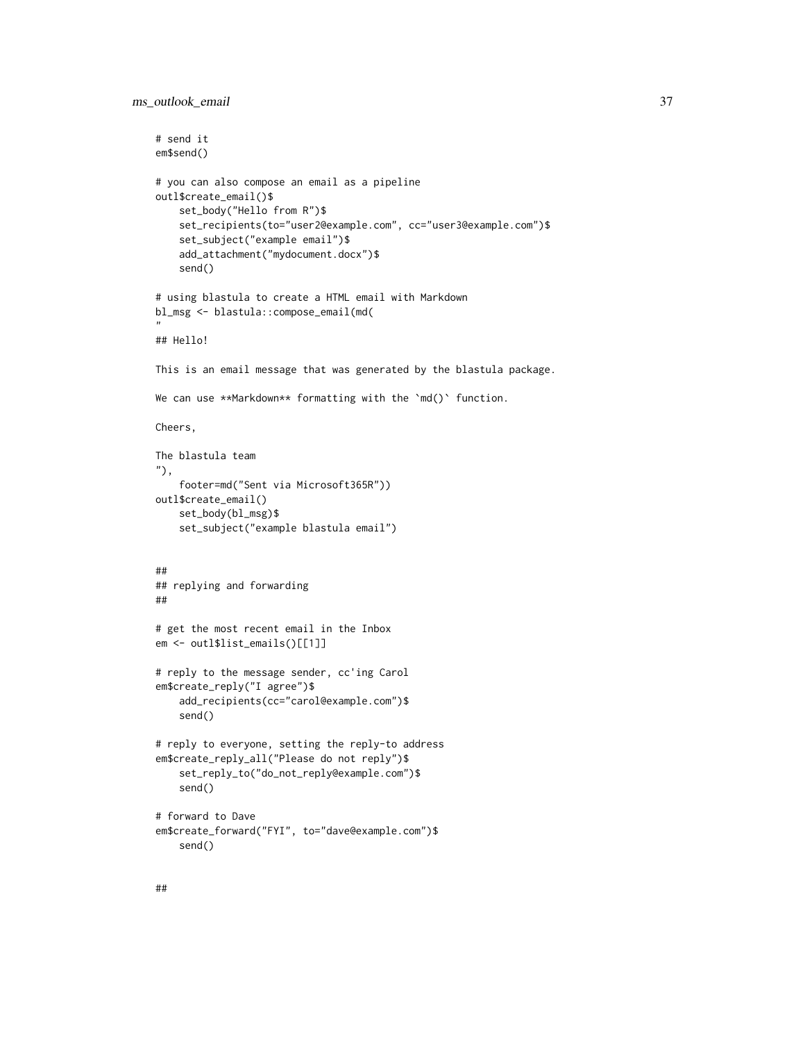```
# send it
em$send()

# you can also compose an email as a pipeline
outl$create_email()$
    set_body("Hello from R")$
    set_recipients(to="user2@example.com", cc="user3@example.com")$
    set_subject("example email")$
    add_attachment("mydocument.docx")$
    send()

# using blastula to create a HTML email with Markdown
bl_msg <- blastula::compose_email(md(
"
## Hello!

This is an email message that was generated by the blastula package.

We can use **Markdown** formatting with the `md()` function.

Cheers,

The blastula team
"),
    footer=md("Sent via Microsoft365R"))
outl$create_email()
    set_body(bl_msg)$
    set_subject("example blastula email")


##
## replying and forwarding
##

# get the most recent email in the Inbox
em <- outl$list_emails()[[1]]

# reply to the message sender, cc'ing Carol
em$create_reply("I agree")$
    add_recipients(cc="carol@example.com")$
    send()

# reply to everyone, setting the reply-to address
em$create_reply_all("Please do not reply")$
    set_reply_to("do_not_reply@example.com")$
    send()

# forward to Dave
em$create_forward("FYI", to="dave@example.com")$
    send()


##
```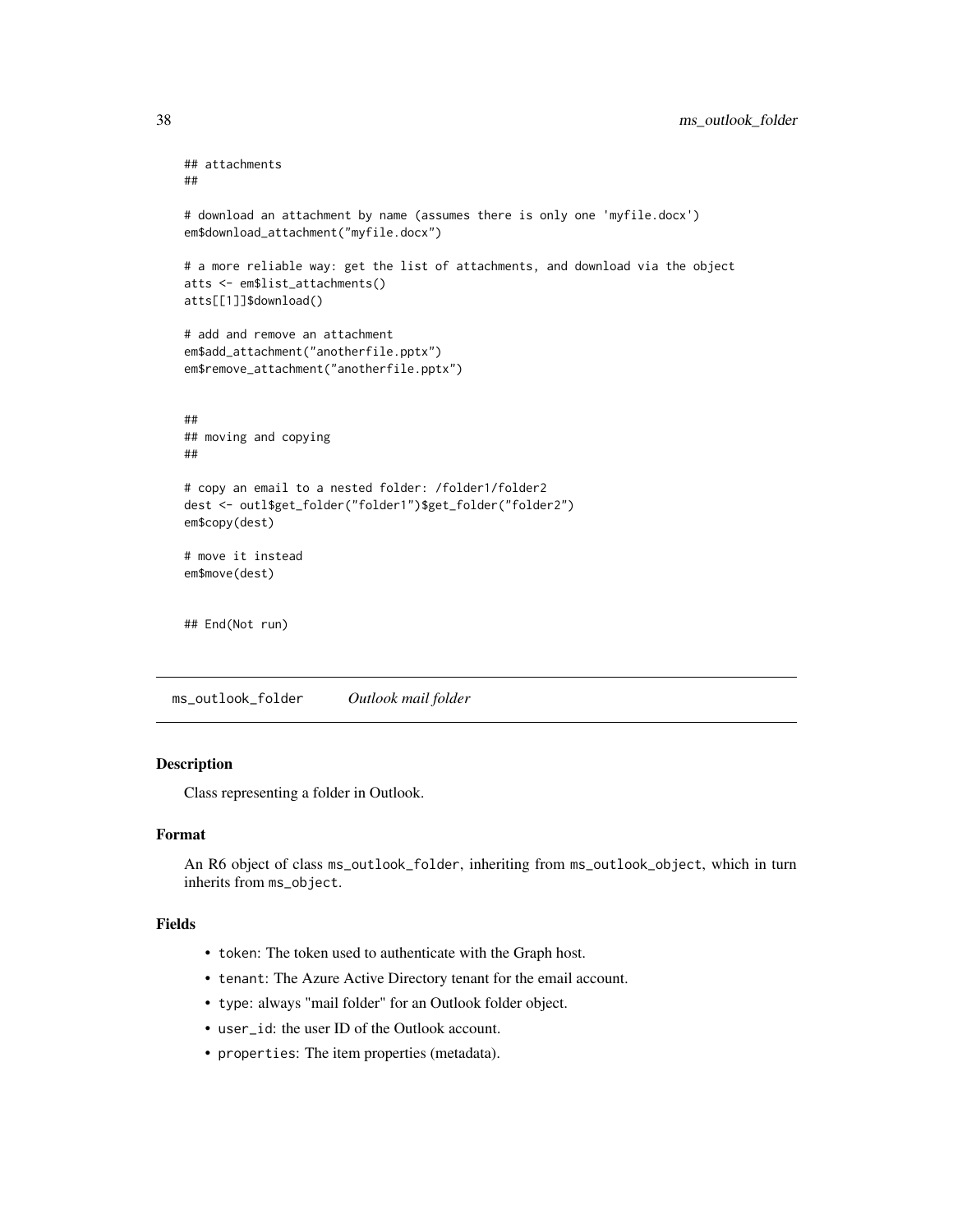```
## attachments
##

# download an attachment by name (assumes there is only one 'myfile.docx')
em$download_attachment("myfile.docx")

# a more reliable way: get the list of attachments, and download via the object
atts <- em$list_attachments()
atts[[1]]$download()

# add and remove an attachment
em$add_attachment("anotherfile.pptx")
em$remove_attachment("anotherfile.pptx")


##
## moving and copying
##

# copy an email to a nested folder: /folder1/folder2
dest <- outl$get_folder("folder1")$get_folder("folder2")
em$copy(dest)

# move it instead
em$move(dest)


## End(Not run)
```

## ms_outlook_folder *Outlook mail folder*

### Description

Class representing a folder in Outlook.

### Format

An R6 object of class `ms_outlook_folder`, inheriting from `ms_outlook_object`, which in turn inherits from `ms_object`.

### Fields

- `token`: The token used to authenticate with the Graph host.
- `tenant`: The Azure Active Directory tenant for the email account.
- `type`: always "mail folder" for an Outlook folder object.
- `user_id`: the user ID of the Outlook account.
- `properties`: The item properties (metadata).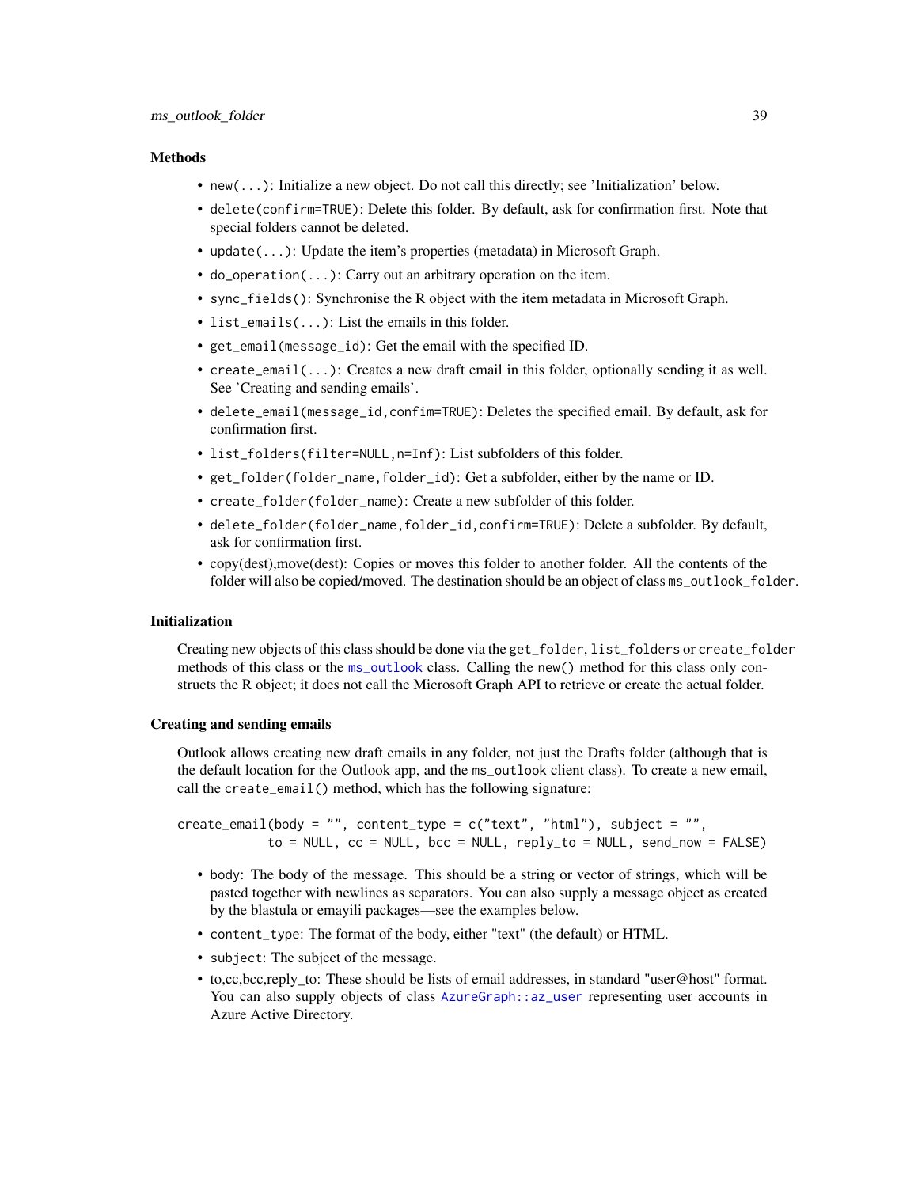### Methods

- `new(...)`: Initialize a new object. Do not call this directly; see 'Initialization' below.
- `delete(confirm=TRUE)`: Delete this folder. By default, ask for confirmation first. Note that special folders cannot be deleted.
- `update(...)`: Update the item's properties (metadata) in Microsoft Graph.
- `do_operation(...)`: Carry out an arbitrary operation on the item.
- `sync_fields()`: Synchronise the R object with the item metadata in Microsoft Graph.
- `list_emails(...)`: List the emails in this folder.
- `get_email(message_id)`: Get the email with the specified ID.
- `create_email(...)`: Creates a new draft email in this folder, optionally sending it as well. See 'Creating and sending emails'.
- `delete_email(message_id,confim=TRUE)`: Deletes the specified email. By default, ask for confirmation first.
- `list_folders(filter=NULL,n=Inf)`: List subfolders of this folder.
- `get_folder(folder_name,folder_id)`: Get a subfolder, either by the name or ID.
- `create_folder(folder_name)`: Create a new subfolder of this folder.
- `delete_folder(folder_name,folder_id,confirm=TRUE)`: Delete a subfolder. By default, ask for confirmation first.
- copy(dest),move(dest): Copies or moves this folder to another folder. All the contents of the folder will also be copied/moved. The destination should be an object of class `ms_outlook_folder`.

### Initialization

Creating new objects of this class should be done via the `get_folder`, `list_folders` or `create_folder` methods of this class or the `ms_outlook` class. Calling the `new()` method for this class only constructs the R object; it does not call the Microsoft Graph API to retrieve or create the actual folder.

### Creating and sending emails

Outlook allows creating new draft emails in any folder, not just the Drafts folder (although that is the default location for the Outlook app, and the `ms_outlook` client class). To create a new email, call the `create_email()` method, which has the following signature:

```
create_email(body = "", content_type = c("text", "html"), subject = "",
             to = NULL, cc = NULL, bcc = NULL, reply_to = NULL, send_now = FALSE)
```

- `body`: The body of the message. This should be a string or vector of strings, which will be pasted together with newlines as separators. You can also supply a message object as created by the blastula or emayili packages—see the examples below.
- `content_type`: The format of the body, either "text" (the default) or HTML.
- `subject`: The subject of the message.
- to,cc,bcc,reply_to: These should be lists of email addresses, in standard "user@host" format. You can also supply objects of class `AzureGraph::az_user` representing user accounts in Azure Active Directory.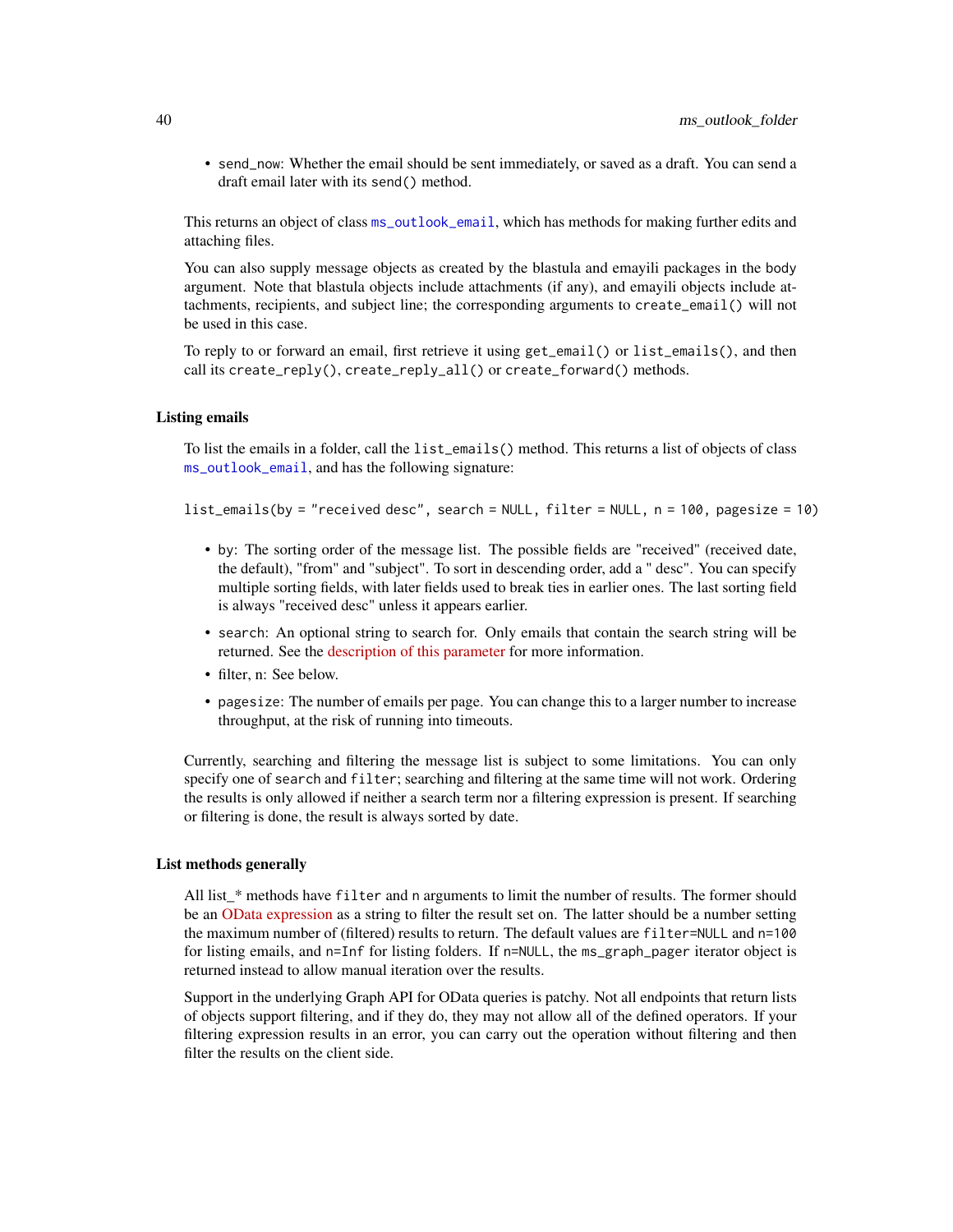- `send_now`: Whether the email should be sent immediately, or saved as a draft. You can send a draft email later with its `send()` method.

This returns an object of class `ms_outlook_email`, which has methods for making further edits and attaching files.

You can also supply message objects as created by the blastula and emayili packages in the body argument. Note that blastula objects include attachments (if any), and emayili objects include attachments, recipients, and subject line; the corresponding arguments to `create_email()` will not be used in this case.

To reply to or forward an email, first retrieve it using `get_email()` or `list_emails()`, and then call its `create_reply()`, `create_reply_all()` or `create_forward()` methods.

### Listing emails

To list the emails in a folder, call the `list_emails()` method. This returns a list of objects of class `ms_outlook_email`, and has the following signature:

```
list_emails(by = "received desc", search = NULL, filter = NULL, n = 100, pagesize = 10)
```

- `by`: The sorting order of the message list. The possible fields are "received" (received date, the default), "from" and "subject". To sort in descending order, add a " desc". You can specify multiple sorting fields, with later fields used to break ties in earlier ones. The last sorting field is always "received desc" unless it appears earlier.
- `search`: An optional string to search for. Only emails that contain the search string will be returned. See the description of this parameter for more information.
- filter, n: See below.
- `pagesize`: The number of emails per page. You can change this to a larger number to increase throughput, at the risk of running into timeouts.

Currently, searching and filtering the message list is subject to some limitations. You can only specify one of `search` and `filter`; searching and filtering at the same time will not work. Ordering the results is only allowed if neither a search term nor a filtering expression is present. If searching or filtering is done, the result is always sorted by date.

### List methods generally

All list_* methods have `filter` and `n` arguments to limit the number of results. The former should be an OData expression as a string to filter the result set on. The latter should be a number setting the maximum number of (filtered) results to return. The default values are `filter=NULL` and `n=100` for listing emails, and `n=Inf` for listing folders. If `n=NULL`, the `ms_graph_pager` iterator object is returned instead to allow manual iteration over the results.

Support in the underlying Graph API for OData queries is patchy. Not all endpoints that return lists of objects support filtering, and if they do, they may not allow all of the defined operators. If your filtering expression results in an error, you can carry out the operation without filtering and then filter the results on the client side.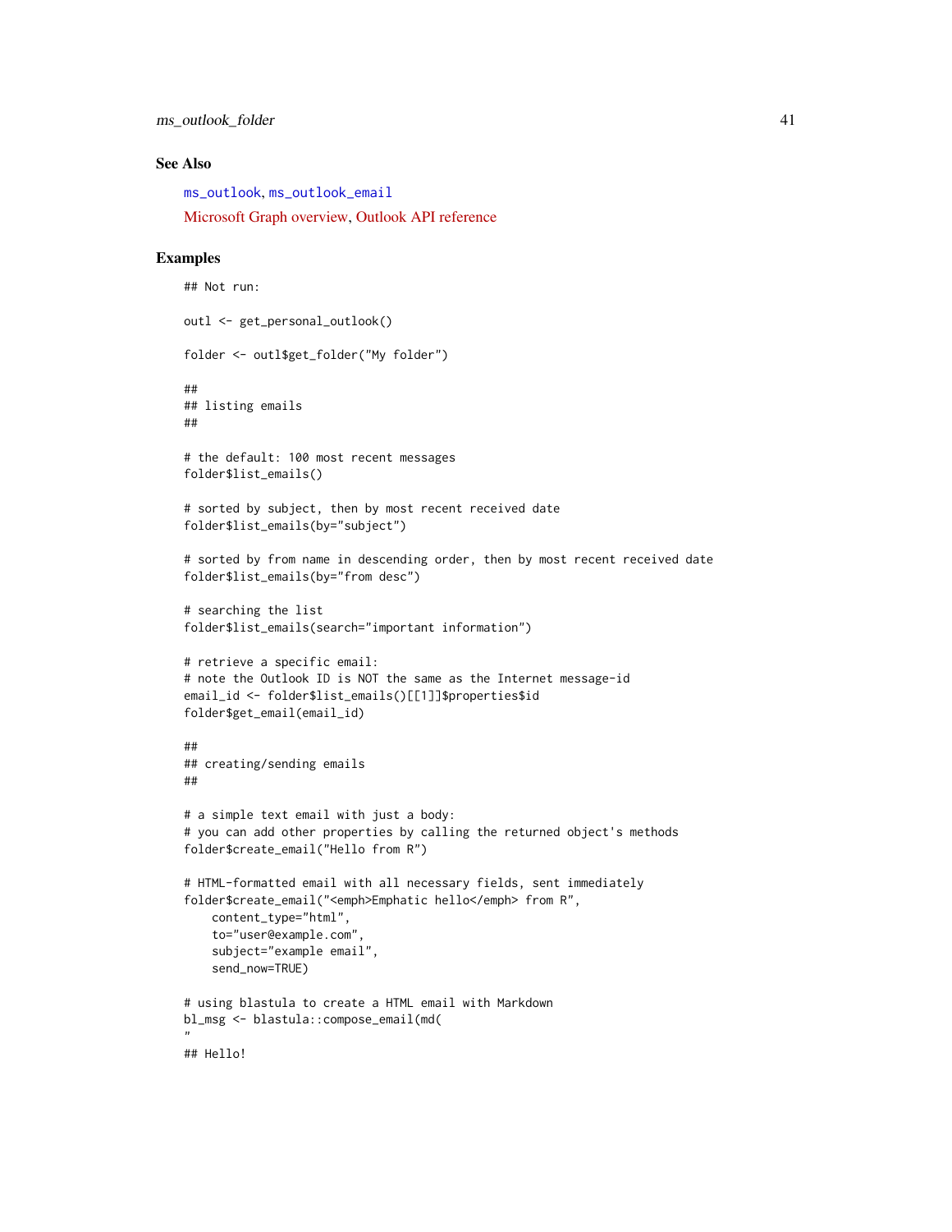### See Also

ms_outlook, ms_outlook_email

Microsoft Graph overview, Outlook API reference

### Examples

```
## Not run:

outl <- get_personal_outlook()

folder <- outl$get_folder("My folder")

##
## listing emails
##

# the default: 100 most recent messages
folder$list_emails()

# sorted by subject, then by most recent received date
folder$list_emails(by="subject")

# sorted by from name in descending order, then by most recent received date
folder$list_emails(by="from desc")

# searching the list
folder$list_emails(search="important information")

# retrieve a specific email:
# note the Outlook ID is NOT the same as the Internet message-id
email_id <- folder$list_emails()[[1]]$properties$id
folder$get_email(email_id)

##
## creating/sending emails
##

# a simple text email with just a body:
# you can add other properties by calling the returned object's methods
folder$create_email("Hello from R")

# HTML-formatted email with all necessary fields, sent immediately
folder$create_email("<emph>Emphatic hello</emph> from R",
    content_type="html",
    to="user@example.com",
    subject="example email",
    send_now=TRUE)

# using blastula to create a HTML email with Markdown
bl_msg <- blastula::compose_email(md(
"
## Hello!
```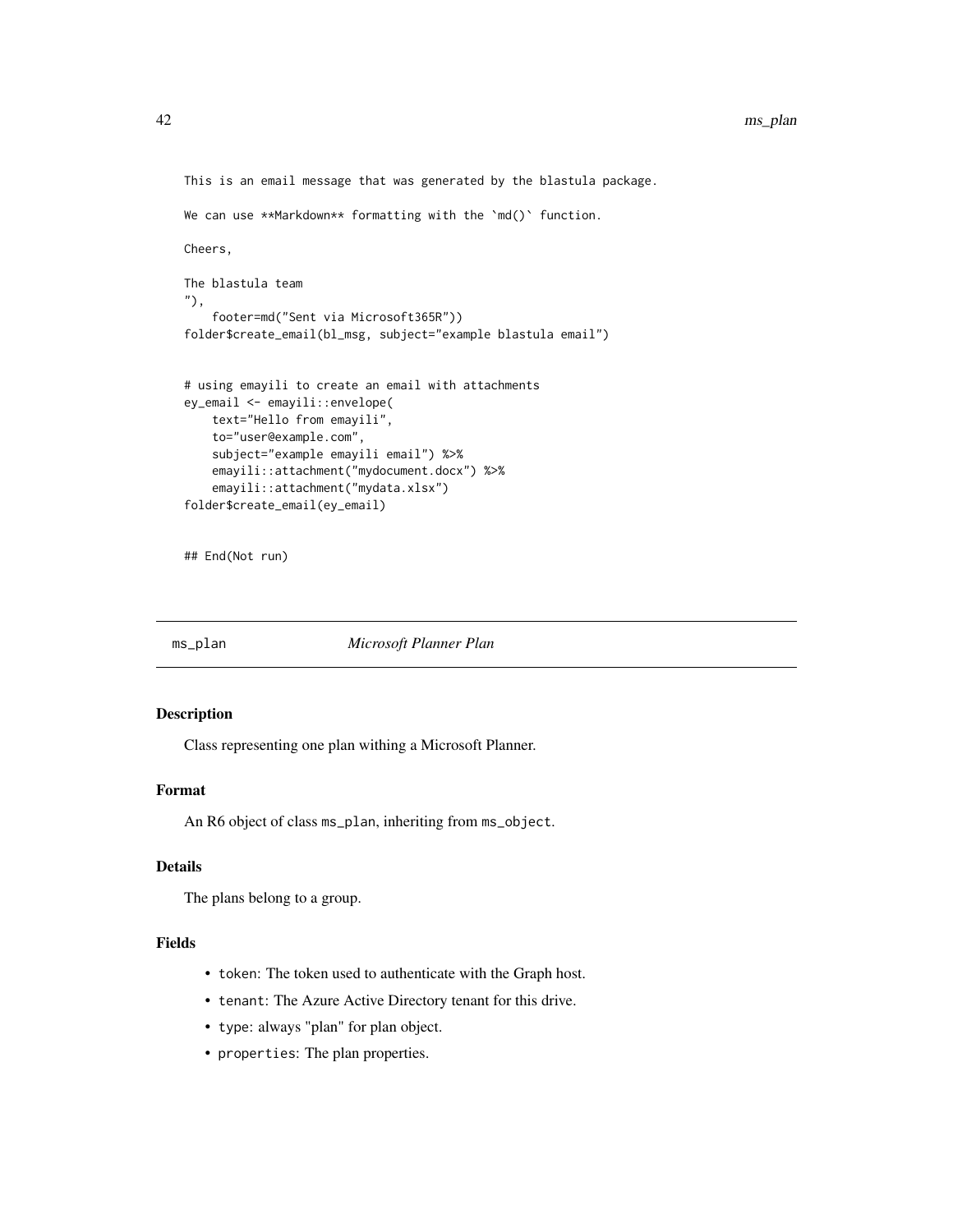```
This is an email message that was generated by the blastula package.

We can use **Markdown** formatting with the `md()` function.

Cheers,

The blastula team
"),
    footer=md("Sent via Microsoft365R"))
folder$create_email(bl_msg, subject="example blastula email")


# using emayili to create an email with attachments
ey_email <- emayili::envelope(
    text="Hello from emayili",
    to="user@example.com",
    subject="example emayili email") %>%
    emayili::attachment("mydocument.docx") %>%
    emayili::attachment("mydata.xlsx")
folder$create_email(ey_email)


## End(Not run)
```

## ms_plan *Microsoft Planner Plan*

### Description

Class representing one plan withing a Microsoft Planner.

### Format

An R6 object of class `ms_plan`, inheriting from `ms_object`.

### Details

The plans belong to a group.

### Fields

- `token`: The token used to authenticate with the Graph host.
- `tenant`: The Azure Active Directory tenant for this drive.
- `type`: always "plan" for plan object.
- `properties`: The plan properties.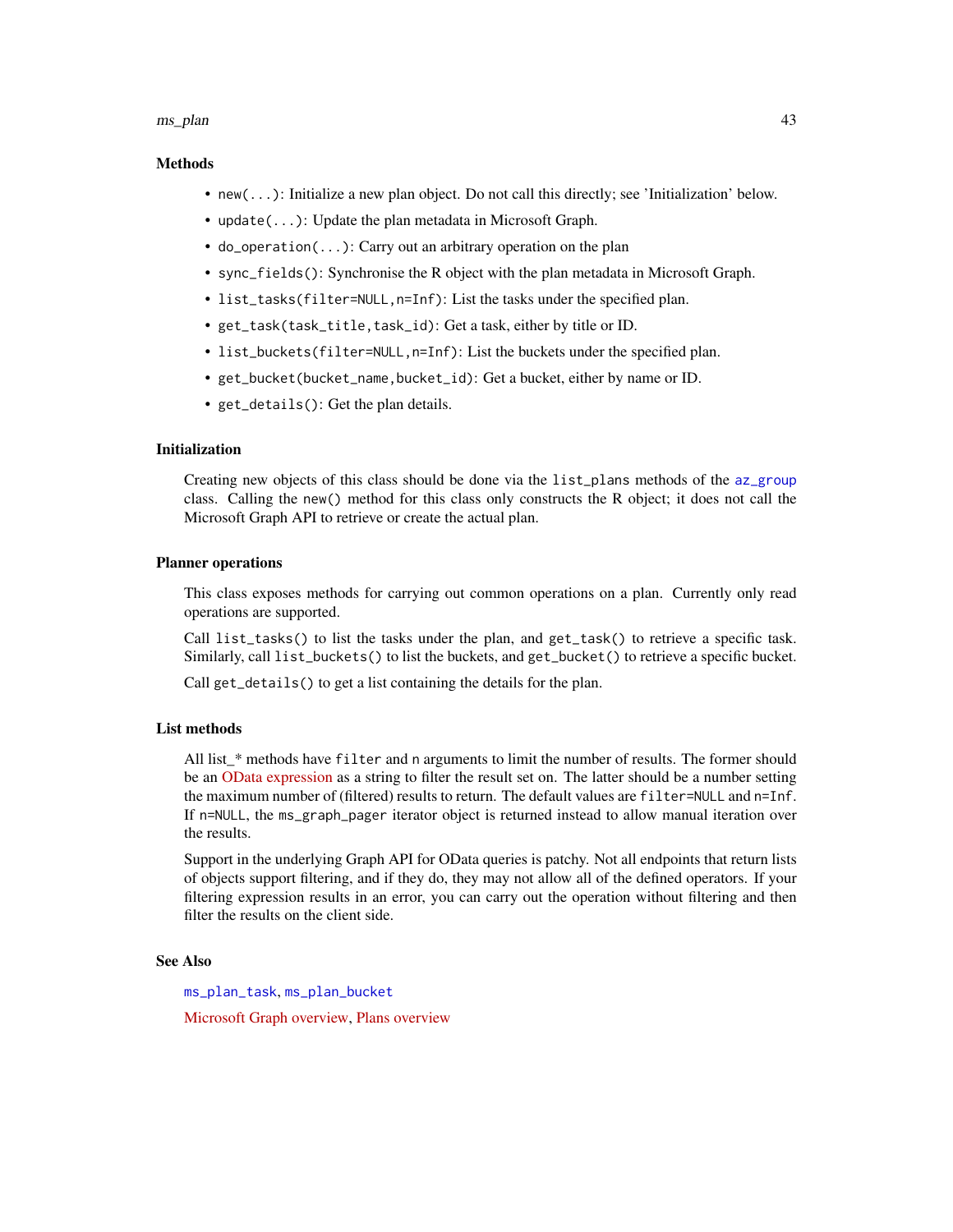### Methods

- `new(...)`: Initialize a new plan object. Do not call this directly; see 'Initialization' below.
- `update(...)`: Update the plan metadata in Microsoft Graph.
- `do_operation(...)`: Carry out an arbitrary operation on the plan
- `sync_fields()`: Synchronise the R object with the plan metadata in Microsoft Graph.
- `list_tasks(filter=NULL,n=Inf)`: List the tasks under the specified plan.
- `get_task(task_title,task_id)`: Get a task, either by title or ID.
- `list_buckets(filter=NULL,n=Inf)`: List the buckets under the specified plan.
- `get_bucket(bucket_name,bucket_id)`: Get a bucket, either by name or ID.
- `get_details()`: Get the plan details.

### Initialization

Creating new objects of this class should be done via the `list_plans` methods of the `az_group` class. Calling the `new()` method for this class only constructs the R object; it does not call the Microsoft Graph API to retrieve or create the actual plan.

### Planner operations

This class exposes methods for carrying out common operations on a plan. Currently only read operations are supported.

Call `list_tasks()` to list the tasks under the plan, and `get_task()` to retrieve a specific task. Similarly, call `list_buckets()` to list the buckets, and `get_bucket()` to retrieve a specific bucket.

Call `get_details()` to get a list containing the details for the plan.

### List methods

All list_* methods have `filter` and `n` arguments to limit the number of results. The former should be an OData expression as a string to filter the result set on. The latter should be a number setting the maximum number of (filtered) results to return. The default values are `filter=NULL` and `n=Inf`. If `n=NULL`, the `ms_graph_pager` iterator object is returned instead to allow manual iteration over the results.

Support in the underlying Graph API for OData queries is patchy. Not all endpoints that return lists of objects support filtering, and if they do, they may not allow all of the defined operators. If your filtering expression results in an error, you can carry out the operation without filtering and then filter the results on the client side.

### See Also

`ms_plan_task`, `ms_plan_bucket`

Microsoft Graph overview, Plans overview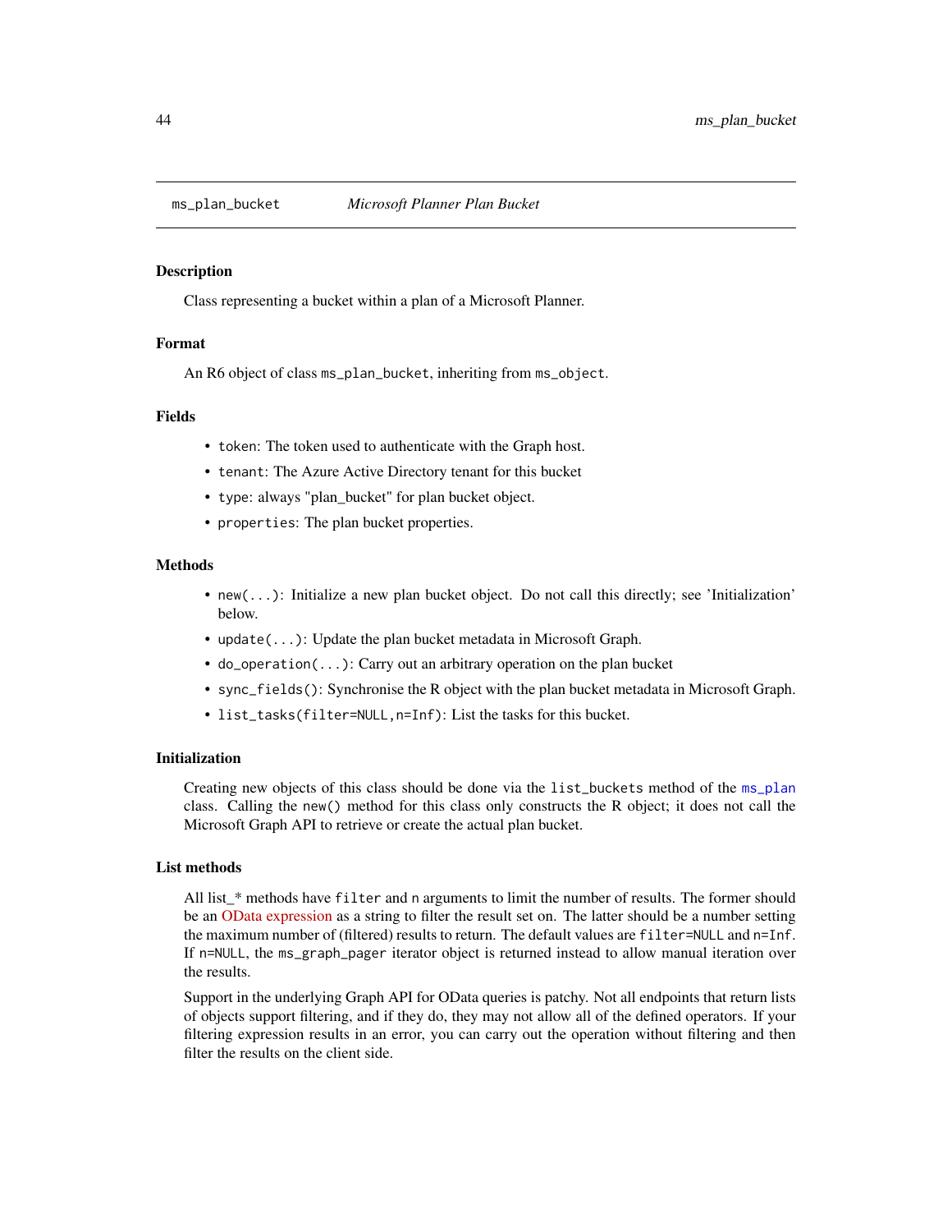## ms_plan_bucket — *Microsoft Planner Plan Bucket*

### Description

Class representing a bucket within a plan of a Microsoft Planner.

### Format

An R6 object of class `ms_plan_bucket`, inheriting from `ms_object`.

### Fields

- `token`: The token used to authenticate with the Graph host.
- `tenant`: The Azure Active Directory tenant for this bucket
- `type`: always "plan_bucket" for plan bucket object.
- `properties`: The plan bucket properties.

### Methods

- `new(...)`: Initialize a new plan bucket object. Do not call this directly; see 'Initialization' below.
- `update(...)`: Update the plan bucket metadata in Microsoft Graph.
- `do_operation(...)`: Carry out an arbitrary operation on the plan bucket
- `sync_fields()`: Synchronise the R object with the plan bucket metadata in Microsoft Graph.
- `list_tasks(filter=NULL,n=Inf)`: List the tasks for this bucket.

### Initialization

Creating new objects of this class should be done via the `list_buckets` method of the `ms_plan` class. Calling the `new()` method for this class only constructs the R object; it does not call the Microsoft Graph API to retrieve or create the actual plan bucket.

### List methods

All list_* methods have `filter` and `n` arguments to limit the number of results. The former should be an OData expression as a string to filter the result set on. The latter should be a number setting the maximum number of (filtered) results to return. The default values are `filter=NULL` and `n=Inf`. If `n=NULL`, the `ms_graph_pager` iterator object is returned instead to allow manual iteration over the results.

Support in the underlying Graph API for OData queries is patchy. Not all endpoints that return lists of objects support filtering, and if they do, they may not allow all of the defined operators. If your filtering expression results in an error, you can carry out the operation without filtering and then filter the results on the client side.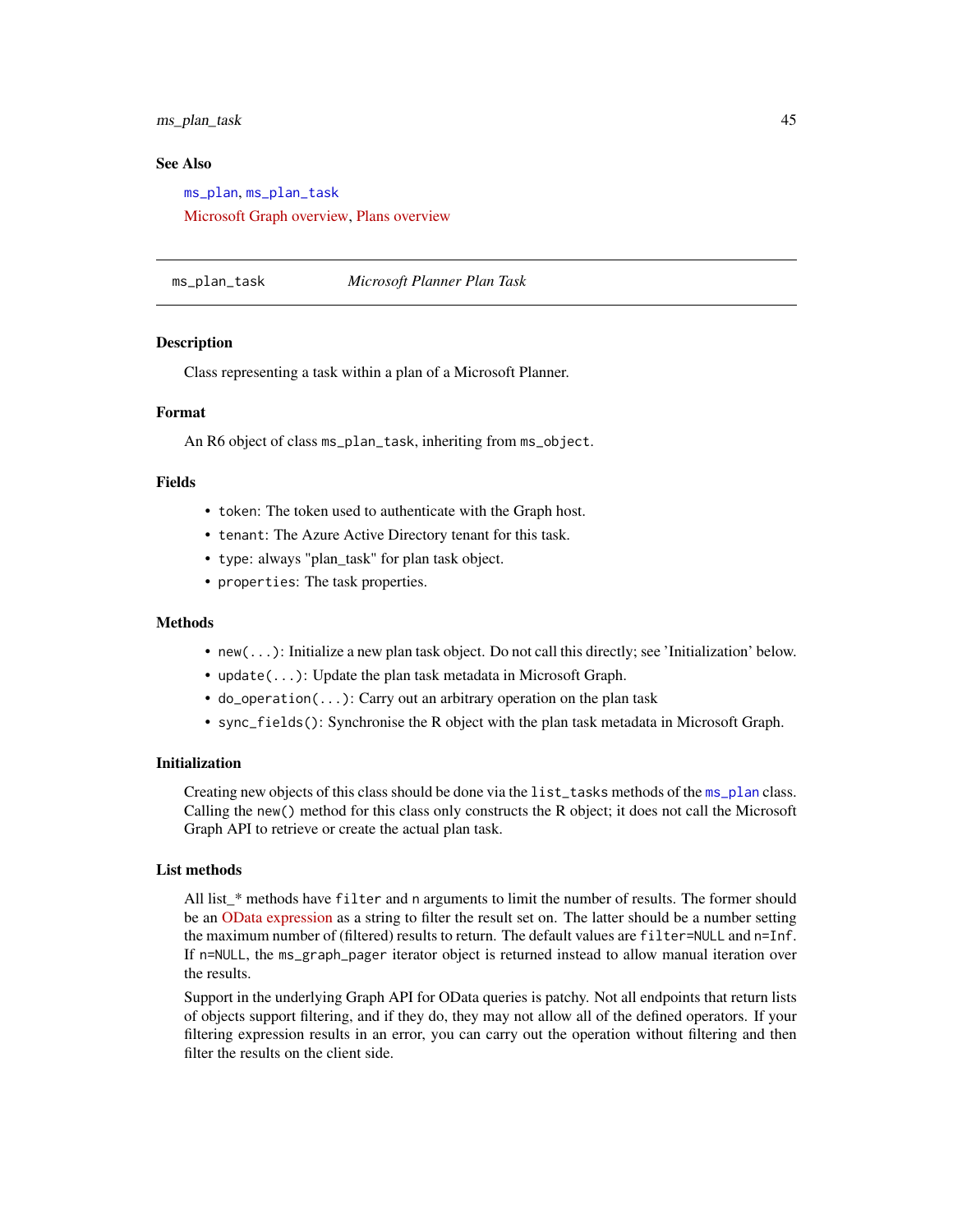### See Also

ms_plan, ms_plan_task

Microsoft Graph overview, Plans overview

---

## ms_plan_task    *Microsoft Planner Plan Task*

### Description

Class representing a task within a plan of a Microsoft Planner.

### Format

An R6 object of class `ms_plan_task`, inheriting from `ms_object`.

### Fields

- `token`: The token used to authenticate with the Graph host.
- `tenant`: The Azure Active Directory tenant for this task.
- `type`: always "plan_task" for plan task object.
- `properties`: The task properties.

### Methods

- `new(...)`: Initialize a new plan task object. Do not call this directly; see 'Initialization' below.
- `update(...)`: Update the plan task metadata in Microsoft Graph.
- `do_operation(...)`: Carry out an arbitrary operation on the plan task
- `sync_fields()`: Synchronise the R object with the plan task metadata in Microsoft Graph.

### Initialization

Creating new objects of this class should be done via the `list_tasks` methods of the `ms_plan` class. Calling the `new()` method for this class only constructs the R object; it does not call the Microsoft Graph API to retrieve or create the actual plan task.

### List methods

All list_* methods have `filter` and `n` arguments to limit the number of results. The former should be an OData expression as a string to filter the result set on. The latter should be a number setting the maximum number of (filtered) results to return. The default values are `filter=NULL` and `n=Inf`. If `n=NULL`, the `ms_graph_pager` iterator object is returned instead to allow manual iteration over the results.

Support in the underlying Graph API for OData queries is patchy. Not all endpoints that return lists of objects support filtering, and if they do, they may not allow all of the defined operators. If your filtering expression results in an error, you can carry out the operation without filtering and then filter the results on the client side.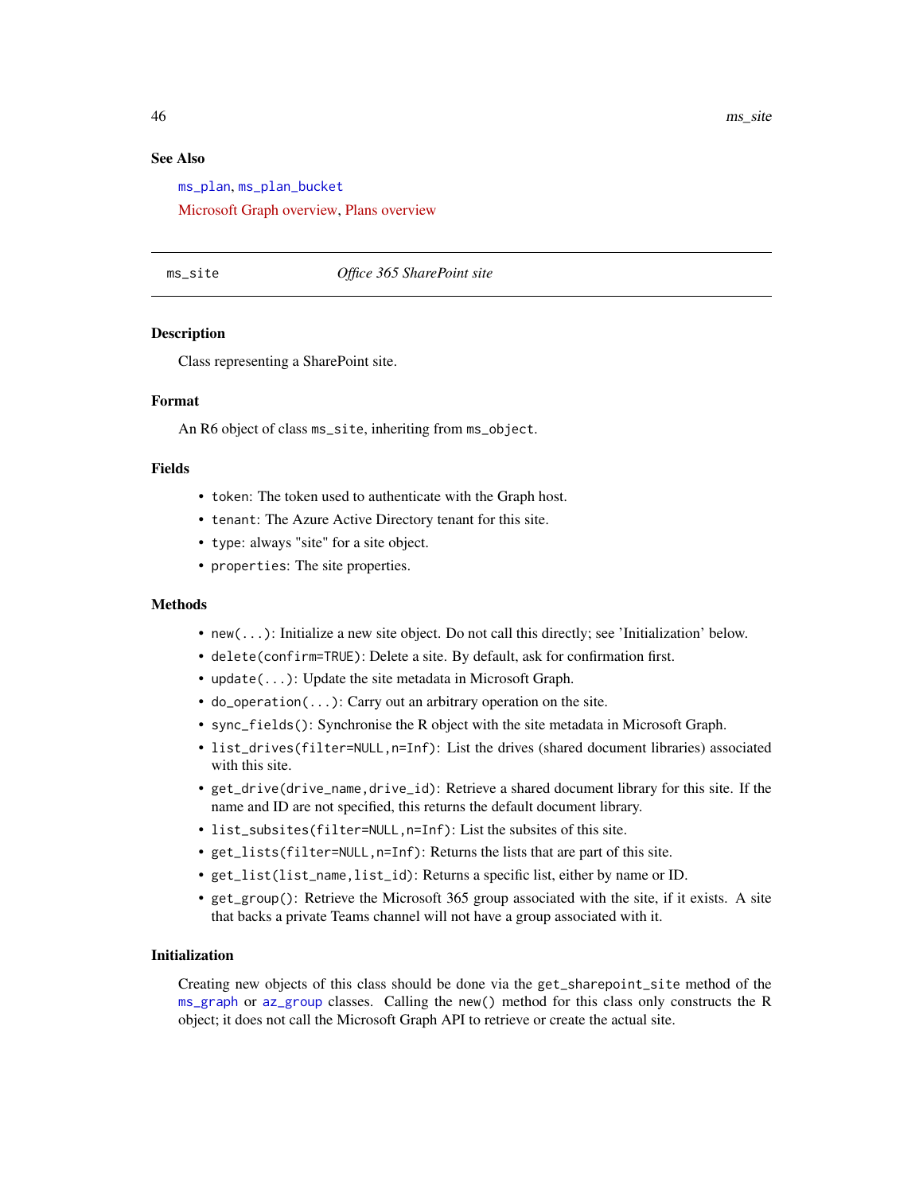## See Also

ms_plan, ms_plan_bucket

Microsoft Graph overview, Plans overview

---

# ms_site — *Office 365 SharePoint site*

## Description

Class representing a SharePoint site.

## Format

An R6 object of class `ms_site`, inheriting from `ms_object`.

## Fields

- `token`: The token used to authenticate with the Graph host.
- `tenant`: The Azure Active Directory tenant for this site.
- `type`: always "site" for a site object.
- `properties`: The site properties.

## Methods

- `new(...)`: Initialize a new site object. Do not call this directly; see 'Initialization' below.
- `delete(confirm=TRUE)`: Delete a site. By default, ask for confirmation first.
- `update(...)`: Update the site metadata in Microsoft Graph.
- `do_operation(...)`: Carry out an arbitrary operation on the site.
- `sync_fields()`: Synchronise the R object with the site metadata in Microsoft Graph.
- `list_drives(filter=NULL,n=Inf)`: List the drives (shared document libraries) associated with this site.
- `get_drive(drive_name,drive_id)`: Retrieve a shared document library for this site. If the name and ID are not specified, this returns the default document library.
- `list_subsites(filter=NULL,n=Inf)`: List the subsites of this site.
- `get_lists(filter=NULL,n=Inf)`: Returns the lists that are part of this site.
- `get_list(list_name,list_id)`: Returns a specific list, either by name or ID.
- `get_group()`: Retrieve the Microsoft 365 group associated with the site, if it exists. A site that backs a private Teams channel will not have a group associated with it.

## Initialization

Creating new objects of this class should be done via the `get_sharepoint_site` method of the `ms_graph` or `az_group` classes. Calling the `new()` method for this class only constructs the R object; it does not call the Microsoft Graph API to retrieve or create the actual site.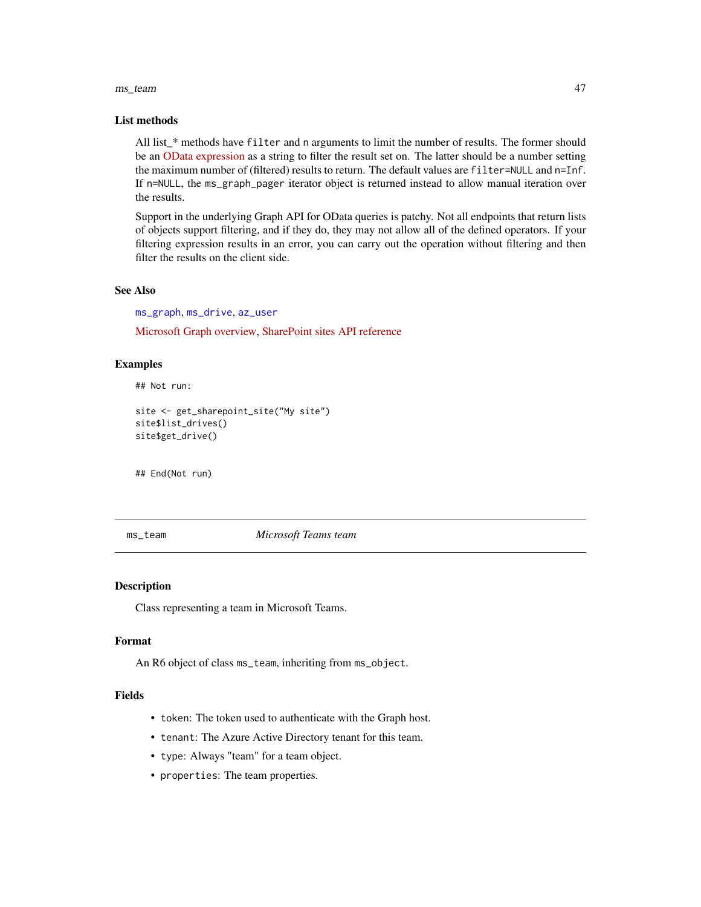### List methods

All list_* methods have `filter` and `n` arguments to limit the number of results. The former should be an OData expression as a string to filter the result set on. The latter should be a number setting the maximum number of (filtered) results to return. The default values are `filter=NULL` and `n=Inf`. If `n=NULL`, the `ms_graph_pager` iterator object is returned instead to allow manual iteration over the results.

Support in the underlying Graph API for OData queries is patchy. Not all endpoints that return lists of objects support filtering, and if they do, they may not allow all of the defined operators. If your filtering expression results in an error, you can carry out the operation without filtering and then filter the results on the client side.

### See Also

`ms_graph`, `ms_drive`, `az_user`

Microsoft Graph overview, SharePoint sites API reference

### Examples

```
## Not run:

site <- get_sharepoint_site("My site")
site$list_drives()
site$get_drive()


## End(Not run)
```

---

## ms_team — *Microsoft Teams team*

### Description

Class representing a team in Microsoft Teams.

### Format

An R6 object of class `ms_team`, inheriting from `ms_object`.

### Fields

- `token`: The token used to authenticate with the Graph host.
- `tenant`: The Azure Active Directory tenant for this team.
- `type`: Always "team" for a team object.
- `properties`: The team properties.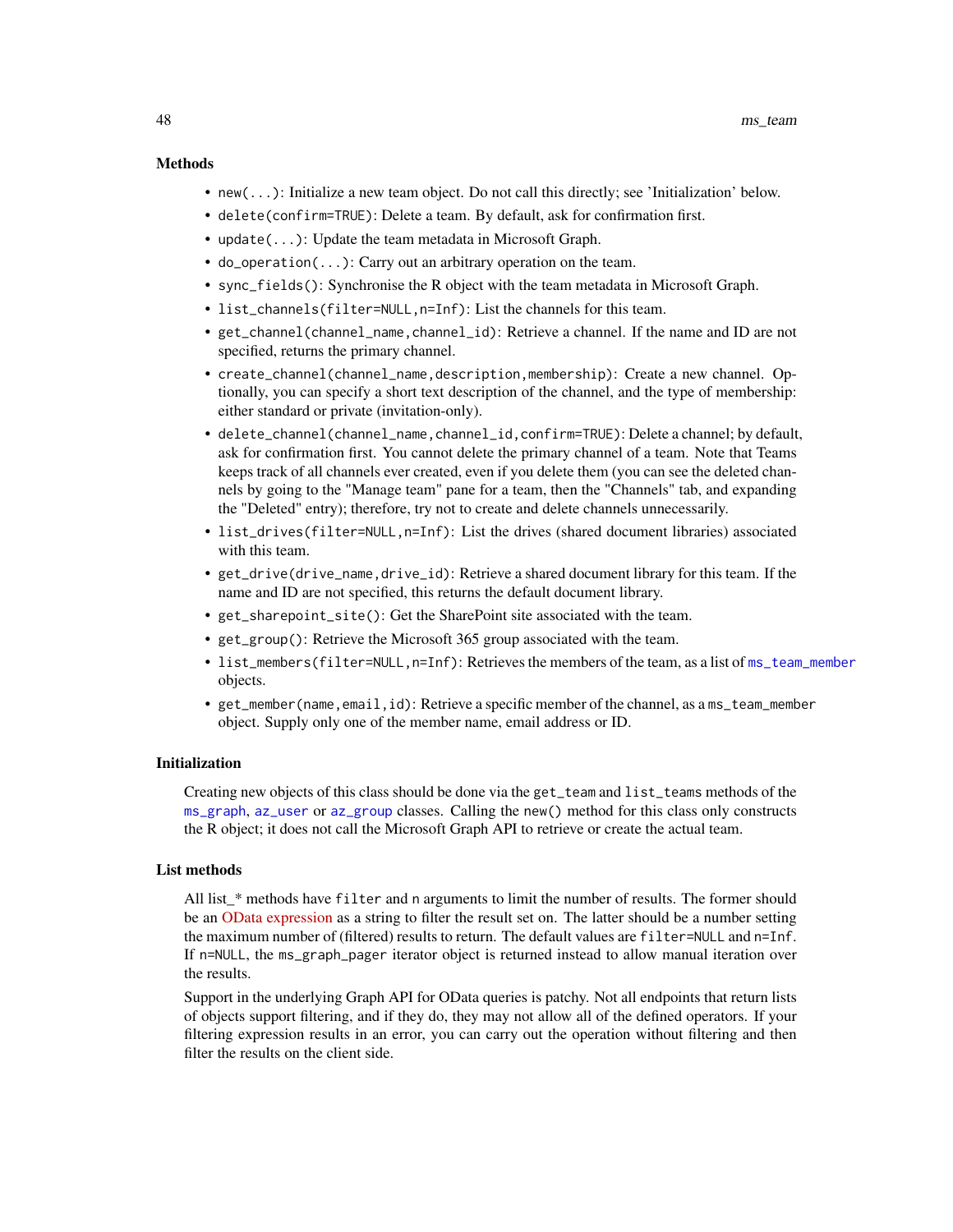### Methods

- `new(...)`: Initialize a new team object. Do not call this directly; see 'Initialization' below.
- `delete(confirm=TRUE)`: Delete a team. By default, ask for confirmation first.
- `update(...)`: Update the team metadata in Microsoft Graph.
- `do_operation(...)`: Carry out an arbitrary operation on the team.
- `sync_fields()`: Synchronise the R object with the team metadata in Microsoft Graph.
- `list_channels(filter=NULL,n=Inf)`: List the channels for this team.
- `get_channel(channel_name,channel_id)`: Retrieve a channel. If the name and ID are not specified, returns the primary channel.
- `create_channel(channel_name,description,membership)`: Create a new channel. Optionally, you can specify a short text description of the channel, and the type of membership: either standard or private (invitation-only).
- `delete_channel(channel_name,channel_id,confirm=TRUE)`: Delete a channel; by default, ask for confirmation first. You cannot delete the primary channel of a team. Note that Teams keeps track of all channels ever created, even if you delete them (you can see the deleted channels by going to the "Manage team" pane for a team, then the "Channels" tab, and expanding the "Deleted" entry); therefore, try not to create and delete channels unnecessarily.
- `list_drives(filter=NULL,n=Inf)`: List the drives (shared document libraries) associated with this team.
- `get_drive(drive_name,drive_id)`: Retrieve a shared document library for this team. If the name and ID are not specified, this returns the default document library.
- `get_sharepoint_site()`: Get the SharePoint site associated with the team.
- `get_group()`: Retrieve the Microsoft 365 group associated with the team.
- `list_members(filter=NULL,n=Inf)`: Retrieves the members of the team, as a list of `ms_team_member` objects.
- `get_member(name,email,id)`: Retrieve a specific member of the channel, as a `ms_team_member` object. Supply only one of the member name, email address or ID.

### Initialization

Creating new objects of this class should be done via the `get_team` and `list_teams` methods of the `ms_graph`, `az_user` or `az_group` classes. Calling the `new()` method for this class only constructs the R object; it does not call the Microsoft Graph API to retrieve or create the actual team.

### List methods

All list_* methods have `filter` and `n` arguments to limit the number of results. The former should be an OData expression as a string to filter the result set on. The latter should be a number setting the maximum number of (filtered) results to return. The default values are `filter=NULL` and `n=Inf`. If `n=NULL`, the `ms_graph_pager` iterator object is returned instead to allow manual iteration over the results.

Support in the underlying Graph API for OData queries is patchy. Not all endpoints that return lists of objects support filtering, and if they do, they may not allow all of the defined operators. If your filtering expression results in an error, you can carry out the operation without filtering and then filter the results on the client side.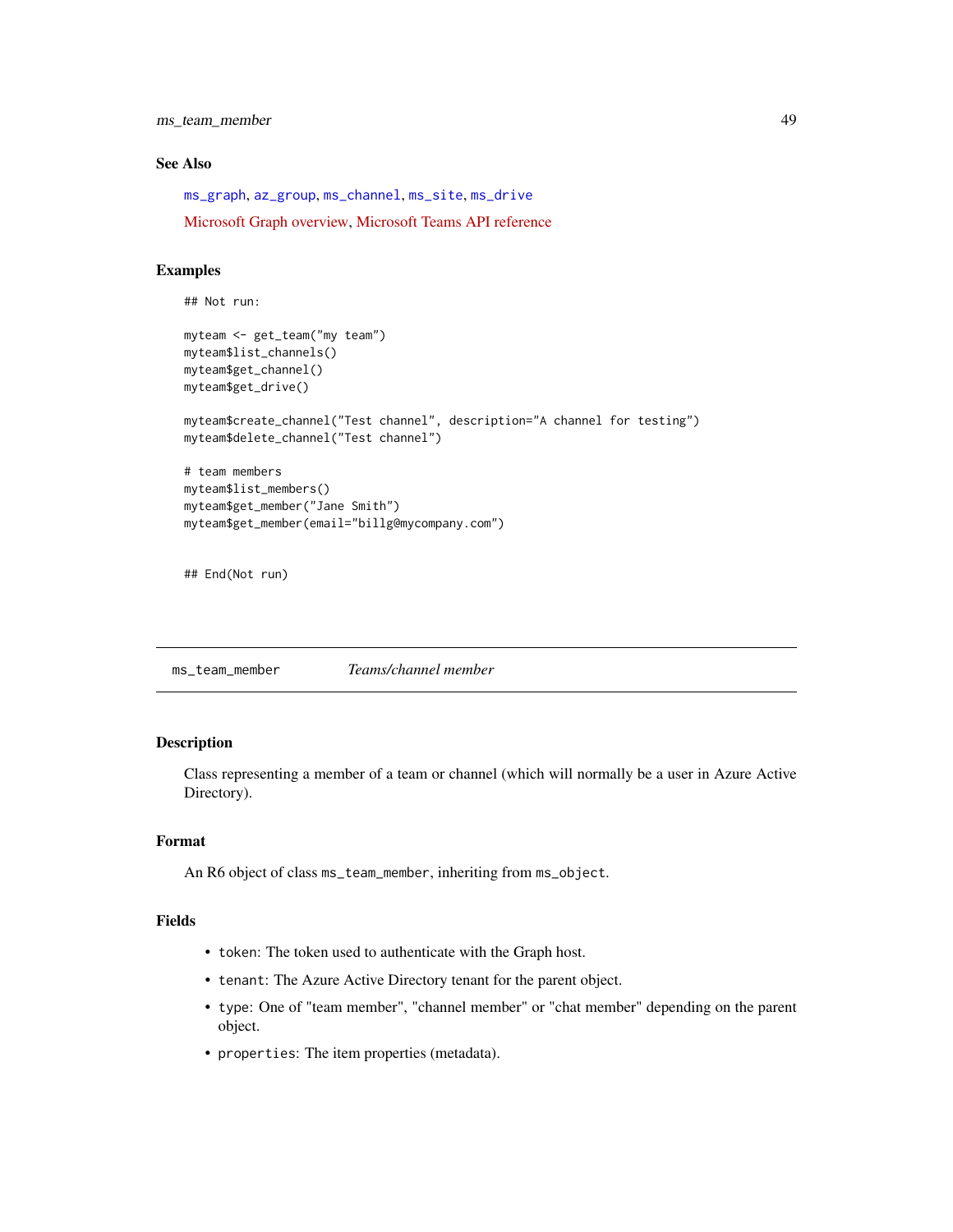### See Also

ms_graph, az_group, ms_channel, ms_site, ms_drive

Microsoft Graph overview, Microsoft Teams API reference

### Examples

```
## Not run:

myteam <- get_team("my team")
myteam$list_channels()
myteam$get_channel()
myteam$get_drive()

myteam$create_channel("Test channel", description="A channel for testing")
myteam$delete_channel("Test channel")

# team members
myteam$list_members()
myteam$get_member("Jane Smith")
myteam$get_member(email="billg@mycompany.com")


## End(Not run)
```

---

## ms_team_member *Teams/channel member*

---

### Description

Class representing a member of a team or channel (which will normally be a user in Azure Active Directory).

### Format

An R6 object of class `ms_team_member`, inheriting from `ms_object`.

### Fields

- `token`: The token used to authenticate with the Graph host.
- `tenant`: The Azure Active Directory tenant for the parent object.
- `type`: One of "team member", "channel member" or "chat member" depending on the parent object.
- `properties`: The item properties (metadata).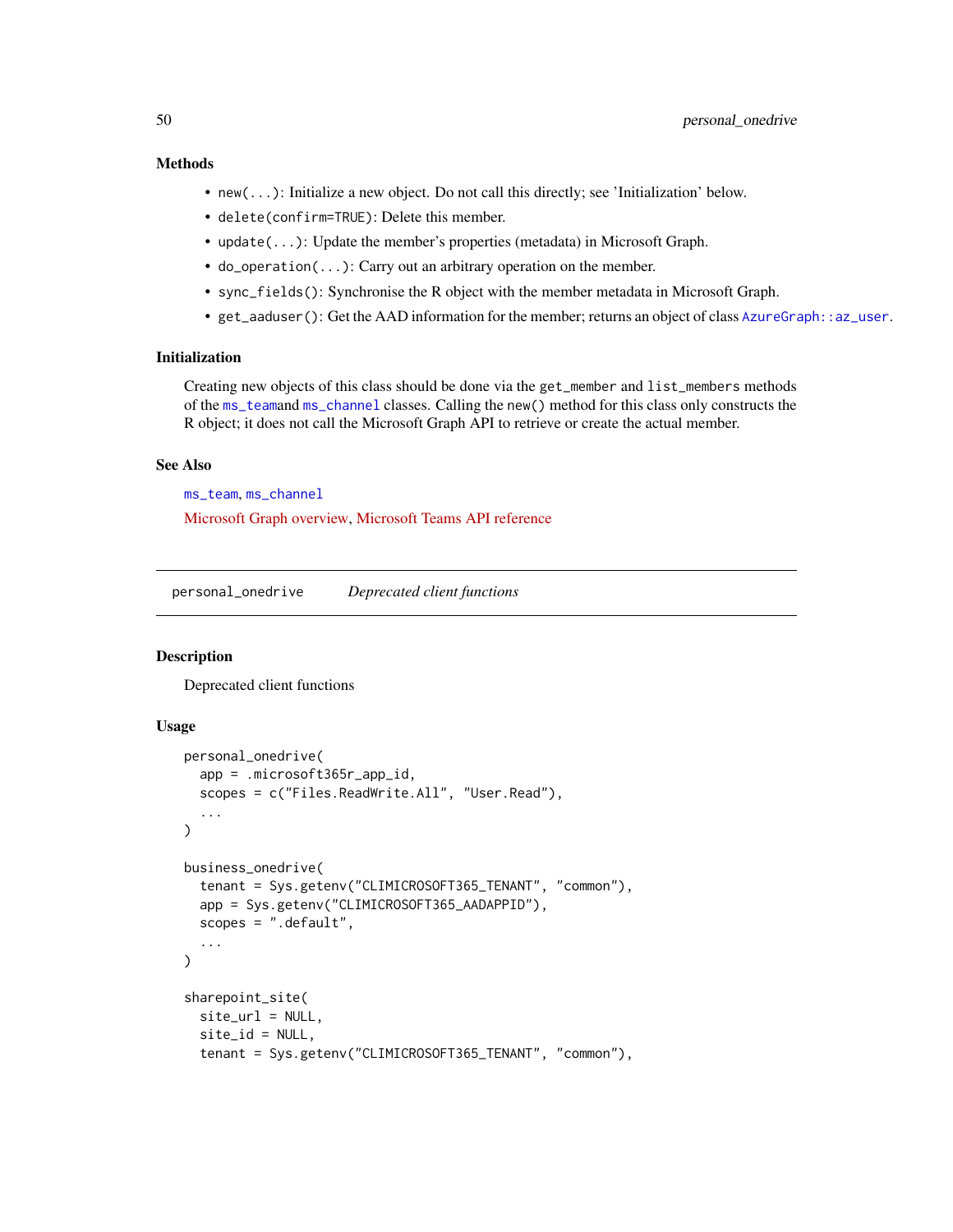### Methods

- `new(...)`: Initialize a new object. Do not call this directly; see 'Initialization' below.
- `delete(confirm=TRUE)`: Delete this member.
- `update(...)`: Update the member's properties (metadata) in Microsoft Graph.
- `do_operation(...)`: Carry out an arbitrary operation on the member.
- `sync_fields()`: Synchronise the R object with the member metadata in Microsoft Graph.
- `get_aaduser()`: Get the AAD information for the member; returns an object of class `AzureGraph::az_user`.

### Initialization

Creating new objects of this class should be done via the `get_member` and `list_members` methods of the `ms_team`and `ms_channel` classes. Calling the `new()` method for this class only constructs the R object; it does not call the Microsoft Graph API to retrieve or create the actual member.

### See Also

`ms_team`, `ms_channel`

Microsoft Graph overview, Microsoft Teams API reference

---

## personal_onedrive *Deprecated client functions*

### Description

Deprecated client functions

### Usage

```
personal_onedrive(
  app = .microsoft365r_app_id,
  scopes = c("Files.ReadWrite.All", "User.Read"),
  ...
)

business_onedrive(
  tenant = Sys.getenv("CLIMICROSOFT365_TENANT", "common"),
  app = Sys.getenv("CLIMICROSOFT365_AADAPPID"),
  scopes = ".default",
  ...
)

sharepoint_site(
  site_url = NULL,
  site_id = NULL,
  tenant = Sys.getenv("CLIMICROSOFT365_TENANT", "common"),
```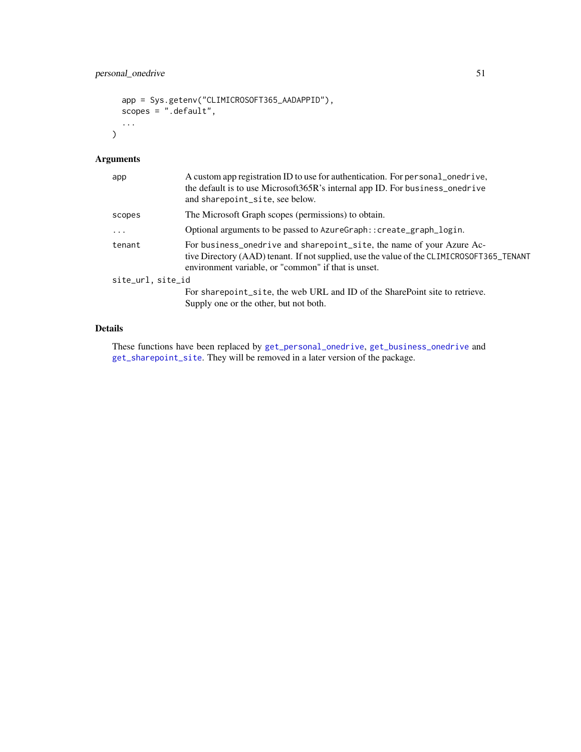```
  app = Sys.getenv("CLIMICROSOFT365_AADAPPID"),
  scopes = ".default",
  ...
)
```

## Arguments

| | |
|---|---|
| app | A custom app registration ID to use for authentication. For `personal_onedrive`, the default is to use Microsoft365R's internal app ID. For `business_onedrive` and `sharepoint_site`, see below. |
| scopes | The Microsoft Graph scopes (permissions) to obtain. |
| ... | Optional arguments to be passed to `AzureGraph::create_graph_login`. |
| tenant | For `business_onedrive` and `sharepoint_site`, the name of your Azure Active Directory (AAD) tenant. If not supplied, use the value of the `CLIMICROSOFT365_TENANT` environment variable, or "common" if that is unset. |
| site_url, site_id | For `sharepoint_site`, the web URL and ID of the SharePoint site to retrieve. Supply one or the other, but not both. |

## Details

These functions have been replaced by `get_personal_onedrive`, `get_business_onedrive` and `get_sharepoint_site`. They will be removed in a later version of the package.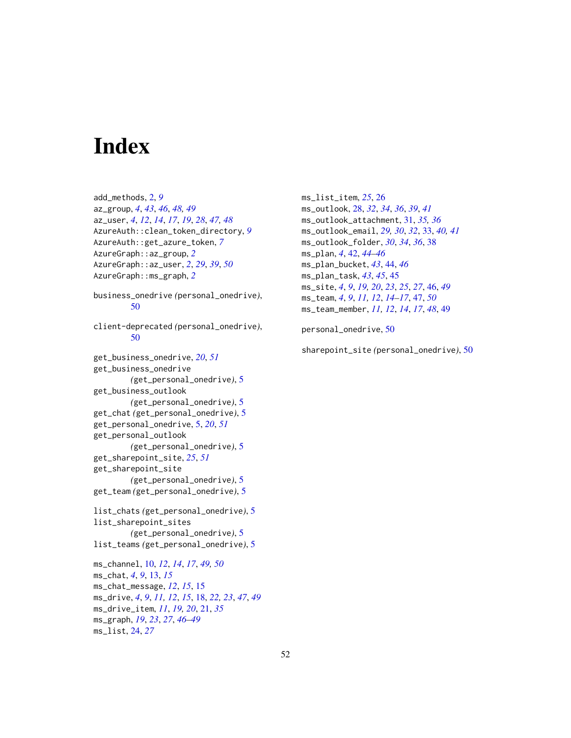# Index

add_methods, 2, *9*
az_group, *4*, *43*, *46*, *48, 49*
az_user, *4*, *12*, *14*, *17*, *19*, *28*, *47, 48*
AzureAuth::clean_token_directory, *9*
AzureAuth::get_azure_token, *7*
AzureGraph::az_group, *2*
AzureGraph::az_user, *2*, *29*, *39*, *50*
AzureGraph::ms_graph, *2*

business_onedrive *(*personal_onedrive*)*, 50

client-deprecated *(*personal_onedrive*)*, 50

get_business_onedrive, *20*, *51*
get_business_onedrive *(*get_personal_onedrive*)*, 5
get_business_outlook *(*get_personal_onedrive*)*, 5
get_chat *(*get_personal_onedrive*)*, 5
get_personal_onedrive, 5, *20*, *51*
get_personal_outlook *(*get_personal_onedrive*)*, 5
get_sharepoint_site, *25*, *51*
get_sharepoint_site *(*get_personal_onedrive*)*, 5
get_team *(*get_personal_onedrive*)*, 5

list_chats *(*get_personal_onedrive*)*, 5
list_sharepoint_sites *(*get_personal_onedrive*)*, 5
list_teams *(*get_personal_onedrive*)*, 5

ms_channel, 10, *12*, *14*, *17*, *49, 50*
ms_chat, *4*, *9*, 13, *15*
ms_chat_message, *12*, *15*, 15
ms_drive, *4*, *9*, *11, 12*, *15*, 18, *22, 23*, *47*, *49*
ms_drive_item, *11*, *19, 20*, 21, *35*
ms_graph, *19*, *23*, *27*, *46–49*
ms_list, 24, *27*
ms_list_item, *25*, 26
ms_outlook, 28, *32*, *34*, *36*, *39*, *41*
ms_outlook_attachment, 31, *35, 36*
ms_outlook_email, *29, 30*, *32*, 33, *40, 41*
ms_outlook_folder, *30*, *34*, *36*, 38
ms_plan, *4*, 42, *44–46*
ms_plan_bucket, *43*, 44, *46*
ms_plan_task, *43*, *45*, 45
ms_site, *4*, *9*, *19, 20*, *23*, *25*, *27*, 46, *49*
ms_team, *4*, *9*, *11, 12*, *14–17*, 47, *50*
ms_team_member, *11, 12*, *14*, *17*, *48*, 49

personal_onedrive, 50

sharepoint_site *(*personal_onedrive*)*, 50